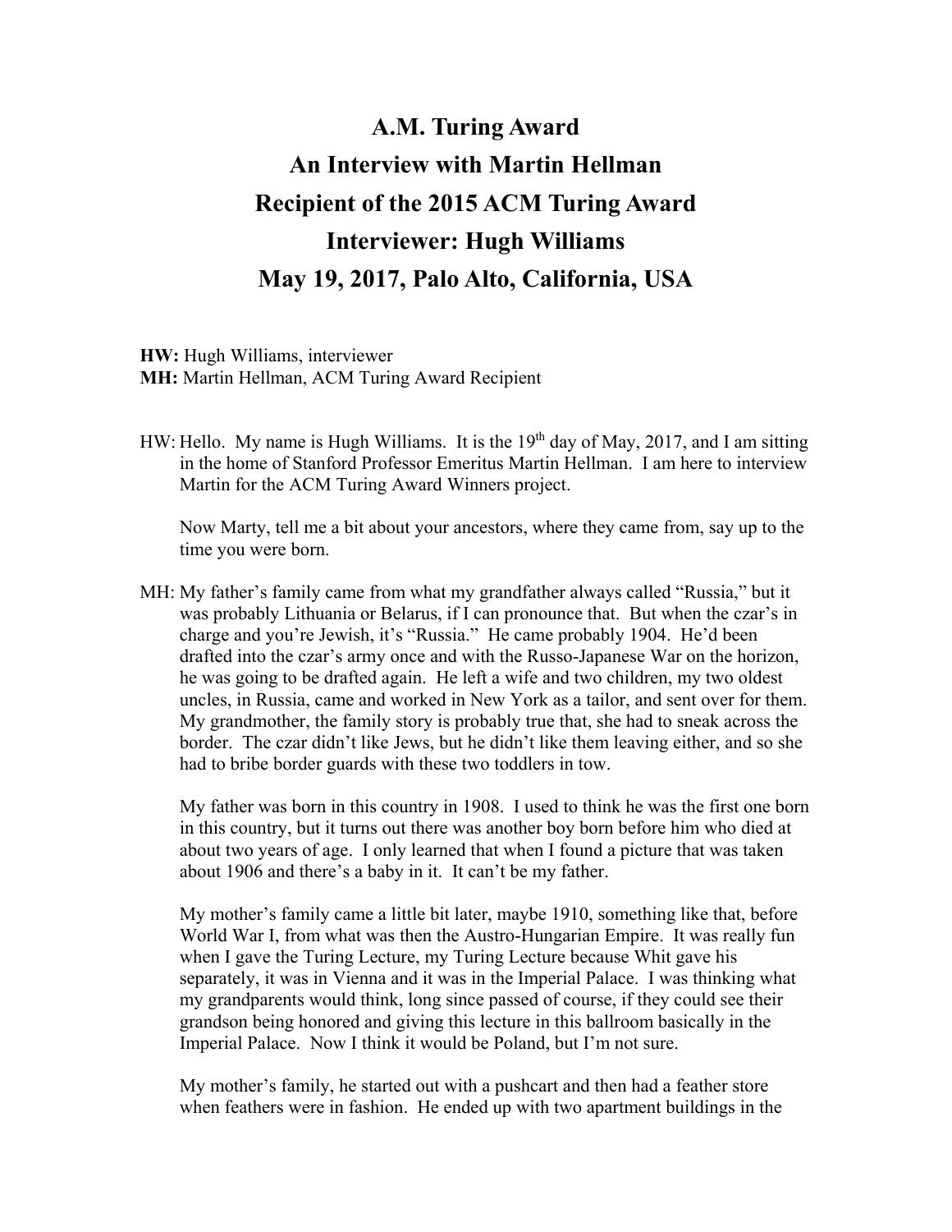# A.M. Turing Award
# An Interview with Martin Hellman
# Recipient of the 2015 ACM Turing Award
# Interviewer: Hugh Williams
# May 19, 2017, Palo Alto, California, USA

**HW:** Hugh Williams, interviewer
**MH:** Martin Hellman, ACM Turing Award Recipient

HW: Hello. My name is Hugh Williams. It is the 19th day of May, 2017, and I am sitting in the home of Stanford Professor Emeritus Martin Hellman. I am here to interview Martin for the ACM Turing Award Winners project.

Now Marty, tell me a bit about your ancestors, where they came from, say up to the time you were born.

MH: My father's family came from what my grandfather always called "Russia," but it was probably Lithuania or Belarus, if I can pronounce that. But when the czar's in charge and you're Jewish, it's "Russia." He came probably 1904. He'd been drafted into the czar's army once and with the Russo-Japanese War on the horizon, he was going to be drafted again. He left a wife and two children, my two oldest uncles, in Russia, came and worked in New York as a tailor, and sent over for them. My grandmother, the family story is probably true that, she had to sneak across the border. The czar didn't like Jews, but he didn't like them leaving either, and so she had to bribe border guards with these two toddlers in tow.

My father was born in this country in 1908. I used to think he was the first one born in this country, but it turns out there was another boy born before him who died at about two years of age. I only learned that when I found a picture that was taken about 1906 and there's a baby in it. It can't be my father.

My mother's family came a little bit later, maybe 1910, something like that, before World War I, from what was then the Austro-Hungarian Empire. It was really fun when I gave the Turing Lecture, my Turing Lecture because Whit gave his separately, it was in Vienna and it was in the Imperial Palace. I was thinking what my grandparents would think, long since passed of course, if they could see their grandson being honored and giving this lecture in this ballroom basically in the Imperial Palace. Now I think it would be Poland, but I'm not sure.

My mother's family, he started out with a pushcart and then had a feather store when feathers were in fashion. He ended up with two apartment buildings in the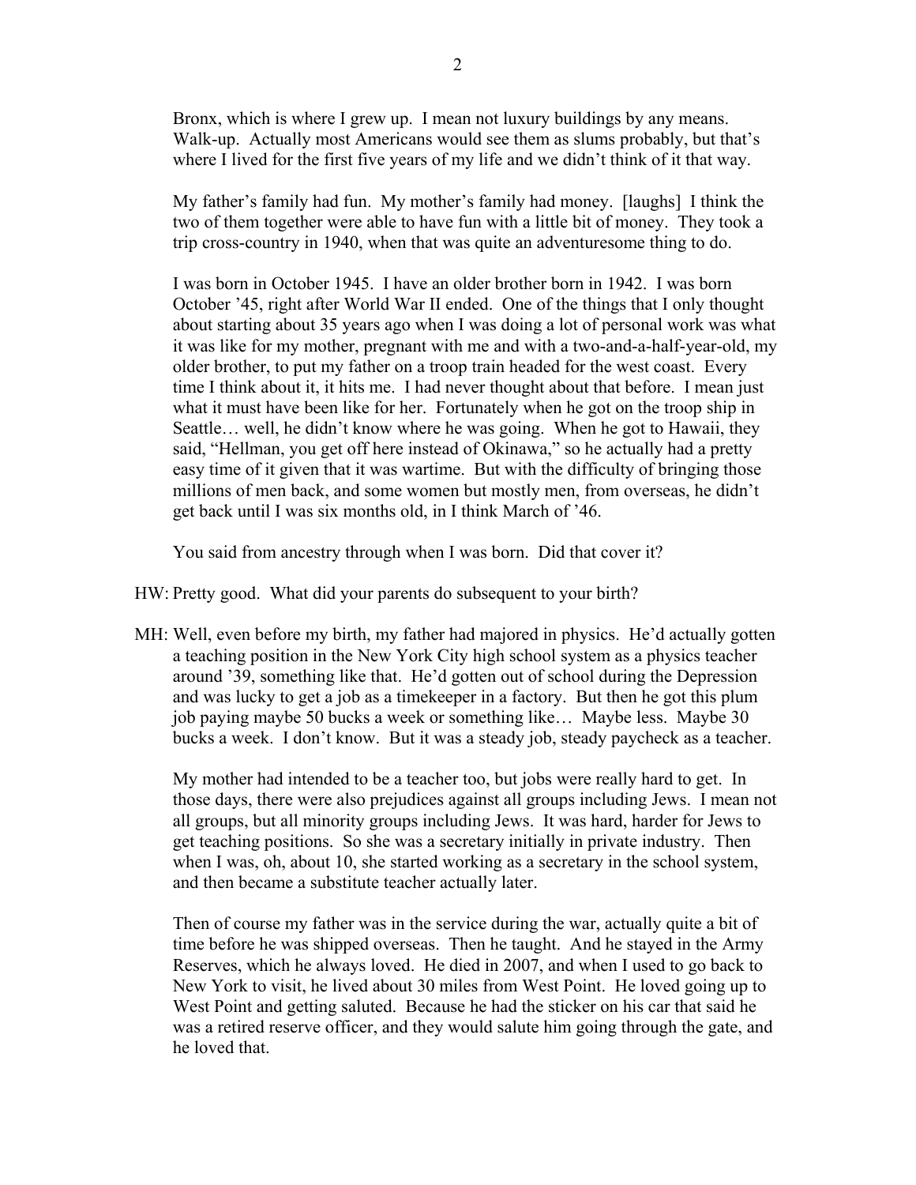Bronx, which is where I grew up. I mean not luxury buildings by any means. Walk-up. Actually most Americans would see them as slums probably, but that's where I lived for the first five years of my life and we didn't think of it that way.

My father's family had fun. My mother's family had money. [laughs] I think the two of them together were able to have fun with a little bit of money. They took a trip cross-country in 1940, when that was quite an adventuresome thing to do.

I was born in October 1945. I have an older brother born in 1942. I was born October '45, right after World War II ended. One of the things that I only thought about starting about 35 years ago when I was doing a lot of personal work was what it was like for my mother, pregnant with me and with a two-and-a-half-year-old, my older brother, to put my father on a troop train headed for the west coast. Every time I think about it, it hits me. I had never thought about that before. I mean just what it must have been like for her. Fortunately when he got on the troop ship in Seattle… well, he didn't know where he was going. When he got to Hawaii, they said, "Hellman, you get off here instead of Okinawa," so he actually had a pretty easy time of it given that it was wartime. But with the difficulty of bringing those millions of men back, and some women but mostly men, from overseas, he didn't get back until I was six months old, in I think March of '46.

You said from ancestry through when I was born. Did that cover it?

HW: Pretty good. What did your parents do subsequent to your birth?

MH: Well, even before my birth, my father had majored in physics. He'd actually gotten a teaching position in the New York City high school system as a physics teacher around '39, something like that. He'd gotten out of school during the Depression and was lucky to get a job as a timekeeper in a factory. But then he got this plum job paying maybe 50 bucks a week or something like… Maybe less. Maybe 30 bucks a week. I don't know. But it was a steady job, steady paycheck as a teacher.

My mother had intended to be a teacher too, but jobs were really hard to get. In those days, there were also prejudices against all groups including Jews. I mean not all groups, but all minority groups including Jews. It was hard, harder for Jews to get teaching positions. So she was a secretary initially in private industry. Then when I was, oh, about 10, she started working as a secretary in the school system, and then became a substitute teacher actually later.

Then of course my father was in the service during the war, actually quite a bit of time before he was shipped overseas. Then he taught. And he stayed in the Army Reserves, which he always loved. He died in 2007, and when I used to go back to New York to visit, he lived about 30 miles from West Point. He loved going up to West Point and getting saluted. Because he had the sticker on his car that said he was a retired reserve officer, and they would salute him going through the gate, and he loved that.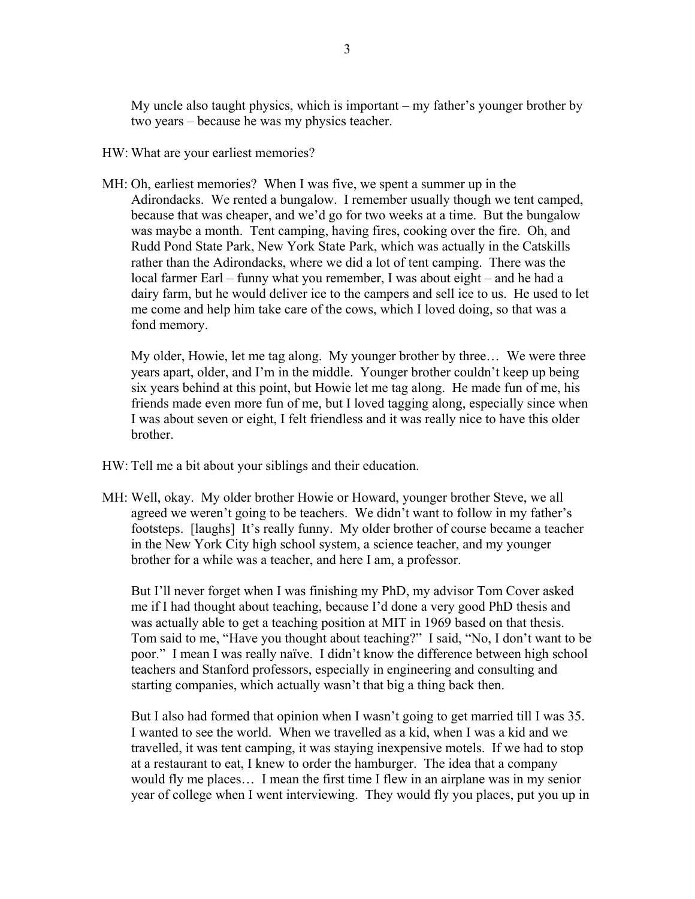My uncle also taught physics, which is important – my father's younger brother by two years – because he was my physics teacher.

HW: What are your earliest memories?

MH: Oh, earliest memories? When I was five, we spent a summer up in the Adirondacks. We rented a bungalow. I remember usually though we tent camped, because that was cheaper, and we'd go for two weeks at a time. But the bungalow was maybe a month. Tent camping, having fires, cooking over the fire. Oh, and Rudd Pond State Park, New York State Park, which was actually in the Catskills rather than the Adirondacks, where we did a lot of tent camping. There was the local farmer Earl – funny what you remember, I was about eight – and he had a dairy farm, but he would deliver ice to the campers and sell ice to us. He used to let me come and help him take care of the cows, which I loved doing, so that was a fond memory.

My older, Howie, let me tag along. My younger brother by three… We were three years apart, older, and I'm in the middle. Younger brother couldn't keep up being six years behind at this point, but Howie let me tag along. He made fun of me, his friends made even more fun of me, but I loved tagging along, especially since when I was about seven or eight, I felt friendless and it was really nice to have this older brother.

HW: Tell me a bit about your siblings and their education.

MH: Well, okay. My older brother Howie or Howard, younger brother Steve, we all agreed we weren't going to be teachers. We didn't want to follow in my father's footsteps. [laughs] It's really funny. My older brother of course became a teacher in the New York City high school system, a science teacher, and my younger brother for a while was a teacher, and here I am, a professor.

But I'll never forget when I was finishing my PhD, my advisor Tom Cover asked me if I had thought about teaching, because I'd done a very good PhD thesis and was actually able to get a teaching position at MIT in 1969 based on that thesis. Tom said to me, "Have you thought about teaching?" I said, "No, I don't want to be poor." I mean I was really naïve. I didn't know the difference between high school teachers and Stanford professors, especially in engineering and consulting and starting companies, which actually wasn't that big a thing back then.

But I also had formed that opinion when I wasn't going to get married till I was 35. I wanted to see the world. When we travelled as a kid, when I was a kid and we travelled, it was tent camping, it was staying inexpensive motels. If we had to stop at a restaurant to eat, I knew to order the hamburger. The idea that a company would fly me places… I mean the first time I flew in an airplane was in my senior year of college when I went interviewing. They would fly you places, put you up in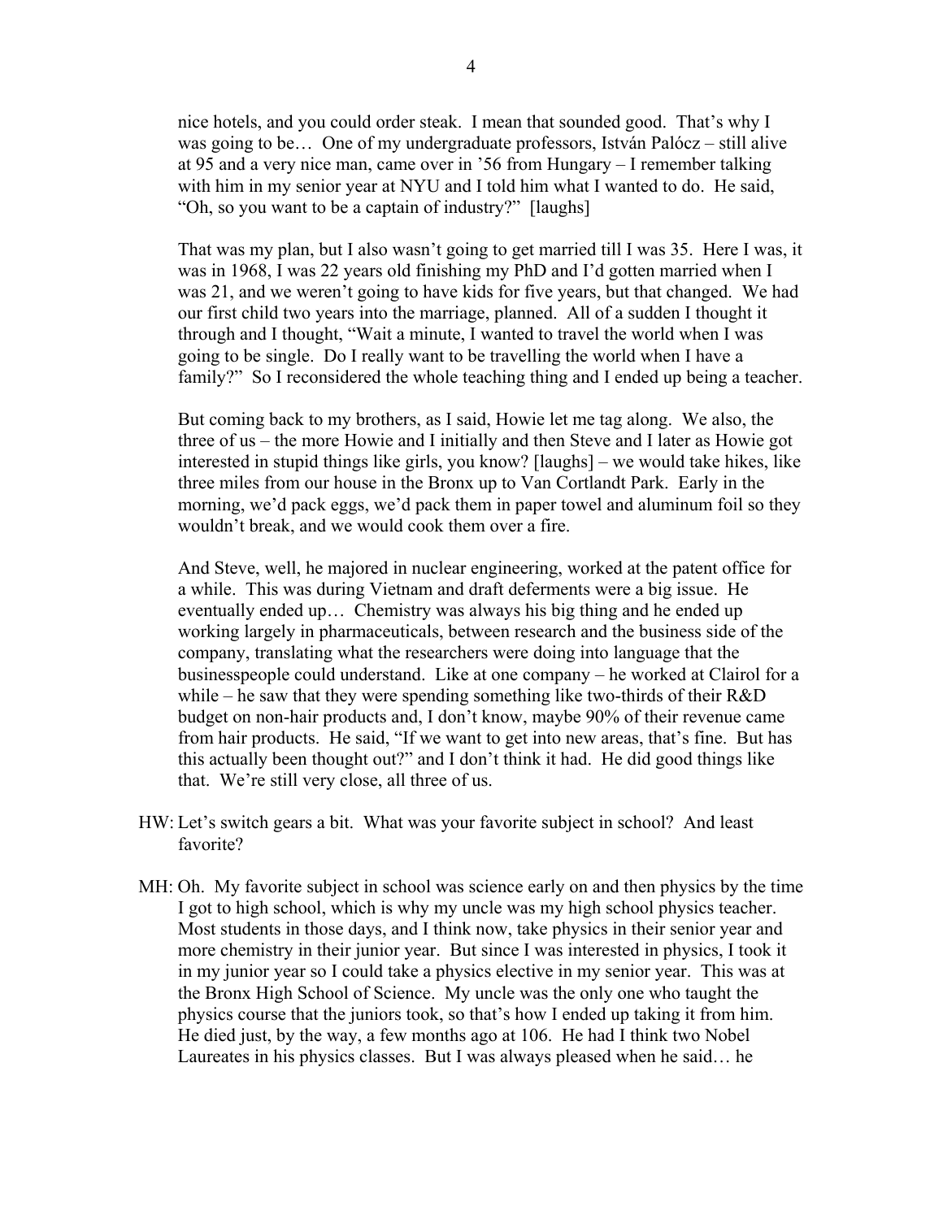nice hotels, and you could order steak. I mean that sounded good. That's why I was going to be… One of my undergraduate professors, István Palócz – still alive at 95 and a very nice man, came over in '56 from Hungary – I remember talking with him in my senior year at NYU and I told him what I wanted to do. He said, "Oh, so you want to be a captain of industry?" [laughs]

That was my plan, but I also wasn't going to get married till I was 35. Here I was, it was in 1968, I was 22 years old finishing my PhD and I'd gotten married when I was 21, and we weren't going to have kids for five years, but that changed. We had our first child two years into the marriage, planned. All of a sudden I thought it through and I thought, "Wait a minute, I wanted to travel the world when I was going to be single. Do I really want to be travelling the world when I have a family?" So I reconsidered the whole teaching thing and I ended up being a teacher.

But coming back to my brothers, as I said, Howie let me tag along. We also, the three of us – the more Howie and I initially and then Steve and I later as Howie got interested in stupid things like girls, you know? [laughs] – we would take hikes, like three miles from our house in the Bronx up to Van Cortlandt Park. Early in the morning, we'd pack eggs, we'd pack them in paper towel and aluminum foil so they wouldn't break, and we would cook them over a fire.

And Steve, well, he majored in nuclear engineering, worked at the patent office for a while. This was during Vietnam and draft deferments were a big issue. He eventually ended up… Chemistry was always his big thing and he ended up working largely in pharmaceuticals, between research and the business side of the company, translating what the researchers were doing into language that the businesspeople could understand. Like at one company – he worked at Clairol for a while – he saw that they were spending something like two-thirds of their R&D budget on non-hair products and, I don't know, maybe 90% of their revenue came from hair products. He said, "If we want to get into new areas, that's fine. But has this actually been thought out?" and I don't think it had. He did good things like that. We're still very close, all three of us.

HW: Let's switch gears a bit. What was your favorite subject in school? And least favorite?

MH: Oh. My favorite subject in school was science early on and then physics by the time I got to high school, which is why my uncle was my high school physics teacher. Most students in those days, and I think now, take physics in their senior year and more chemistry in their junior year. But since I was interested in physics, I took it in my junior year so I could take a physics elective in my senior year. This was at the Bronx High School of Science. My uncle was the only one who taught the physics course that the juniors took, so that's how I ended up taking it from him. He died just, by the way, a few months ago at 106. He had I think two Nobel Laureates in his physics classes. But I was always pleased when he said… he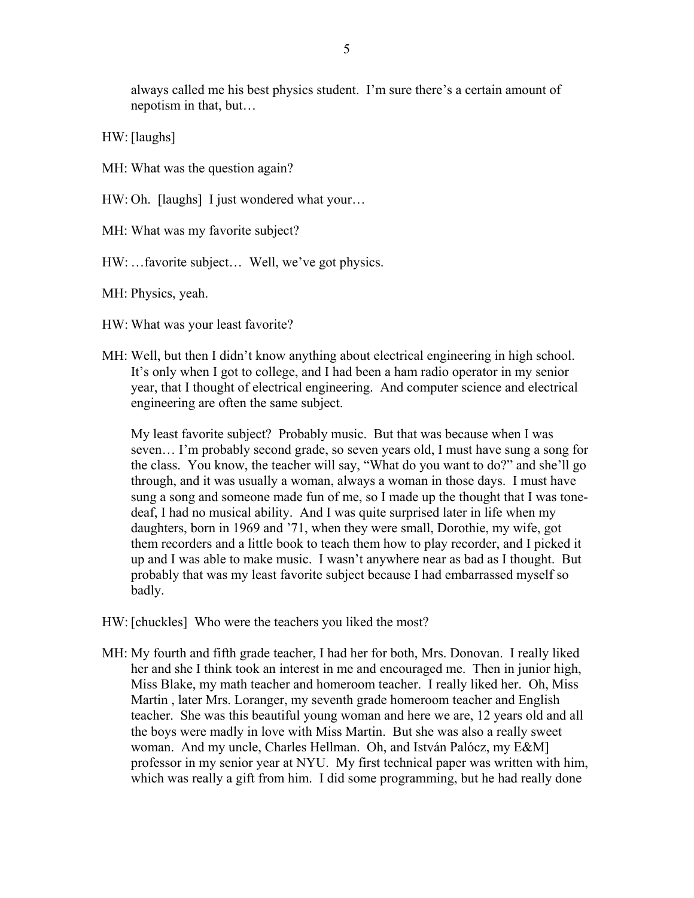always called me his best physics student. I'm sure there's a certain amount of nepotism in that, but…

HW: [laughs]

MH: What was the question again?

HW: Oh. [laughs] I just wondered what your…

MH: What was my favorite subject?

HW: …favorite subject… Well, we've got physics.

MH: Physics, yeah.

HW: What was your least favorite?

MH: Well, but then I didn't know anything about electrical engineering in high school. It's only when I got to college, and I had been a ham radio operator in my senior year, that I thought of electrical engineering. And computer science and electrical engineering are often the same subject.

My least favorite subject? Probably music. But that was because when I was seven… I'm probably second grade, so seven years old, I must have sung a song for the class. You know, the teacher will say, "What do you want to do?" and she'll go through, and it was usually a woman, always a woman in those days. I must have sung a song and someone made fun of me, so I made up the thought that I was tone-deaf, I had no musical ability. And I was quite surprised later in life when my daughters, born in 1969 and '71, when they were small, Dorothie, my wife, got them recorders and a little book to teach them how to play recorder, and I picked it up and I was able to make music. I wasn't anywhere near as bad as I thought. But probably that was my least favorite subject because I had embarrassed myself so badly.

HW: [chuckles] Who were the teachers you liked the most?

MH: My fourth and fifth grade teacher, I had her for both, Mrs. Donovan. I really liked her and she I think took an interest in me and encouraged me. Then in junior high, Miss Blake, my math teacher and homeroom teacher. I really liked her. Oh, Miss Martin , later Mrs. Loranger, my seventh grade homeroom teacher and English teacher. She was this beautiful young woman and here we are, 12 years old and all the boys were madly in love with Miss Martin. But she was also a really sweet woman. And my uncle, Charles Hellman. Oh, and István Palócz, my E&M] professor in my senior year at NYU. My first technical paper was written with him, which was really a gift from him. I did some programming, but he had really done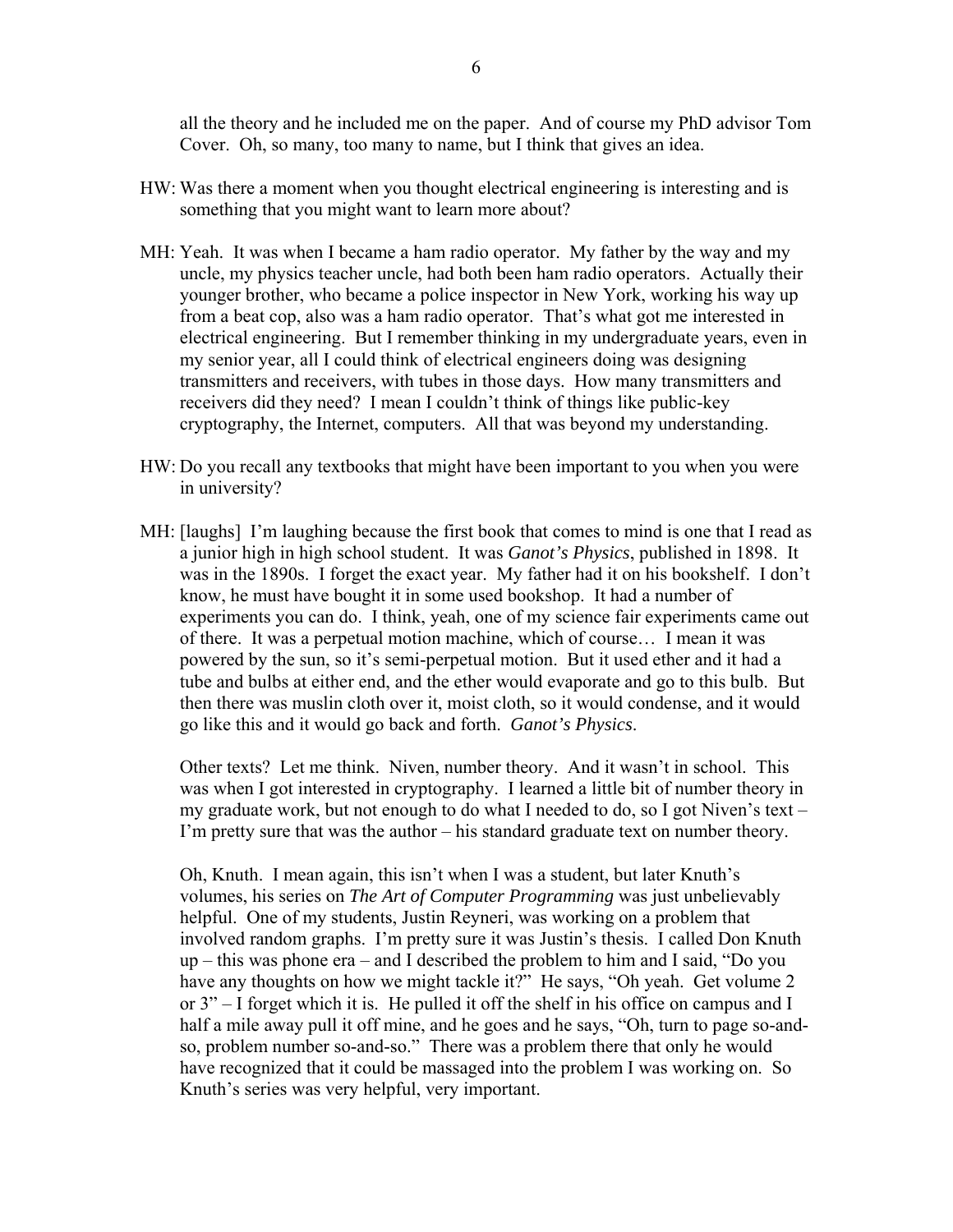all the theory and he included me on the paper. And of course my PhD advisor Tom Cover. Oh, so many, too many to name, but I think that gives an idea.

HW: Was there a moment when you thought electrical engineering is interesting and is something that you might want to learn more about?

MH: Yeah. It was when I became a ham radio operator. My father by the way and my uncle, my physics teacher uncle, had both been ham radio operators. Actually their younger brother, who became a police inspector in New York, working his way up from a beat cop, also was a ham radio operator. That's what got me interested in electrical engineering. But I remember thinking in my undergraduate years, even in my senior year, all I could think of electrical engineers doing was designing transmitters and receivers, with tubes in those days. How many transmitters and receivers did they need? I mean I couldn't think of things like public-key cryptography, the Internet, computers. All that was beyond my understanding.

HW: Do you recall any textbooks that might have been important to you when you were in university?

MH: [laughs] I'm laughing because the first book that comes to mind is one that I read as a junior high in high school student. It was *Ganot's Physics*, published in 1898. It was in the 1890s. I forget the exact year. My father had it on his bookshelf. I don't know, he must have bought it in some used bookshop. It had a number of experiments you can do. I think, yeah, one of my science fair experiments came out of there. It was a perpetual motion machine, which of course… I mean it was powered by the sun, so it's semi-perpetual motion. But it used ether and it had a tube and bulbs at either end, and the ether would evaporate and go to this bulb. But then there was muslin cloth over it, moist cloth, so it would condense, and it would go like this and it would go back and forth. *Ganot's Physics*.

Other texts? Let me think. Niven, number theory. And it wasn't in school. This was when I got interested in cryptography. I learned a little bit of number theory in my graduate work, but not enough to do what I needed to do, so I got Niven's text – I'm pretty sure that was the author – his standard graduate text on number theory.

Oh, Knuth. I mean again, this isn't when I was a student, but later Knuth's volumes, his series on *The Art of Computer Programming* was just unbelievably helpful. One of my students, Justin Reyneri, was working on a problem that involved random graphs. I'm pretty sure it was Justin's thesis. I called Don Knuth up – this was phone era – and I described the problem to him and I said, "Do you have any thoughts on how we might tackle it?" He says, "Oh yeah. Get volume 2 or 3" – I forget which it is. He pulled it off the shelf in his office on campus and I half a mile away pull it off mine, and he goes and he says, "Oh, turn to page so-and-so, problem number so-and-so." There was a problem there that only he would have recognized that it could be massaged into the problem I was working on. So Knuth's series was very helpful, very important.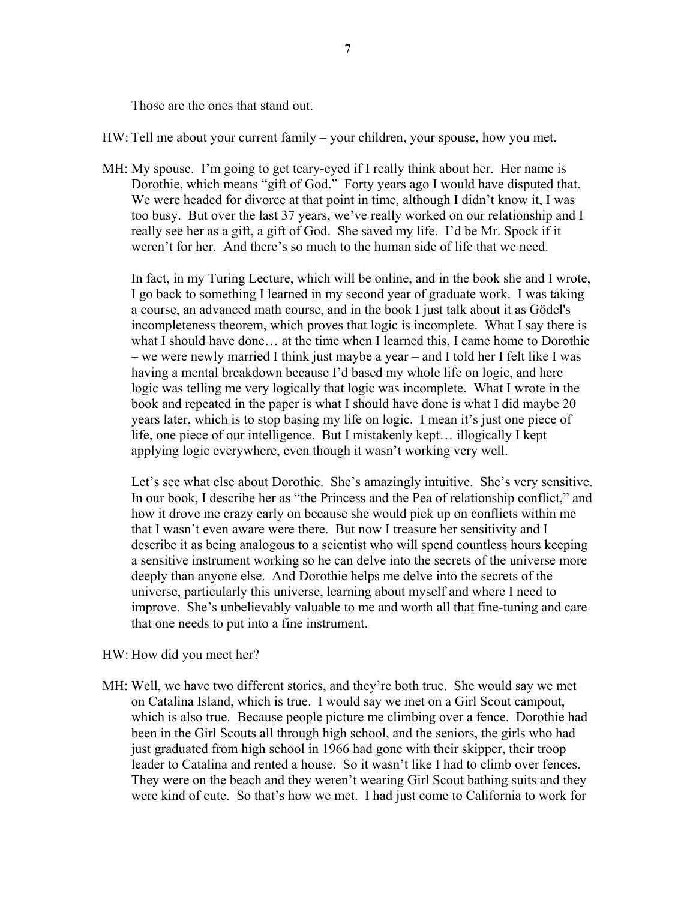Those are the ones that stand out.

HW: Tell me about your current family – your children, your spouse, how you met.

MH: My spouse. I'm going to get teary-eyed if I really think about her. Her name is Dorothie, which means "gift of God." Forty years ago I would have disputed that. We were headed for divorce at that point in time, although I didn't know it, I was too busy. But over the last 37 years, we've really worked on our relationship and I really see her as a gift, a gift of God. She saved my life. I'd be Mr. Spock if it weren't for her. And there's so much to the human side of life that we need.

In fact, in my Turing Lecture, which will be online, and in the book she and I wrote, I go back to something I learned in my second year of graduate work. I was taking a course, an advanced math course, and in the book I just talk about it as Gödel's incompleteness theorem, which proves that logic is incomplete. What I say there is what I should have done… at the time when I learned this, I came home to Dorothie – we were newly married I think just maybe a year – and I told her I felt like I was having a mental breakdown because I'd based my whole life on logic, and here logic was telling me very logically that logic was incomplete. What I wrote in the book and repeated in the paper is what I should have done is what I did maybe 20 years later, which is to stop basing my life on logic. I mean it's just one piece of life, one piece of our intelligence. But I mistakenly kept… illogically I kept applying logic everywhere, even though it wasn't working very well.

Let's see what else about Dorothie. She's amazingly intuitive. She's very sensitive. In our book, I describe her as "the Princess and the Pea of relationship conflict," and how it drove me crazy early on because she would pick up on conflicts within me that I wasn't even aware were there. But now I treasure her sensitivity and I describe it as being analogous to a scientist who will spend countless hours keeping a sensitive instrument working so he can delve into the secrets of the universe more deeply than anyone else. And Dorothie helps me delve into the secrets of the universe, particularly this universe, learning about myself and where I need to improve. She's unbelievably valuable to me and worth all that fine-tuning and care that one needs to put into a fine instrument.

HW: How did you meet her?

MH: Well, we have two different stories, and they're both true. She would say we met on Catalina Island, which is true. I would say we met on a Girl Scout campout, which is also true. Because people picture me climbing over a fence. Dorothie had been in the Girl Scouts all through high school, and the seniors, the girls who had just graduated from high school in 1966 had gone with their skipper, their troop leader to Catalina and rented a house. So it wasn't like I had to climb over fences. They were on the beach and they weren't wearing Girl Scout bathing suits and they were kind of cute. So that's how we met. I had just come to California to work for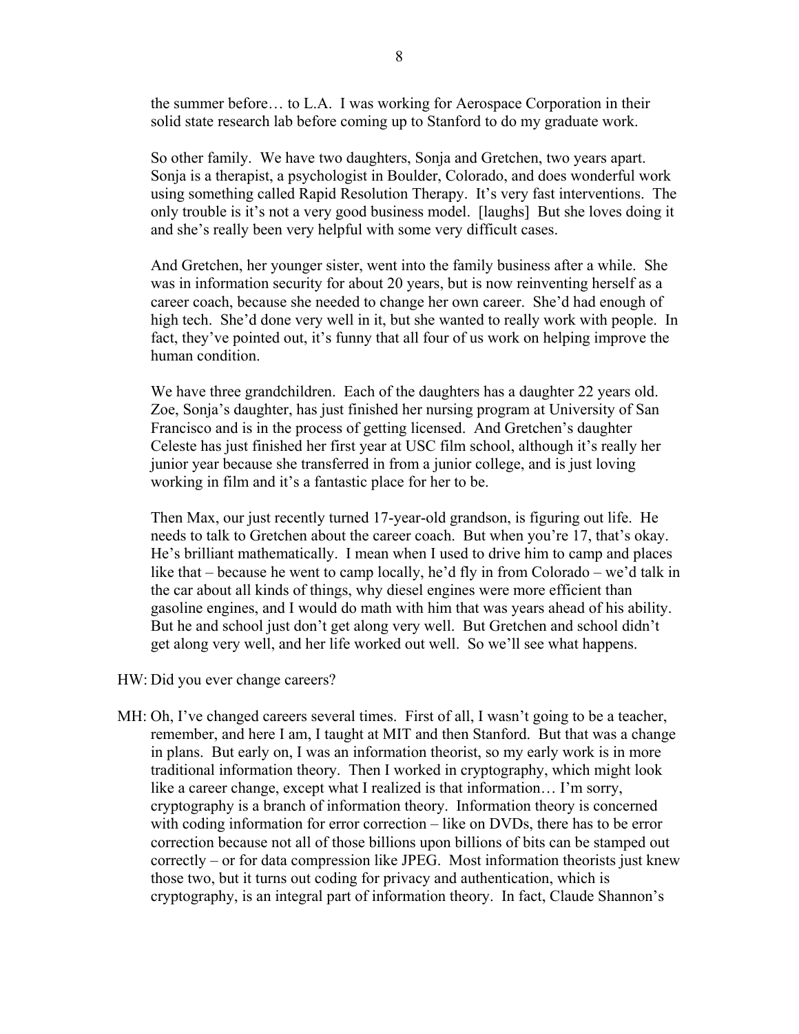the summer before… to L.A. I was working for Aerospace Corporation in their solid state research lab before coming up to Stanford to do my graduate work.

So other family. We have two daughters, Sonja and Gretchen, two years apart. Sonja is a therapist, a psychologist in Boulder, Colorado, and does wonderful work using something called Rapid Resolution Therapy. It's very fast interventions. The only trouble is it's not a very good business model. [laughs] But she loves doing it and she's really been very helpful with some very difficult cases.

And Gretchen, her younger sister, went into the family business after a while. She was in information security for about 20 years, but is now reinventing herself as a career coach, because she needed to change her own career. She'd had enough of high tech. She'd done very well in it, but she wanted to really work with people. In fact, they've pointed out, it's funny that all four of us work on helping improve the human condition.

We have three grandchildren. Each of the daughters has a daughter 22 years old. Zoe, Sonja's daughter, has just finished her nursing program at University of San Francisco and is in the process of getting licensed. And Gretchen's daughter Celeste has just finished her first year at USC film school, although it's really her junior year because she transferred in from a junior college, and is just loving working in film and it's a fantastic place for her to be.

Then Max, our just recently turned 17-year-old grandson, is figuring out life. He needs to talk to Gretchen about the career coach. But when you're 17, that's okay. He's brilliant mathematically. I mean when I used to drive him to camp and places like that – because he went to camp locally, he'd fly in from Colorado – we'd talk in the car about all kinds of things, why diesel engines were more efficient than gasoline engines, and I would do math with him that was years ahead of his ability. But he and school just don't get along very well. But Gretchen and school didn't get along very well, and her life worked out well. So we'll see what happens.

HW: Did you ever change careers?

MH: Oh, I've changed careers several times. First of all, I wasn't going to be a teacher, remember, and here I am, I taught at MIT and then Stanford. But that was a change in plans. But early on, I was an information theorist, so my early work is in more traditional information theory. Then I worked in cryptography, which might look like a career change, except what I realized is that information… I'm sorry, cryptography is a branch of information theory. Information theory is concerned with coding information for error correction – like on DVDs, there has to be error correction because not all of those billions upon billions of bits can be stamped out correctly – or for data compression like JPEG. Most information theorists just knew those two, but it turns out coding for privacy and authentication, which is cryptography, is an integral part of information theory. In fact, Claude Shannon's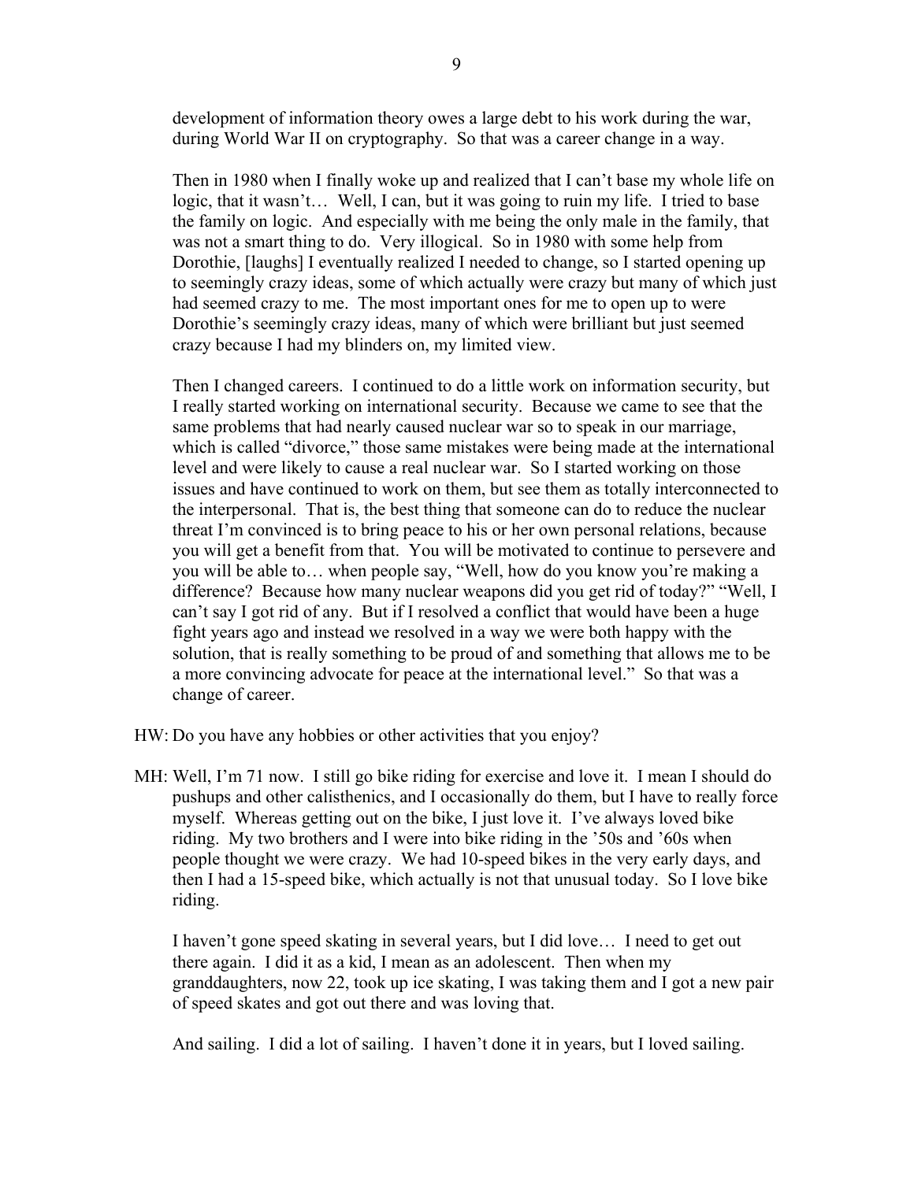development of information theory owes a large debt to his work during the war, during World War II on cryptography. So that was a career change in a way.

Then in 1980 when I finally woke up and realized that I can't base my whole life on logic, that it wasn't… Well, I can, but it was going to ruin my life. I tried to base the family on logic. And especially with me being the only male in the family, that was not a smart thing to do. Very illogical. So in 1980 with some help from Dorothie, [laughs] I eventually realized I needed to change, so I started opening up to seemingly crazy ideas, some of which actually were crazy but many of which just had seemed crazy to me. The most important ones for me to open up to were Dorothie's seemingly crazy ideas, many of which were brilliant but just seemed crazy because I had my blinders on, my limited view.

Then I changed careers. I continued to do a little work on information security, but I really started working on international security. Because we came to see that the same problems that had nearly caused nuclear war so to speak in our marriage, which is called "divorce," those same mistakes were being made at the international level and were likely to cause a real nuclear war. So I started working on those issues and have continued to work on them, but see them as totally interconnected to the interpersonal. That is, the best thing that someone can do to reduce the nuclear threat I'm convinced is to bring peace to his or her own personal relations, because you will get a benefit from that. You will be motivated to continue to persevere and you will be able to… when people say, "Well, how do you know you're making a difference? Because how many nuclear weapons did you get rid of today?" "Well, I can't say I got rid of any. But if I resolved a conflict that would have been a huge fight years ago and instead we resolved in a way we were both happy with the solution, that is really something to be proud of and something that allows me to be a more convincing advocate for peace at the international level." So that was a change of career.

HW: Do you have any hobbies or other activities that you enjoy?

MH: Well, I'm 71 now. I still go bike riding for exercise and love it. I mean I should do pushups and other calisthenics, and I occasionally do them, but I have to really force myself. Whereas getting out on the bike, I just love it. I've always loved bike riding. My two brothers and I were into bike riding in the '50s and '60s when people thought we were crazy. We had 10-speed bikes in the very early days, and then I had a 15-speed bike, which actually is not that unusual today. So I love bike riding.

I haven't gone speed skating in several years, but I did love… I need to get out there again. I did it as a kid, I mean as an adolescent. Then when my granddaughters, now 22, took up ice skating, I was taking them and I got a new pair of speed skates and got out there and was loving that.

And sailing. I did a lot of sailing. I haven't done it in years, but I loved sailing.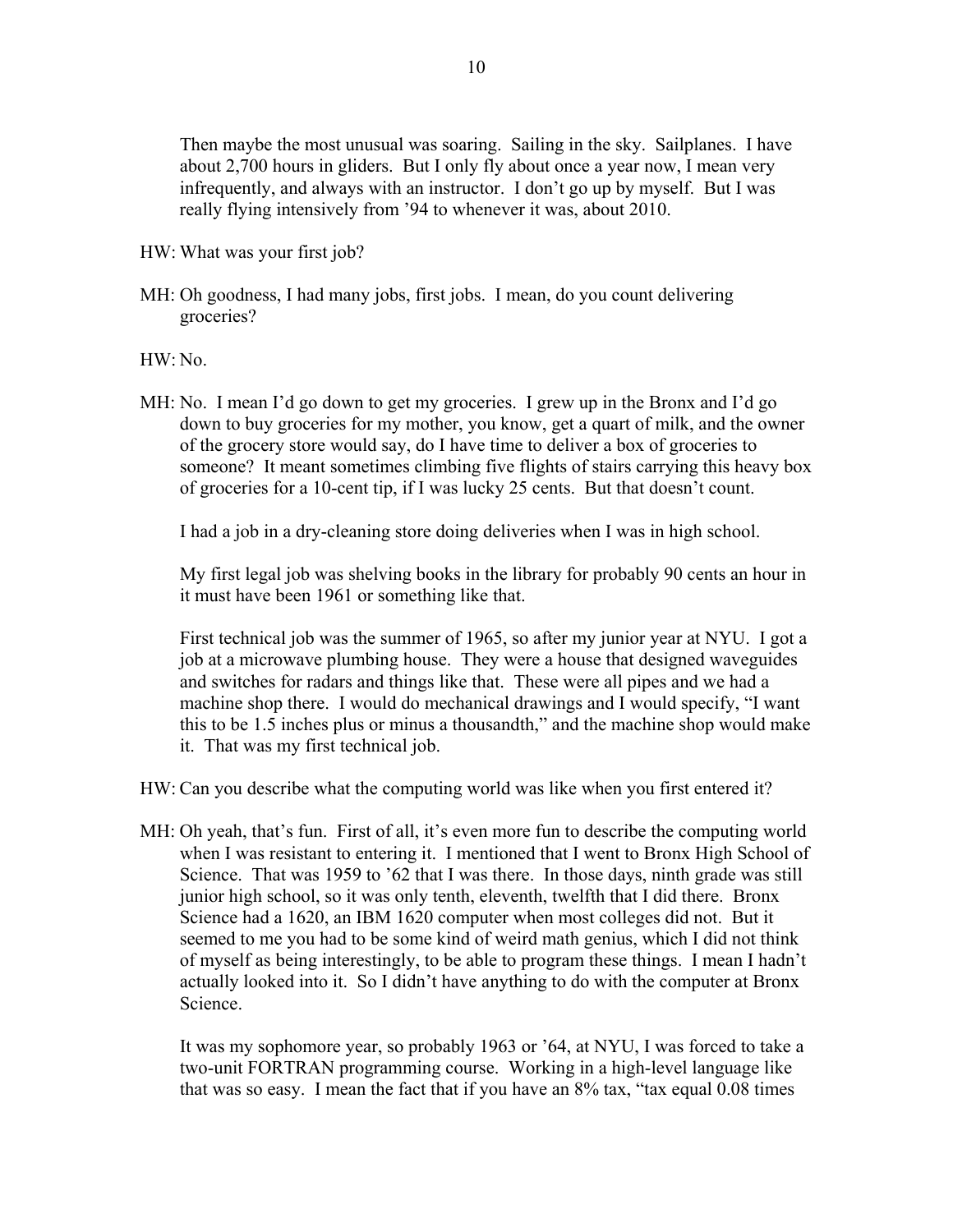Then maybe the most unusual was soaring. Sailing in the sky. Sailplanes. I have about 2,700 hours in gliders. But I only fly about once a year now, I mean very infrequently, and always with an instructor. I don't go up by myself. But I was really flying intensively from '94 to whenever it was, about 2010.

HW: What was your first job?

MH: Oh goodness, I had many jobs, first jobs. I mean, do you count delivering groceries?

HW: No.

MH: No. I mean I'd go down to get my groceries. I grew up in the Bronx and I'd go down to buy groceries for my mother, you know, get a quart of milk, and the owner of the grocery store would say, do I have time to deliver a box of groceries to someone? It meant sometimes climbing five flights of stairs carrying this heavy box of groceries for a 10-cent tip, if I was lucky 25 cents. But that doesn't count.

I had a job in a dry-cleaning store doing deliveries when I was in high school.

My first legal job was shelving books in the library for probably 90 cents an hour in it must have been 1961 or something like that.

First technical job was the summer of 1965, so after my junior year at NYU. I got a job at a microwave plumbing house. They were a house that designed waveguides and switches for radars and things like that. These were all pipes and we had a machine shop there. I would do mechanical drawings and I would specify, "I want this to be 1.5 inches plus or minus a thousandth," and the machine shop would make it. That was my first technical job.

HW: Can you describe what the computing world was like when you first entered it?

MH: Oh yeah, that's fun. First of all, it's even more fun to describe the computing world when I was resistant to entering it. I mentioned that I went to Bronx High School of Science. That was 1959 to '62 that I was there. In those days, ninth grade was still junior high school, so it was only tenth, eleventh, twelfth that I did there. Bronx Science had a 1620, an IBM 1620 computer when most colleges did not. But it seemed to me you had to be some kind of weird math genius, which I did not think of myself as being interestingly, to be able to program these things. I mean I hadn't actually looked into it. So I didn't have anything to do with the computer at Bronx Science.

It was my sophomore year, so probably 1963 or '64, at NYU, I was forced to take a two-unit FORTRAN programming course. Working in a high-level language like that was so easy. I mean the fact that if you have an 8% tax, "tax equal 0.08 times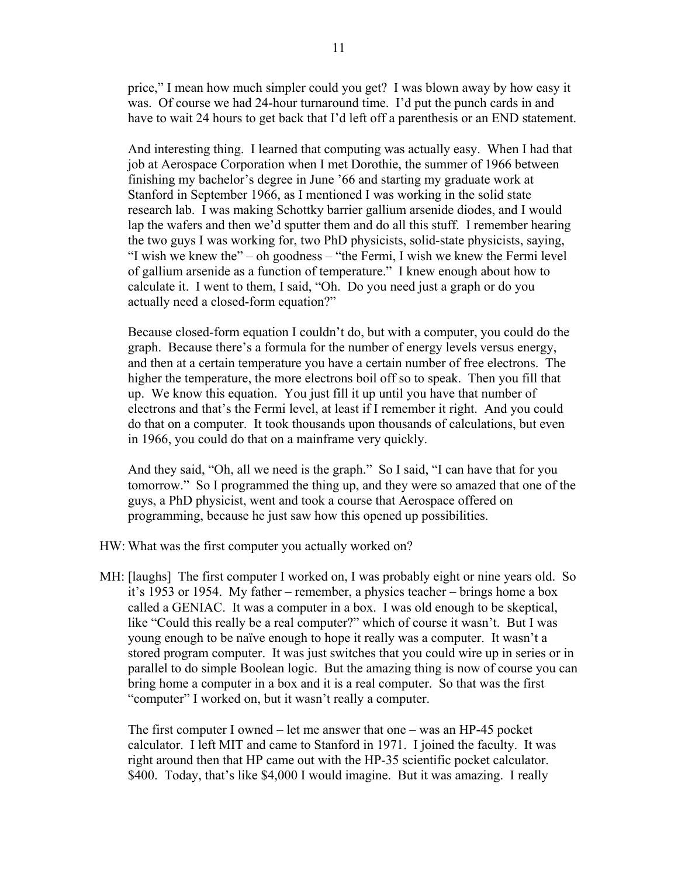price," I mean how much simpler could you get? I was blown away by how easy it was. Of course we had 24-hour turnaround time. I'd put the punch cards in and have to wait 24 hours to get back that I'd left off a parenthesis or an END statement.

And interesting thing. I learned that computing was actually easy. When I had that job at Aerospace Corporation when I met Dorothie, the summer of 1966 between finishing my bachelor's degree in June '66 and starting my graduate work at Stanford in September 1966, as I mentioned I was working in the solid state research lab. I was making Schottky barrier gallium arsenide diodes, and I would lap the wafers and then we'd sputter them and do all this stuff. I remember hearing the two guys I was working for, two PhD physicists, solid-state physicists, saying, "I wish we knew the" – oh goodness – "the Fermi, I wish we knew the Fermi level of gallium arsenide as a function of temperature." I knew enough about how to calculate it. I went to them, I said, "Oh. Do you need just a graph or do you actually need a closed-form equation?"

Because closed-form equation I couldn't do, but with a computer, you could do the graph. Because there's a formula for the number of energy levels versus energy, and then at a certain temperature you have a certain number of free electrons. The higher the temperature, the more electrons boil off so to speak. Then you fill that up. We know this equation. You just fill it up until you have that number of electrons and that's the Fermi level, at least if I remember it right. And you could do that on a computer. It took thousands upon thousands of calculations, but even in 1966, you could do that on a mainframe very quickly.

And they said, "Oh, all we need is the graph." So I said, "I can have that for you tomorrow." So I programmed the thing up, and they were so amazed that one of the guys, a PhD physicist, went and took a course that Aerospace offered on programming, because he just saw how this opened up possibilities.

HW: What was the first computer you actually worked on?

MH: [laughs] The first computer I worked on, I was probably eight or nine years old. So it's 1953 or 1954. My father – remember, a physics teacher – brings home a box called a GENIAC. It was a computer in a box. I was old enough to be skeptical, like "Could this really be a real computer?" which of course it wasn't. But I was young enough to be naïve enough to hope it really was a computer. It wasn't a stored program computer. It was just switches that you could wire up in series or in parallel to do simple Boolean logic. But the amazing thing is now of course you can bring home a computer in a box and it is a real computer. So that was the first "computer" I worked on, but it wasn't really a computer.

The first computer I owned – let me answer that one – was an HP-45 pocket calculator. I left MIT and came to Stanford in 1971. I joined the faculty. It was right around then that HP came out with the HP-35 scientific pocket calculator. $400. Today, that's like $4,000 I would imagine. But it was amazing. I really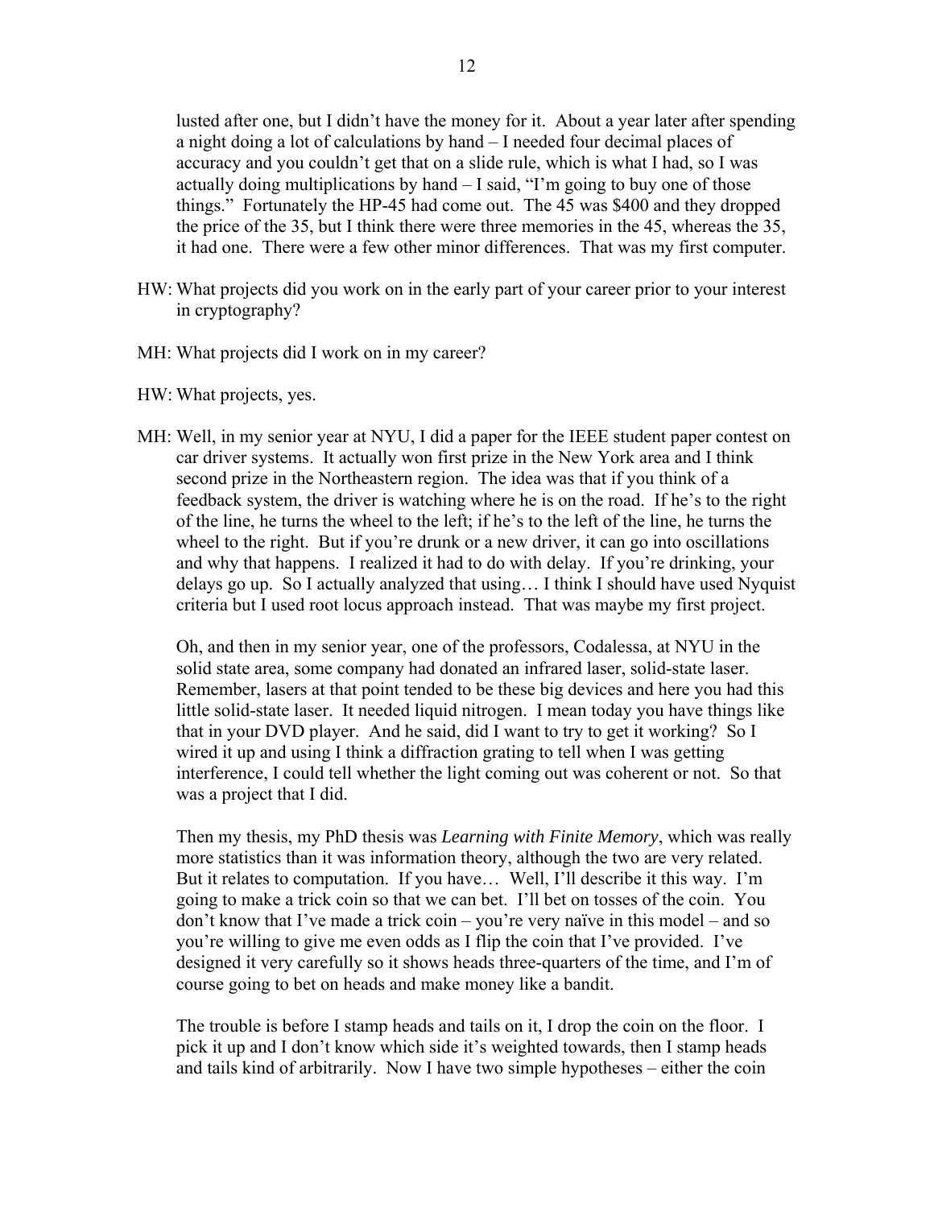lusted after one, but I didn't have the money for it. About a year later after spending a night doing a lot of calculations by hand – I needed four decimal places of accuracy and you couldn't get that on a slide rule, which is what I had, so I was actually doing multiplications by hand – I said, "I'm going to buy one of those things." Fortunately the HP-45 had come out. The 45 was $400 and they dropped the price of the 35, but I think there were three memories in the 45, whereas the 35, it had one. There were a few other minor differences. That was my first computer.

HW: What projects did you work on in the early part of your career prior to your interest in cryptography?

MH: What projects did I work on in my career?

HW: What projects, yes.

MH: Well, in my senior year at NYU, I did a paper for the IEEE student paper contest on car driver systems. It actually won first prize in the New York area and I think second prize in the Northeastern region. The idea was that if you think of a feedback system, the driver is watching where he is on the road. If he's to the right of the line, he turns the wheel to the left; if he's to the left of the line, he turns the wheel to the right. But if you're drunk or a new driver, it can go into oscillations and why that happens. I realized it had to do with delay. If you're drinking, your delays go up. So I actually analyzed that using… I think I should have used Nyquist criteria but I used root locus approach instead. That was maybe my first project.

Oh, and then in my senior year, one of the professors, Codalessa, at NYU in the solid state area, some company had donated an infrared laser, solid-state laser. Remember, lasers at that point tended to be these big devices and here you had this little solid-state laser. It needed liquid nitrogen. I mean today you have things like that in your DVD player. And he said, did I want to try to get it working? So I wired it up and using I think a diffraction grating to tell when I was getting interference, I could tell whether the light coming out was coherent or not. So that was a project that I did.

Then my thesis, my PhD thesis was *Learning with Finite Memory*, which was really more statistics than it was information theory, although the two are very related. But it relates to computation. If you have… Well, I'll describe it this way. I'm going to make a trick coin so that we can bet. I'll bet on tosses of the coin. You don't know that I've made a trick coin – you're very naïve in this model – and so you're willing to give me even odds as I flip the coin that I've provided. I've designed it very carefully so it shows heads three-quarters of the time, and I'm of course going to bet on heads and make money like a bandit.

The trouble is before I stamp heads and tails on it, I drop the coin on the floor. I pick it up and I don't know which side it's weighted towards, then I stamp heads and tails kind of arbitrarily. Now I have two simple hypotheses – either the coin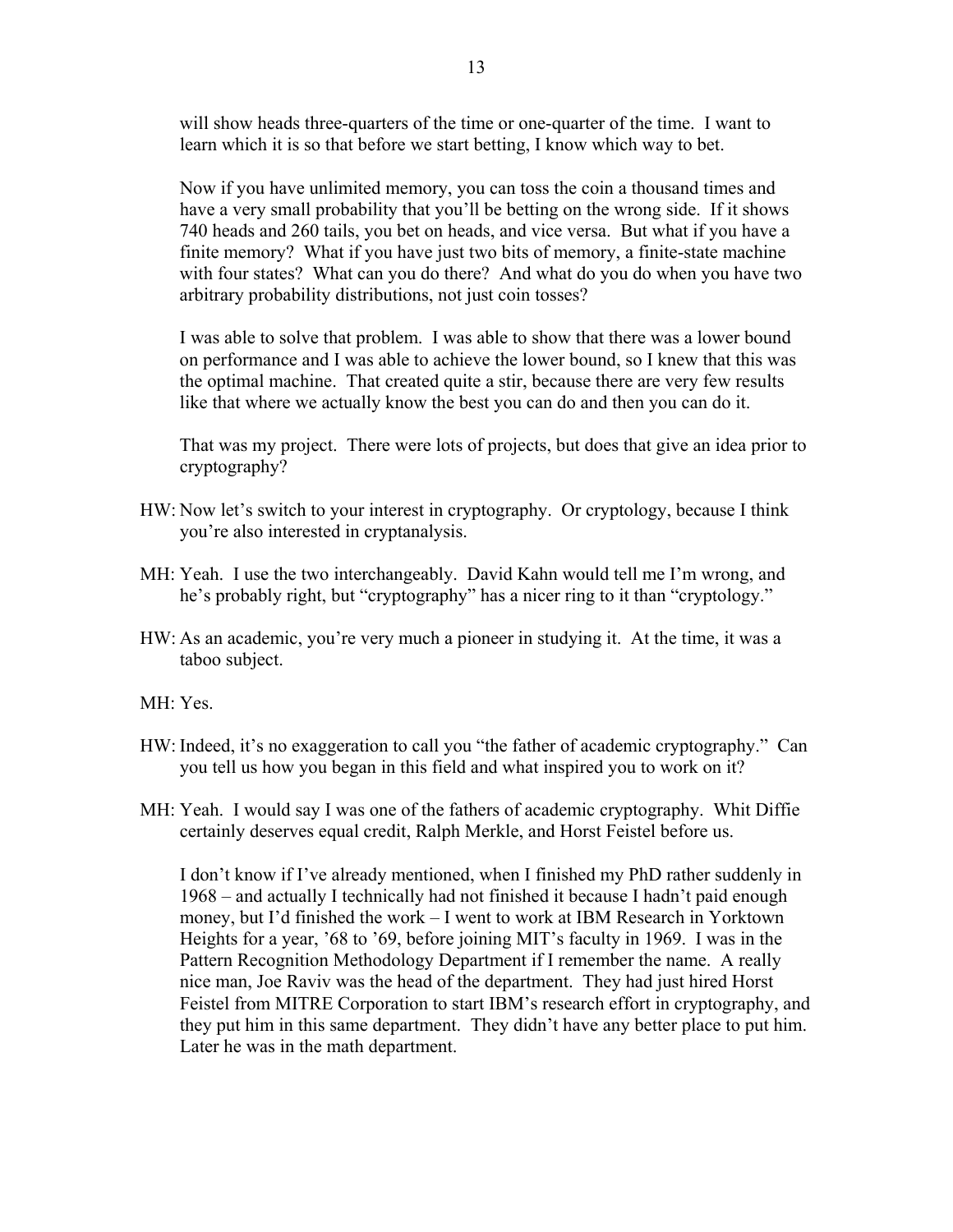will show heads three-quarters of the time or one-quarter of the time. I want to learn which it is so that before we start betting, I know which way to bet.

Now if you have unlimited memory, you can toss the coin a thousand times and have a very small probability that you'll be betting on the wrong side. If it shows 740 heads and 260 tails, you bet on heads, and vice versa. But what if you have a finite memory? What if you have just two bits of memory, a finite-state machine with four states? What can you do there? And what do you do when you have two arbitrary probability distributions, not just coin tosses?

I was able to solve that problem. I was able to show that there was a lower bound on performance and I was able to achieve the lower bound, so I knew that this was the optimal machine. That created quite a stir, because there are very few results like that where we actually know the best you can do and then you can do it.

That was my project. There were lots of projects, but does that give an idea prior to cryptography?

HW: Now let's switch to your interest in cryptography. Or cryptology, because I think you're also interested in cryptanalysis.

MH: Yeah. I use the two interchangeably. David Kahn would tell me I'm wrong, and he's probably right, but "cryptography" has a nicer ring to it than "cryptology."

HW: As an academic, you're very much a pioneer in studying it. At the time, it was a taboo subject.

MH: Yes.

HW: Indeed, it's no exaggeration to call you "the father of academic cryptography." Can you tell us how you began in this field and what inspired you to work on it?

MH: Yeah. I would say I was one of the fathers of academic cryptography. Whit Diffie certainly deserves equal credit, Ralph Merkle, and Horst Feistel before us.

I don't know if I've already mentioned, when I finished my PhD rather suddenly in 1968 – and actually I technically had not finished it because I hadn't paid enough money, but I'd finished the work – I went to work at IBM Research in Yorktown Heights for a year, '68 to '69, before joining MIT's faculty in 1969. I was in the Pattern Recognition Methodology Department if I remember the name. A really nice man, Joe Raviv was the head of the department. They had just hired Horst Feistel from MITRE Corporation to start IBM's research effort in cryptography, and they put him in this same department. They didn't have any better place to put him. Later he was in the math department.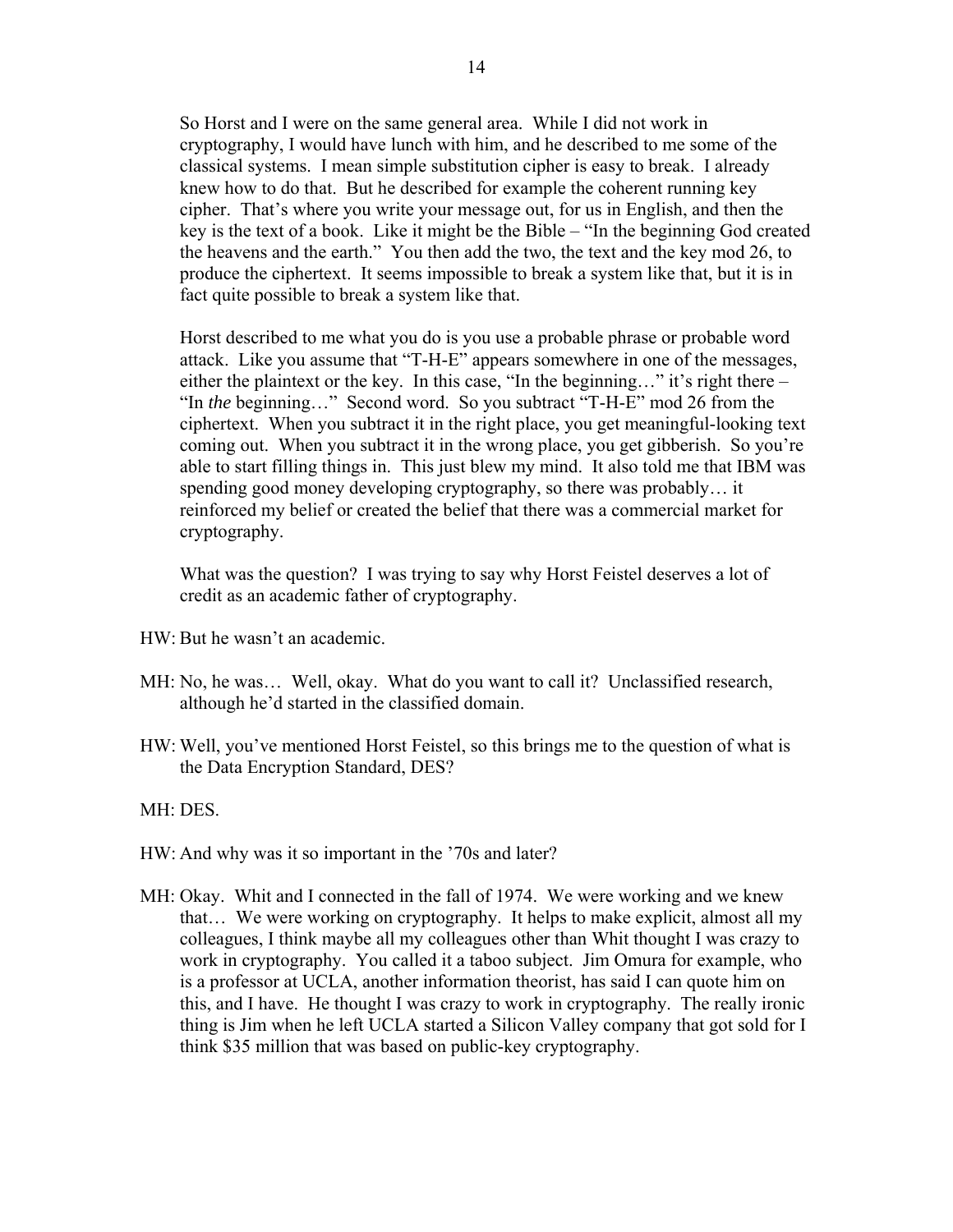So Horst and I were on the same general area. While I did not work in cryptography, I would have lunch with him, and he described to me some of the classical systems. I mean simple substitution cipher is easy to break. I already knew how to do that. But he described for example the coherent running key cipher. That's where you write your message out, for us in English, and then the key is the text of a book. Like it might be the Bible – "In the beginning God created the heavens and the earth." You then add the two, the text and the key mod 26, to produce the ciphertext. It seems impossible to break a system like that, but it is in fact quite possible to break a system like that.

Horst described to me what you do is you use a probable phrase or probable word attack. Like you assume that "T-H-E" appears somewhere in one of the messages, either the plaintext or the key. In this case, "In the beginning…" it's right there – "In *the* beginning…" Second word. So you subtract "T-H-E" mod 26 from the ciphertext. When you subtract it in the right place, you get meaningful-looking text coming out. When you subtract it in the wrong place, you get gibberish. So you're able to start filling things in. This just blew my mind. It also told me that IBM was spending good money developing cryptography, so there was probably… it reinforced my belief or created the belief that there was a commercial market for cryptography.

What was the question? I was trying to say why Horst Feistel deserves a lot of credit as an academic father of cryptography.

HW: But he wasn't an academic.

MH: No, he was… Well, okay. What do you want to call it? Unclassified research, although he'd started in the classified domain.

HW: Well, you've mentioned Horst Feistel, so this brings me to the question of what is the Data Encryption Standard, DES?

MH: DES.

HW: And why was it so important in the '70s and later?

MH: Okay. Whit and I connected in the fall of 1974. We were working and we knew that… We were working on cryptography. It helps to make explicit, almost all my colleagues, I think maybe all my colleagues other than Whit thought I was crazy to work in cryptography. You called it a taboo subject. Jim Omura for example, who is a professor at UCLA, another information theorist, has said I can quote him on this, and I have. He thought I was crazy to work in cryptography. The really ironic thing is Jim when he left UCLA started a Silicon Valley company that got sold for I think $35 million that was based on public-key cryptography.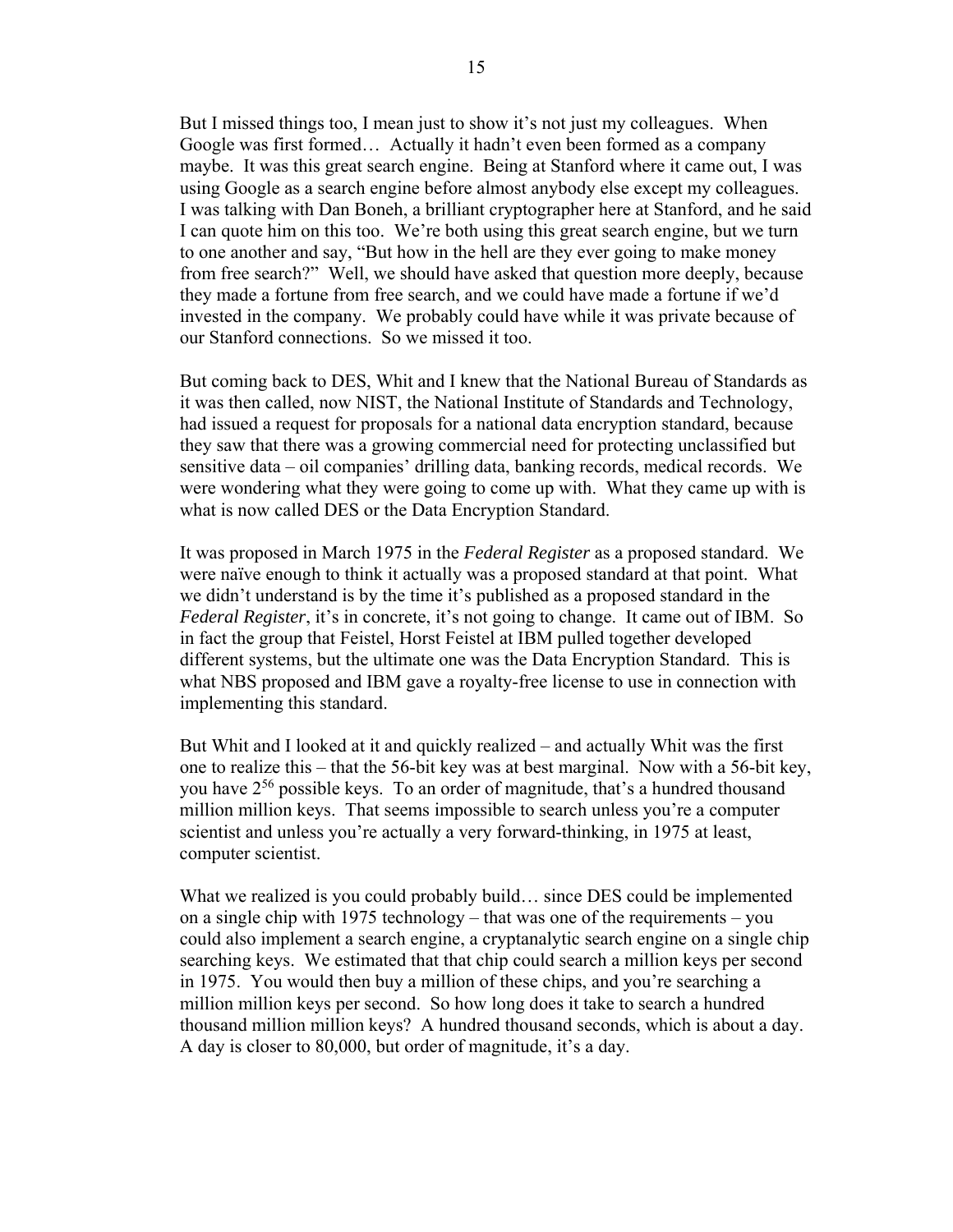But I missed things too, I mean just to show it's not just my colleagues. When Google was first formed… Actually it hadn't even been formed as a company maybe. It was this great search engine. Being at Stanford where it came out, I was using Google as a search engine before almost anybody else except my colleagues. I was talking with Dan Boneh, a brilliant cryptographer here at Stanford, and he said I can quote him on this too. We're both using this great search engine, but we turn to one another and say, "But how in the hell are they ever going to make money from free search?" Well, we should have asked that question more deeply, because they made a fortune from free search, and we could have made a fortune if we'd invested in the company. We probably could have while it was private because of our Stanford connections. So we missed it too.

But coming back to DES, Whit and I knew that the National Bureau of Standards as it was then called, now NIST, the National Institute of Standards and Technology, had issued a request for proposals for a national data encryption standard, because they saw that there was a growing commercial need for protecting unclassified but sensitive data – oil companies' drilling data, banking records, medical records. We were wondering what they were going to come up with. What they came up with is what is now called DES or the Data Encryption Standard.

It was proposed in March 1975 in the *Federal Register* as a proposed standard. We were naïve enough to think it actually was a proposed standard at that point. What we didn't understand is by the time it's published as a proposed standard in the *Federal Register*, it's in concrete, it's not going to change. It came out of IBM. So in fact the group that Feistel, Horst Feistel at IBM pulled together developed different systems, but the ultimate one was the Data Encryption Standard. This is what NBS proposed and IBM gave a royalty-free license to use in connection with implementing this standard.

But Whit and I looked at it and quickly realized – and actually Whit was the first one to realize this – that the 56-bit key was at best marginal. Now with a 56-bit key, you have $2^{56}$ possible keys. To an order of magnitude, that's a hundred thousand million million keys. That seems impossible to search unless you're a computer scientist and unless you're actually a very forward-thinking, in 1975 at least, computer scientist.

What we realized is you could probably build… since DES could be implemented on a single chip with 1975 technology – that was one of the requirements – you could also implement a search engine, a cryptanalytic search engine on a single chip searching keys. We estimated that that chip could search a million keys per second in 1975. You would then buy a million of these chips, and you're searching a million million keys per second. So how long does it take to search a hundred thousand million million keys? A hundred thousand seconds, which is about a day. A day is closer to 80,000, but order of magnitude, it's a day.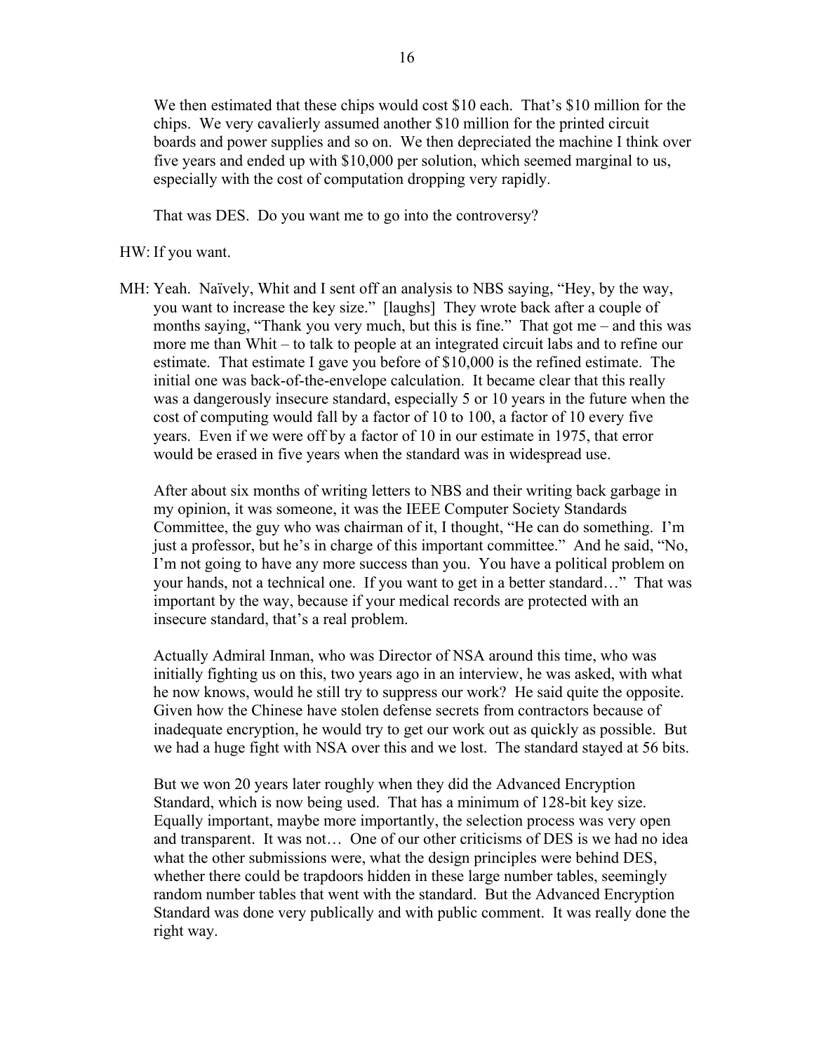We then estimated that these chips would cost $10 each. That's $10 million for the chips. We very cavalierly assumed another $10 million for the printed circuit boards and power supplies and so on. We then depreciated the machine I think over five years and ended up with $10,000 per solution, which seemed marginal to us, especially with the cost of computation dropping very rapidly.

That was DES. Do you want me to go into the controversy?

HW: If you want.

MH: Yeah. Naïvely, Whit and I sent off an analysis to NBS saying, "Hey, by the way, you want to increase the key size." [laughs] They wrote back after a couple of months saying, "Thank you very much, but this is fine." That got me – and this was more me than Whit – to talk to people at an integrated circuit labs and to refine our estimate. That estimate I gave you before of $10,000 is the refined estimate. The initial one was back-of-the-envelope calculation. It became clear that this really was a dangerously insecure standard, especially 5 or 10 years in the future when the cost of computing would fall by a factor of 10 to 100, a factor of 10 every five years. Even if we were off by a factor of 10 in our estimate in 1975, that error would be erased in five years when the standard was in widespread use.

After about six months of writing letters to NBS and their writing back garbage in my opinion, it was someone, it was the IEEE Computer Society Standards Committee, the guy who was chairman of it, I thought, "He can do something. I'm just a professor, but he's in charge of this important committee." And he said, "No, I'm not going to have any more success than you. You have a political problem on your hands, not a technical one. If you want to get in a better standard…" That was important by the way, because if your medical records are protected with an insecure standard, that's a real problem.

Actually Admiral Inman, who was Director of NSA around this time, who was initially fighting us on this, two years ago in an interview, he was asked, with what he now knows, would he still try to suppress our work? He said quite the opposite. Given how the Chinese have stolen defense secrets from contractors because of inadequate encryption, he would try to get our work out as quickly as possible. But we had a huge fight with NSA over this and we lost. The standard stayed at 56 bits.

But we won 20 years later roughly when they did the Advanced Encryption Standard, which is now being used. That has a minimum of 128-bit key size. Equally important, maybe more importantly, the selection process was very open and transparent. It was not… One of our other criticisms of DES is we had no idea what the other submissions were, what the design principles were behind DES, whether there could be trapdoors hidden in these large number tables, seemingly random number tables that went with the standard. But the Advanced Encryption Standard was done very publically and with public comment. It was really done the right way.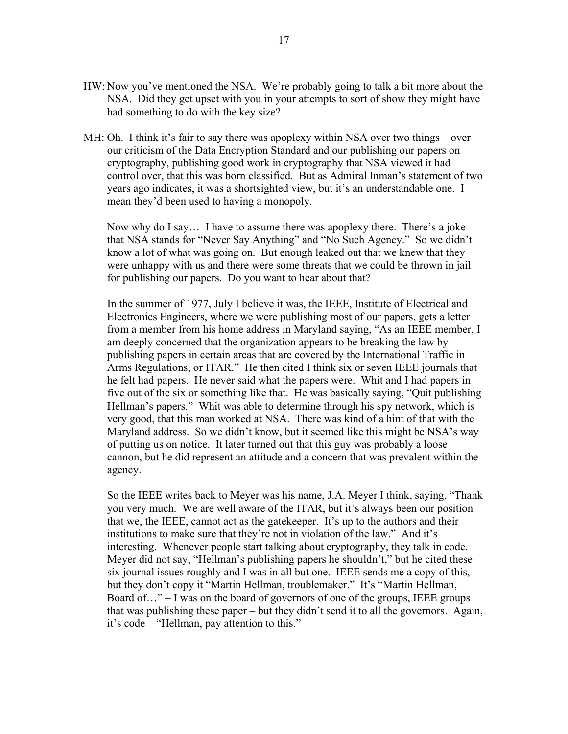HW: Now you've mentioned the NSA. We're probably going to talk a bit more about the NSA. Did they get upset with you in your attempts to sort of show they might have had something to do with the key size?

MH: Oh. I think it's fair to say there was apoplexy within NSA over two things – over our criticism of the Data Encryption Standard and our publishing our papers on cryptography, publishing good work in cryptography that NSA viewed it had control over, that this was born classified. But as Admiral Inman's statement of two years ago indicates, it was a shortsighted view, but it's an understandable one. I mean they'd been used to having a monopoly.

Now why do I say… I have to assume there was apoplexy there. There's a joke that NSA stands for "Never Say Anything" and "No Such Agency." So we didn't know a lot of what was going on. But enough leaked out that we knew that they were unhappy with us and there were some threats that we could be thrown in jail for publishing our papers. Do you want to hear about that?

In the summer of 1977, July I believe it was, the IEEE, Institute of Electrical and Electronics Engineers, where we were publishing most of our papers, gets a letter from a member from his home address in Maryland saying, "As an IEEE member, I am deeply concerned that the organization appears to be breaking the law by publishing papers in certain areas that are covered by the International Traffic in Arms Regulations, or ITAR." He then cited I think six or seven IEEE journals that he felt had papers. He never said what the papers were. Whit and I had papers in five out of the six or something like that. He was basically saying, "Quit publishing Hellman's papers." Whit was able to determine through his spy network, which is very good, that this man worked at NSA. There was kind of a hint of that with the Maryland address. So we didn't know, but it seemed like this might be NSA's way of putting us on notice. It later turned out that this guy was probably a loose cannon, but he did represent an attitude and a concern that was prevalent within the agency.

So the IEEE writes back to Meyer was his name, J.A. Meyer I think, saying, "Thank you very much. We are well aware of the ITAR, but it's always been our position that we, the IEEE, cannot act as the gatekeeper. It's up to the authors and their institutions to make sure that they're not in violation of the law." And it's interesting. Whenever people start talking about cryptography, they talk in code. Meyer did not say, "Hellman's publishing papers he shouldn't," but he cited these six journal issues roughly and I was in all but one. IEEE sends me a copy of this, but they don't copy it "Martin Hellman, troublemaker." It's "Martin Hellman, Board of…" – I was on the board of governors of one of the groups, IEEE groups that was publishing these paper – but they didn't send it to all the governors. Again, it's code – "Hellman, pay attention to this."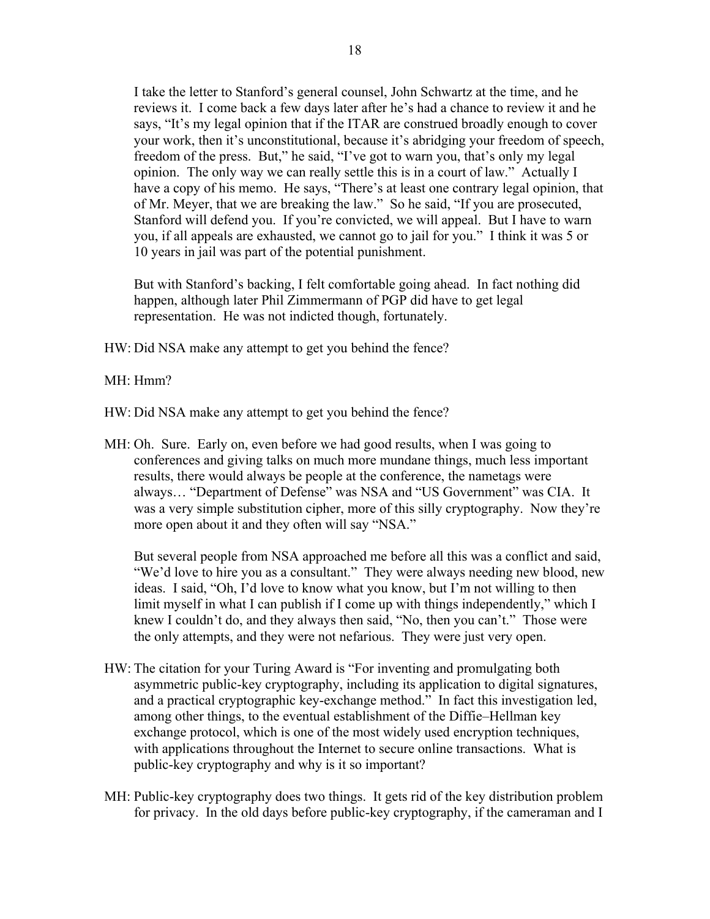I take the letter to Stanford's general counsel, John Schwartz at the time, and he reviews it. I come back a few days later after he's had a chance to review it and he says, "It's my legal opinion that if the ITAR are construed broadly enough to cover your work, then it's unconstitutional, because it's abridging your freedom of speech, freedom of the press. But," he said, "I've got to warn you, that's only my legal opinion. The only way we can really settle this is in a court of law." Actually I have a copy of his memo. He says, "There's at least one contrary legal opinion, that of Mr. Meyer, that we are breaking the law." So he said, "If you are prosecuted, Stanford will defend you. If you're convicted, we will appeal. But I have to warn you, if all appeals are exhausted, we cannot go to jail for you." I think it was 5 or 10 years in jail was part of the potential punishment.

But with Stanford's backing, I felt comfortable going ahead. In fact nothing did happen, although later Phil Zimmermann of PGP did have to get legal representation. He was not indicted though, fortunately.

HW: Did NSA make any attempt to get you behind the fence?

MH: Hmm?

HW: Did NSA make any attempt to get you behind the fence?

MH: Oh. Sure. Early on, even before we had good results, when I was going to conferences and giving talks on much more mundane things, much less important results, there would always be people at the conference, the nametags were always… "Department of Defense" was NSA and "US Government" was CIA. It was a very simple substitution cipher, more of this silly cryptography. Now they're more open about it and they often will say "NSA."

But several people from NSA approached me before all this was a conflict and said, "We'd love to hire you as a consultant." They were always needing new blood, new ideas. I said, "Oh, I'd love to know what you know, but I'm not willing to then limit myself in what I can publish if I come up with things independently," which I knew I couldn't do, and they always then said, "No, then you can't." Those were the only attempts, and they were not nefarious. They were just very open.

HW: The citation for your Turing Award is "For inventing and promulgating both asymmetric public-key cryptography, including its application to digital signatures, and a practical cryptographic key-exchange method." In fact this investigation led, among other things, to the eventual establishment of the Diffie–Hellman key exchange protocol, which is one of the most widely used encryption techniques, with applications throughout the Internet to secure online transactions. What is public-key cryptography and why is it so important?

MH: Public-key cryptography does two things. It gets rid of the key distribution problem for privacy. In the old days before public-key cryptography, if the cameraman and I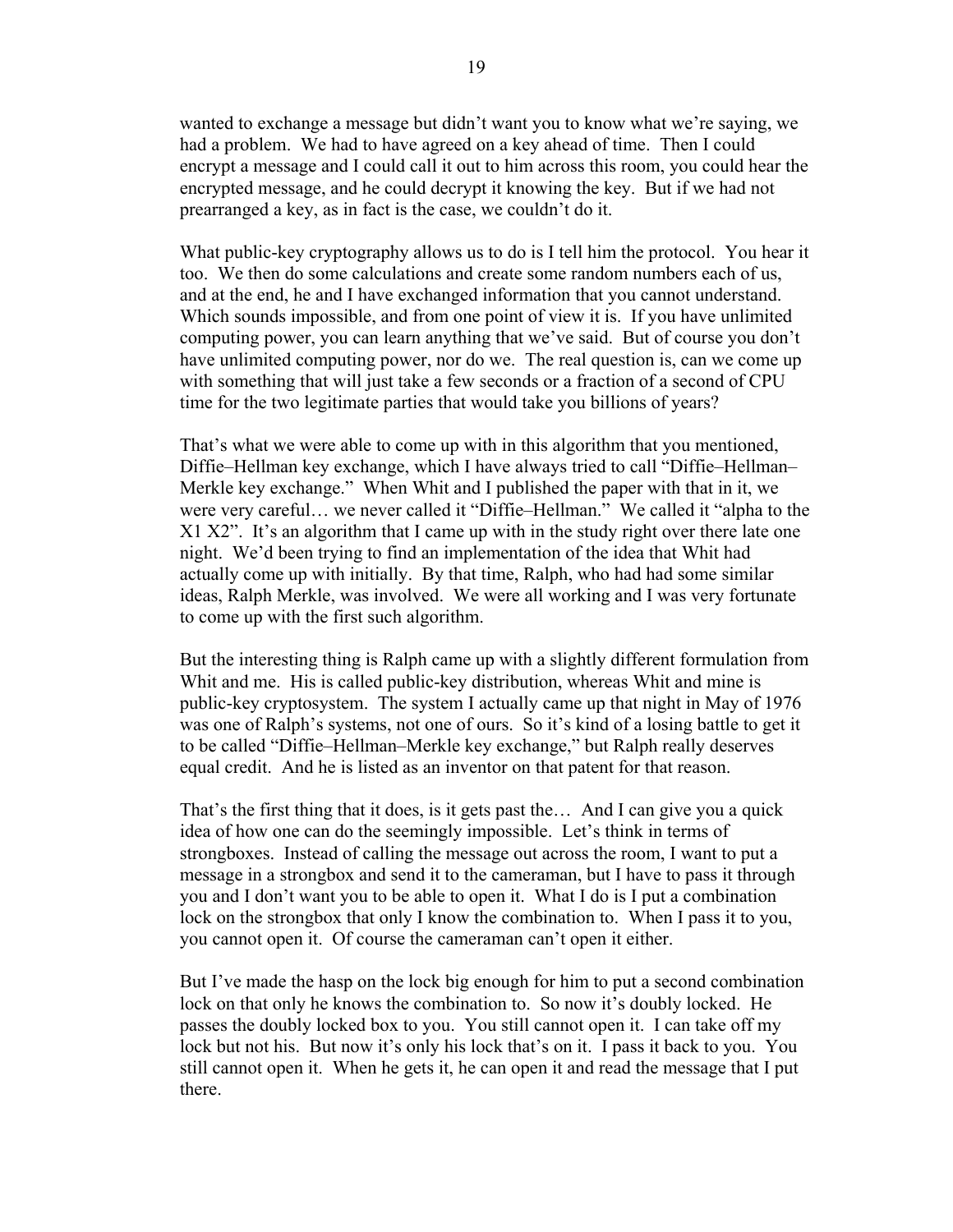wanted to exchange a message but didn't want you to know what we're saying, we had a problem. We had to have agreed on a key ahead of time. Then I could encrypt a message and I could call it out to him across this room, you could hear the encrypted message, and he could decrypt it knowing the key. But if we had not prearranged a key, as in fact is the case, we couldn't do it.

What public-key cryptography allows us to do is I tell him the protocol. You hear it too. We then do some calculations and create some random numbers each of us, and at the end, he and I have exchanged information that you cannot understand. Which sounds impossible, and from one point of view it is. If you have unlimited computing power, you can learn anything that we've said. But of course you don't have unlimited computing power, nor do we. The real question is, can we come up with something that will just take a few seconds or a fraction of a second of CPU time for the two legitimate parties that would take you billions of years?

That's what we were able to come up with in this algorithm that you mentioned, Diffie–Hellman key exchange, which I have always tried to call "Diffie–Hellman–Merkle key exchange." When Whit and I published the paper with that in it, we were very careful… we never called it "Diffie–Hellman." We called it "alpha to the X1 X2". It's an algorithm that I came up with in the study right over there late one night. We'd been trying to find an implementation of the idea that Whit had actually come up with initially. By that time, Ralph, who had had some similar ideas, Ralph Merkle, was involved. We were all working and I was very fortunate to come up with the first such algorithm.

But the interesting thing is Ralph came up with a slightly different formulation from Whit and me. His is called public-key distribution, whereas Whit and mine is public-key cryptosystem. The system I actually came up that night in May of 1976 was one of Ralph's systems, not one of ours. So it's kind of a losing battle to get it to be called "Diffie–Hellman–Merkle key exchange," but Ralph really deserves equal credit. And he is listed as an inventor on that patent for that reason.

That's the first thing that it does, is it gets past the… And I can give you a quick idea of how one can do the seemingly impossible. Let's think in terms of strongboxes. Instead of calling the message out across the room, I want to put a message in a strongbox and send it to the cameraman, but I have to pass it through you and I don't want you to be able to open it. What I do is I put a combination lock on the strongbox that only I know the combination to. When I pass it to you, you cannot open it. Of course the cameraman can't open it either.

But I've made the hasp on the lock big enough for him to put a second combination lock on that only he knows the combination to. So now it's doubly locked. He passes the doubly locked box to you. You still cannot open it. I can take off my lock but not his. But now it's only his lock that's on it. I pass it back to you. You still cannot open it. When he gets it, he can open it and read the message that I put there.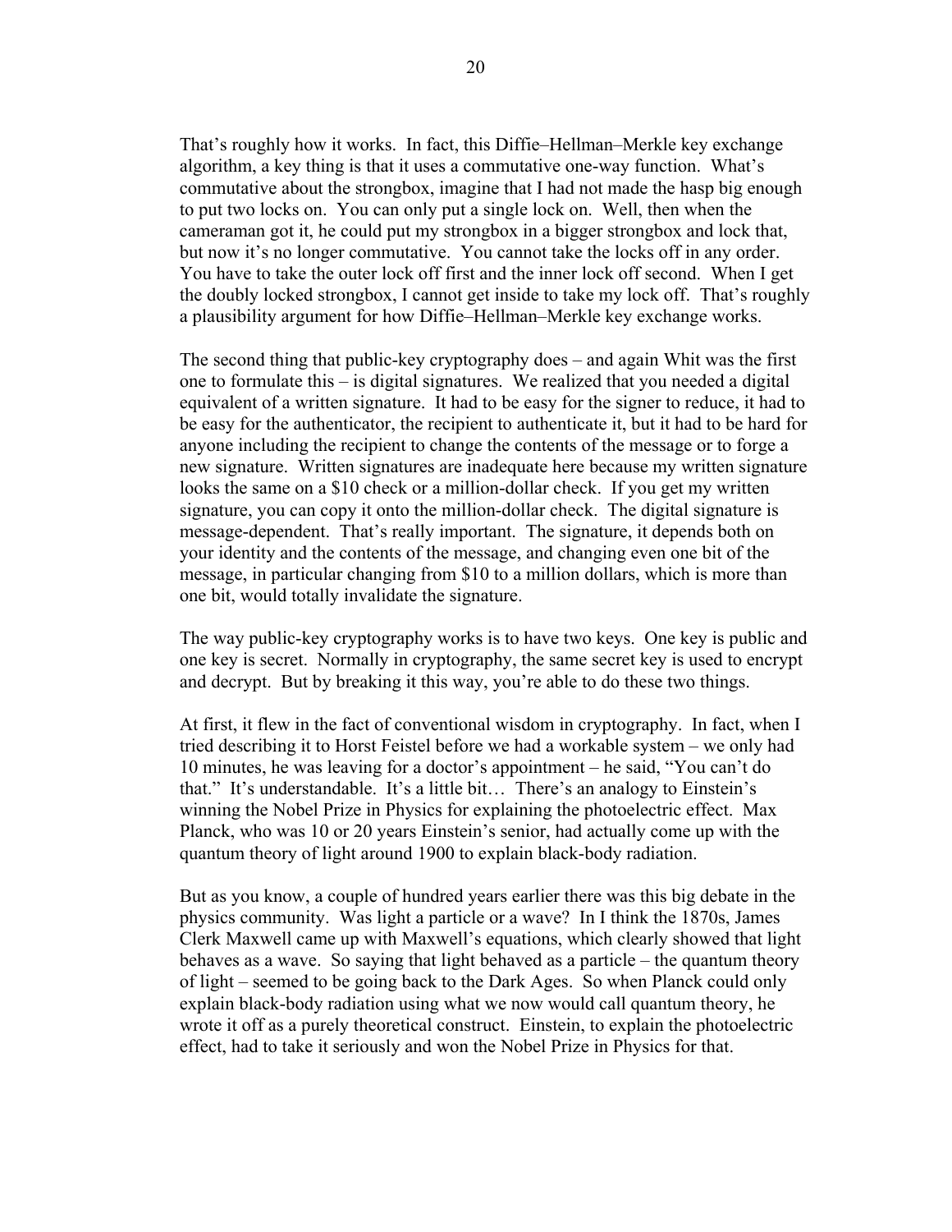That's roughly how it works. In fact, this Diffie–Hellman–Merkle key exchange algorithm, a key thing is that it uses a commutative one-way function. What's commutative about the strongbox, imagine that I had not made the hasp big enough to put two locks on. You can only put a single lock on. Well, then when the cameraman got it, he could put my strongbox in a bigger strongbox and lock that, but now it's no longer commutative. You cannot take the locks off in any order. You have to take the outer lock off first and the inner lock off second. When I get the doubly locked strongbox, I cannot get inside to take my lock off. That's roughly a plausibility argument for how Diffie–Hellman–Merkle key exchange works.

The second thing that public-key cryptography does – and again Whit was the first one to formulate this – is digital signatures. We realized that you needed a digital equivalent of a written signature. It had to be easy for the signer to reduce, it had to be easy for the authenticator, the recipient to authenticate it, but it had to be hard for anyone including the recipient to change the contents of the message or to forge a new signature. Written signatures are inadequate here because my written signature looks the same on a $10 check or a million-dollar check. If you get my written signature, you can copy it onto the million-dollar check. The digital signature is message-dependent. That's really important. The signature, it depends both on your identity and the contents of the message, and changing even one bit of the message, in particular changing from $10 to a million dollars, which is more than one bit, would totally invalidate the signature.

The way public-key cryptography works is to have two keys. One key is public and one key is secret. Normally in cryptography, the same secret key is used to encrypt and decrypt. But by breaking it this way, you're able to do these two things.

At first, it flew in the fact of conventional wisdom in cryptography. In fact, when I tried describing it to Horst Feistel before we had a workable system – we only had 10 minutes, he was leaving for a doctor's appointment – he said, "You can't do that." It's understandable. It's a little bit… There's an analogy to Einstein's winning the Nobel Prize in Physics for explaining the photoelectric effect. Max Planck, who was 10 or 20 years Einstein's senior, had actually come up with the quantum theory of light around 1900 to explain black-body radiation.

But as you know, a couple of hundred years earlier there was this big debate in the physics community. Was light a particle or a wave? In I think the 1870s, James Clerk Maxwell came up with Maxwell's equations, which clearly showed that light behaves as a wave. So saying that light behaved as a particle – the quantum theory of light – seemed to be going back to the Dark Ages. So when Planck could only explain black-body radiation using what we now would call quantum theory, he wrote it off as a purely theoretical construct. Einstein, to explain the photoelectric effect, had to take it seriously and won the Nobel Prize in Physics for that.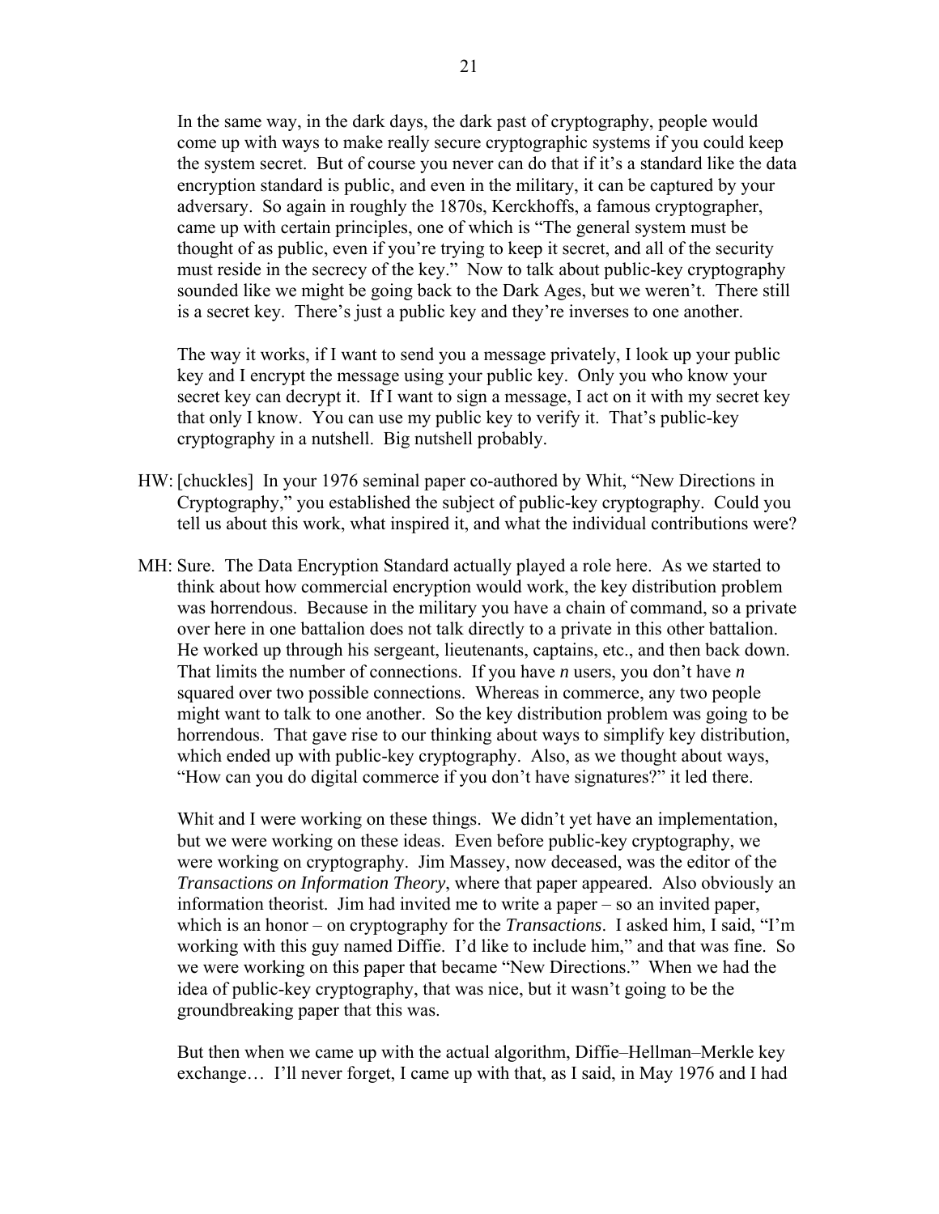In the same way, in the dark days, the dark past of cryptography, people would come up with ways to make really secure cryptographic systems if you could keep the system secret. But of course you never can do that if it's a standard like the data encryption standard is public, and even in the military, it can be captured by your adversary. So again in roughly the 1870s, Kerckhoffs, a famous cryptographer, came up with certain principles, one of which is "The general system must be thought of as public, even if you're trying to keep it secret, and all of the security must reside in the secrecy of the key." Now to talk about public-key cryptography sounded like we might be going back to the Dark Ages, but we weren't. There still is a secret key. There's just a public key and they're inverses to one another.

The way it works, if I want to send you a message privately, I look up your public key and I encrypt the message using your public key. Only you who know your secret key can decrypt it. If I want to sign a message, I act on it with my secret key that only I know. You can use my public key to verify it. That's public-key cryptography in a nutshell. Big nutshell probably.

HW: [chuckles] In your 1976 seminal paper co-authored by Whit, "New Directions in Cryptography," you established the subject of public-key cryptography. Could you tell us about this work, what inspired it, and what the individual contributions were?

MH: Sure. The Data Encryption Standard actually played a role here. As we started to think about how commercial encryption would work, the key distribution problem was horrendous. Because in the military you have a chain of command, so a private over here in one battalion does not talk directly to a private in this other battalion. He worked up through his sergeant, lieutenants, captains, etc., and then back down. That limits the number of connections. If you have $n$ users, you don't have $n$ squared over two possible connections. Whereas in commerce, any two people might want to talk to one another. So the key distribution problem was going to be horrendous. That gave rise to our thinking about ways to simplify key distribution, which ended up with public-key cryptography. Also, as we thought about ways, "How can you do digital commerce if you don't have signatures?" it led there.

Whit and I were working on these things. We didn't yet have an implementation, but we were working on these ideas. Even before public-key cryptography, we were working on cryptography. Jim Massey, now deceased, was the editor of the *Transactions on Information Theory*, where that paper appeared. Also obviously an information theorist. Jim had invited me to write a paper – so an invited paper, which is an honor – on cryptography for the *Transactions*. I asked him, I said, "I'm working with this guy named Diffie. I'd like to include him," and that was fine. So we were working on this paper that became "New Directions." When we had the idea of public-key cryptography, that was nice, but it wasn't going to be the groundbreaking paper that this was.

But then when we came up with the actual algorithm, Diffie–Hellman–Merkle key exchange… I'll never forget, I came up with that, as I said, in May 1976 and I had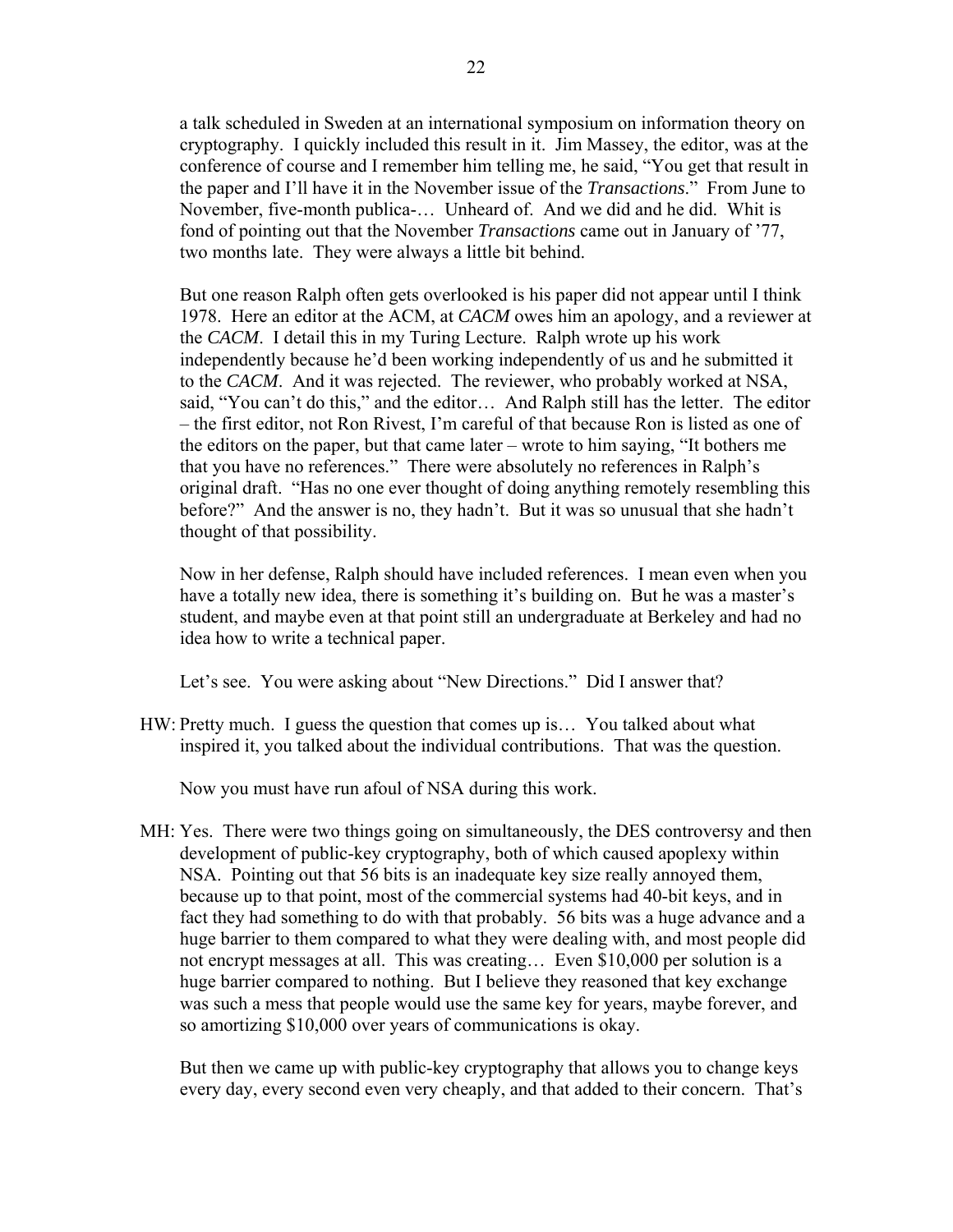a talk scheduled in Sweden at an international symposium on information theory on cryptography. I quickly included this result in it. Jim Massey, the editor, was at the conference of course and I remember him telling me, he said, "You get that result in the paper and I'll have it in the November issue of the *Transactions*." From June to November, five-month publica-… Unheard of. And we did and he did. Whit is fond of pointing out that the November *Transactions* came out in January of '77, two months late. They were always a little bit behind.

But one reason Ralph often gets overlooked is his paper did not appear until I think 1978. Here an editor at the ACM, at *CACM* owes him an apology, and a reviewer at the *CACM*. I detail this in my Turing Lecture. Ralph wrote up his work independently because he'd been working independently of us and he submitted it to the *CACM*. And it was rejected. The reviewer, who probably worked at NSA, said, "You can't do this," and the editor… And Ralph still has the letter. The editor – the first editor, not Ron Rivest, I'm careful of that because Ron is listed as one of the editors on the paper, but that came later – wrote to him saying, "It bothers me that you have no references." There were absolutely no references in Ralph's original draft. "Has no one ever thought of doing anything remotely resembling this before?" And the answer is no, they hadn't. But it was so unusual that she hadn't thought of that possibility.

Now in her defense, Ralph should have included references. I mean even when you have a totally new idea, there is something it's building on. But he was a master's student, and maybe even at that point still an undergraduate at Berkeley and had no idea how to write a technical paper.

Let's see. You were asking about "New Directions." Did I answer that?

HW: Pretty much. I guess the question that comes up is… You talked about what inspired it, you talked about the individual contributions. That was the question.

Now you must have run afoul of NSA during this work.

MH: Yes. There were two things going on simultaneously, the DES controversy and then development of public-key cryptography, both of which caused apoplexy within NSA. Pointing out that 56 bits is an inadequate key size really annoyed them, because up to that point, most of the commercial systems had 40-bit keys, and in fact they had something to do with that probably. 56 bits was a huge advance and a huge barrier to them compared to what they were dealing with, and most people did not encrypt messages at all. This was creating… Even $10,000 per solution is a huge barrier compared to nothing. But I believe they reasoned that key exchange was such a mess that people would use the same key for years, maybe forever, and so amortizing $10,000 over years of communications is okay.

But then we came up with public-key cryptography that allows you to change keys every day, every second even very cheaply, and that added to their concern. That's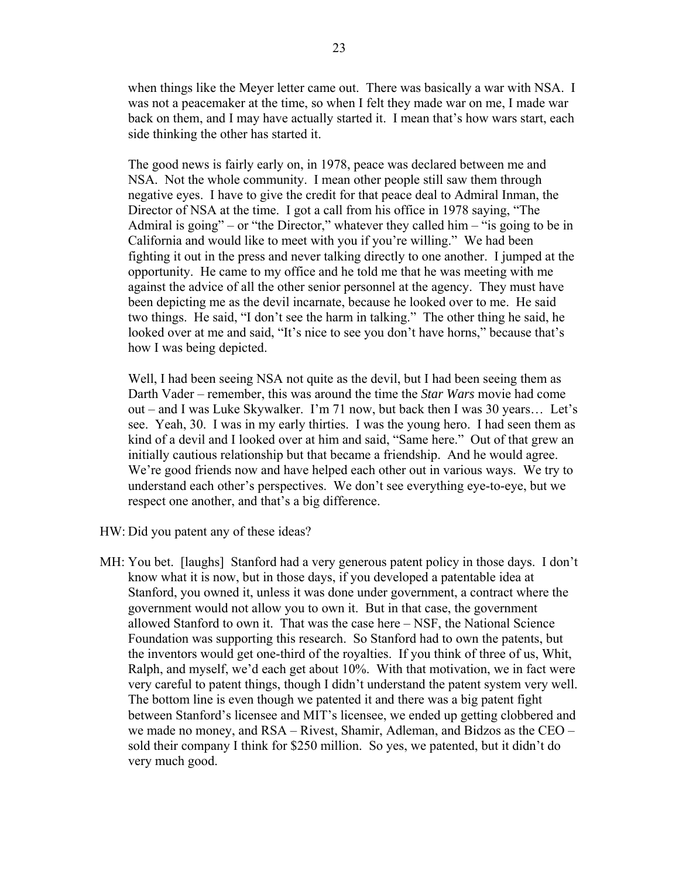when things like the Meyer letter came out. There was basically a war with NSA. I was not a peacemaker at the time, so when I felt they made war on me, I made war back on them, and I may have actually started it. I mean that's how wars start, each side thinking the other has started it.

The good news is fairly early on, in 1978, peace was declared between me and NSA. Not the whole community. I mean other people still saw them through negative eyes. I have to give the credit for that peace deal to Admiral Inman, the Director of NSA at the time. I got a call from his office in 1978 saying, "The Admiral is going" – or "the Director," whatever they called him – "is going to be in California and would like to meet with you if you're willing." We had been fighting it out in the press and never talking directly to one another. I jumped at the opportunity. He came to my office and he told me that he was meeting with me against the advice of all the other senior personnel at the agency. They must have been depicting me as the devil incarnate, because he looked over to me. He said two things. He said, "I don't see the harm in talking." The other thing he said, he looked over at me and said, "It's nice to see you don't have horns," because that's how I was being depicted.

Well, I had been seeing NSA not quite as the devil, but I had been seeing them as Darth Vader – remember, this was around the time the *Star Wars* movie had come out – and I was Luke Skywalker. I'm 71 now, but back then I was 30 years… Let's see. Yeah, 30. I was in my early thirties. I was the young hero. I had seen them as kind of a devil and I looked over at him and said, "Same here." Out of that grew an initially cautious relationship but that became a friendship. And he would agree. We're good friends now and have helped each other out in various ways. We try to understand each other's perspectives. We don't see everything eye-to-eye, but we respect one another, and that's a big difference.

HW: Did you patent any of these ideas?

MH: You bet. [laughs] Stanford had a very generous patent policy in those days. I don't know what it is now, but in those days, if you developed a patentable idea at Stanford, you owned it, unless it was done under government, a contract where the government would not allow you to own it. But in that case, the government allowed Stanford to own it. That was the case here – NSF, the National Science Foundation was supporting this research. So Stanford had to own the patents, but the inventors would get one-third of the royalties. If you think of three of us, Whit, Ralph, and myself, we'd each get about 10%. With that motivation, we in fact were very careful to patent things, though I didn't understand the patent system very well. The bottom line is even though we patented it and there was a big patent fight between Stanford's licensee and MIT's licensee, we ended up getting clobbered and we made no money, and RSA – Rivest, Shamir, Adleman, and Bidzos as the CEO – sold their company I think for $250 million. So yes, we patented, but it didn't do very much good.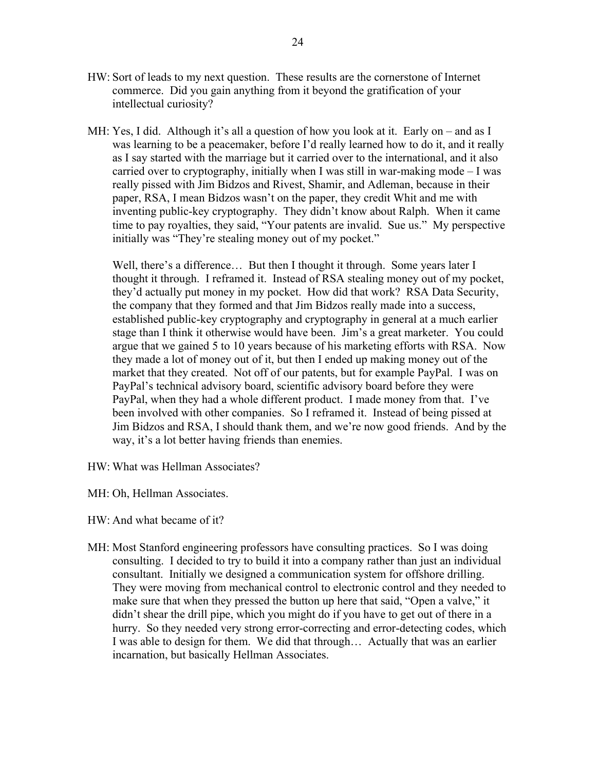HW: Sort of leads to my next question. These results are the cornerstone of Internet commerce. Did you gain anything from it beyond the gratification of your intellectual curiosity?

MH: Yes, I did. Although it's all a question of how you look at it. Early on – and as I was learning to be a peacemaker, before I'd really learned how to do it, and it really as I say started with the marriage but it carried over to the international, and it also carried over to cryptography, initially when I was still in war-making mode – I was really pissed with Jim Bidzos and Rivest, Shamir, and Adleman, because in their paper, RSA, I mean Bidzos wasn't on the paper, they credit Whit and me with inventing public-key cryptography. They didn't know about Ralph. When it came time to pay royalties, they said, "Your patents are invalid. Sue us." My perspective initially was "They're stealing money out of my pocket."

Well, there's a difference… But then I thought it through. Some years later I thought it through. I reframed it. Instead of RSA stealing money out of my pocket, they'd actually put money in my pocket. How did that work? RSA Data Security, the company that they formed and that Jim Bidzos really made into a success, established public-key cryptography and cryptography in general at a much earlier stage than I think it otherwise would have been. Jim's a great marketer. You could argue that we gained 5 to 10 years because of his marketing efforts with RSA. Now they made a lot of money out of it, but then I ended up making money out of the market that they created. Not off of our patents, but for example PayPal. I was on PayPal's technical advisory board, scientific advisory board before they were PayPal, when they had a whole different product. I made money from that. I've been involved with other companies. So I reframed it. Instead of being pissed at Jim Bidzos and RSA, I should thank them, and we're now good friends. And by the way, it's a lot better having friends than enemies.

HW: What was Hellman Associates?

MH: Oh, Hellman Associates.

HW: And what became of it?

MH: Most Stanford engineering professors have consulting practices. So I was doing consulting. I decided to try to build it into a company rather than just an individual consultant. Initially we designed a communication system for offshore drilling. They were moving from mechanical control to electronic control and they needed to make sure that when they pressed the button up here that said, "Open a valve," it didn't shear the drill pipe, which you might do if you have to get out of there in a hurry. So they needed very strong error-correcting and error-detecting codes, which I was able to design for them. We did that through… Actually that was an earlier incarnation, but basically Hellman Associates.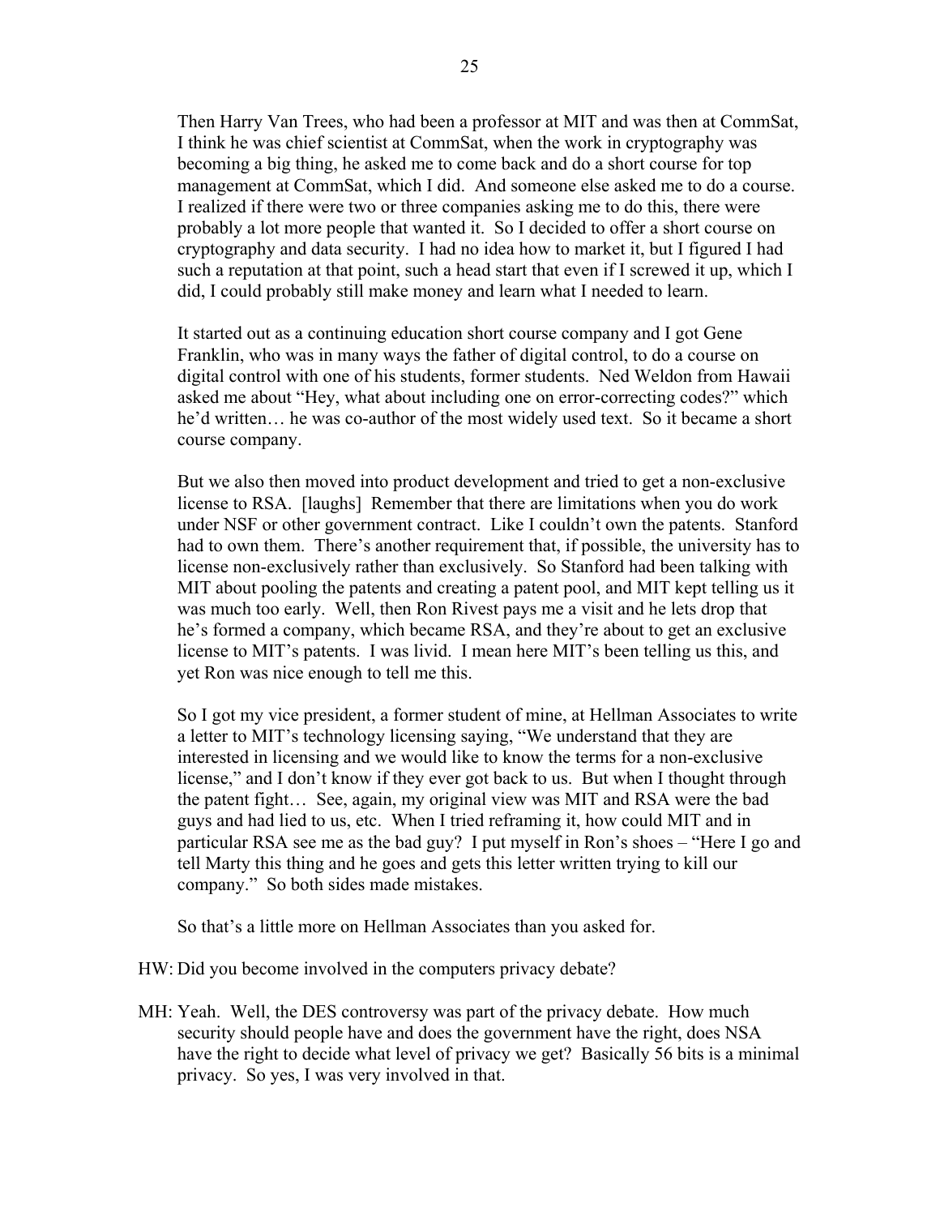Then Harry Van Trees, who had been a professor at MIT and was then at CommSat, I think he was chief scientist at CommSat, when the work in cryptography was becoming a big thing, he asked me to come back and do a short course for top management at CommSat, which I did. And someone else asked me to do a course. I realized if there were two or three companies asking me to do this, there were probably a lot more people that wanted it. So I decided to offer a short course on cryptography and data security. I had no idea how to market it, but I figured I had such a reputation at that point, such a head start that even if I screwed it up, which I did, I could probably still make money and learn what I needed to learn.

It started out as a continuing education short course company and I got Gene Franklin, who was in many ways the father of digital control, to do a course on digital control with one of his students, former students. Ned Weldon from Hawaii asked me about "Hey, what about including one on error-correcting codes?" which he'd written… he was co-author of the most widely used text. So it became a short course company.

But we also then moved into product development and tried to get a non-exclusive license to RSA. [laughs] Remember that there are limitations when you do work under NSF or other government contract. Like I couldn't own the patents. Stanford had to own them. There's another requirement that, if possible, the university has to license non-exclusively rather than exclusively. So Stanford had been talking with MIT about pooling the patents and creating a patent pool, and MIT kept telling us it was much too early. Well, then Ron Rivest pays me a visit and he lets drop that he's formed a company, which became RSA, and they're about to get an exclusive license to MIT's patents. I was livid. I mean here MIT's been telling us this, and yet Ron was nice enough to tell me this.

So I got my vice president, a former student of mine, at Hellman Associates to write a letter to MIT's technology licensing saying, "We understand that they are interested in licensing and we would like to know the terms for a non-exclusive license," and I don't know if they ever got back to us. But when I thought through the patent fight… See, again, my original view was MIT and RSA were the bad guys and had lied to us, etc. When I tried reframing it, how could MIT and in particular RSA see me as the bad guy? I put myself in Ron's shoes – "Here I go and tell Marty this thing and he goes and gets this letter written trying to kill our company." So both sides made mistakes.

So that's a little more on Hellman Associates than you asked for.

HW: Did you become involved in the computers privacy debate?

MH: Yeah. Well, the DES controversy was part of the privacy debate. How much security should people have and does the government have the right, does NSA have the right to decide what level of privacy we get? Basically 56 bits is a minimal privacy. So yes, I was very involved in that.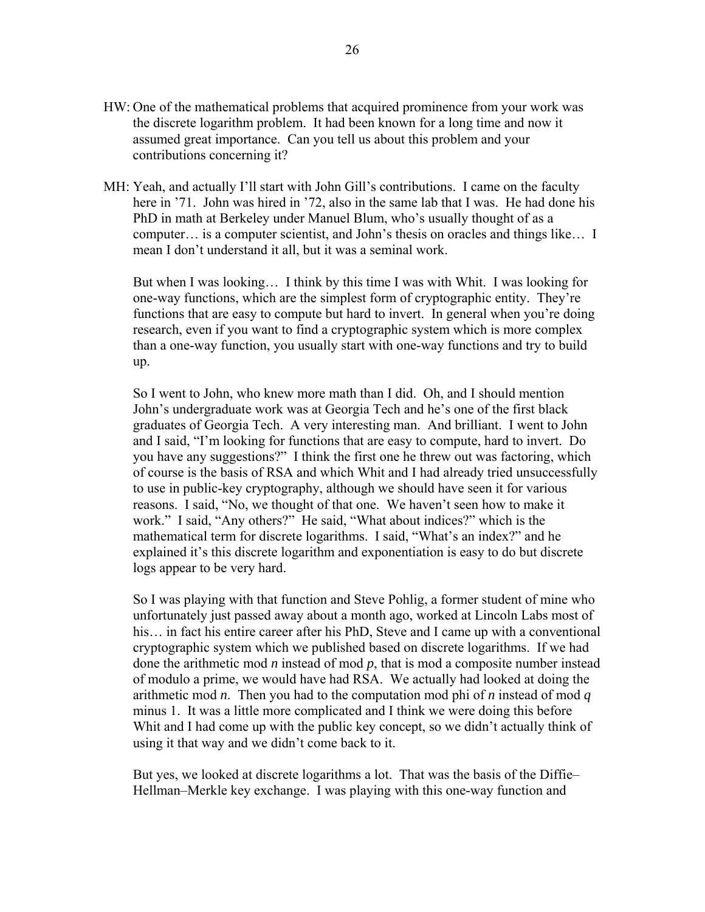HW: One of the mathematical problems that acquired prominence from your work was the discrete logarithm problem. It had been known for a long time and now it assumed great importance. Can you tell us about this problem and your contributions concerning it?

MH: Yeah, and actually I'll start with John Gill's contributions. I came on the faculty here in '71. John was hired in '72, also in the same lab that I was. He had done his PhD in math at Berkeley under Manuel Blum, who's usually thought of as a computer… is a computer scientist, and John's thesis on oracles and things like… I mean I don't understand it all, but it was a seminal work.

But when I was looking… I think by this time I was with Whit. I was looking for one-way functions, which are the simplest form of cryptographic entity. They're functions that are easy to compute but hard to invert. In general when you're doing research, even if you want to find a cryptographic system which is more complex than a one-way function, you usually start with one-way functions and try to build up.

So I went to John, who knew more math than I did. Oh, and I should mention John's undergraduate work was at Georgia Tech and he's one of the first black graduates of Georgia Tech. A very interesting man. And brilliant. I went to John and I said, "I'm looking for functions that are easy to compute, hard to invert. Do you have any suggestions?" I think the first one he threw out was factoring, which of course is the basis of RSA and which Whit and I had already tried unsuccessfully to use in public-key cryptography, although we should have seen it for various reasons. I said, "No, we thought of that one. We haven't seen how to make it work." I said, "Any others?" He said, "What about indices?" which is the mathematical term for discrete logarithms. I said, "What's an index?" and he explained it's this discrete logarithm and exponentiation is easy to do but discrete logs appear to be very hard.

So I was playing with that function and Steve Pohlig, a former student of mine who unfortunately just passed away about a month ago, worked at Lincoln Labs most of his… in fact his entire career after his PhD, Steve and I came up with a conventional cryptographic system which we published based on discrete logarithms. If we had done the arithmetic mod $n$ instead of mod $p$, that is mod a composite number instead of modulo a prime, we would have had RSA. We actually had looked at doing the arithmetic mod $n$. Then you had to the computation mod phi of $n$ instead of mod $q$ minus 1. It was a little more complicated and I think we were doing this before Whit and I had come up with the public key concept, so we didn't actually think of using it that way and we didn't come back to it.

But yes, we looked at discrete logarithms a lot. That was the basis of the Diffie–Hellman–Merkle key exchange. I was playing with this one-way function and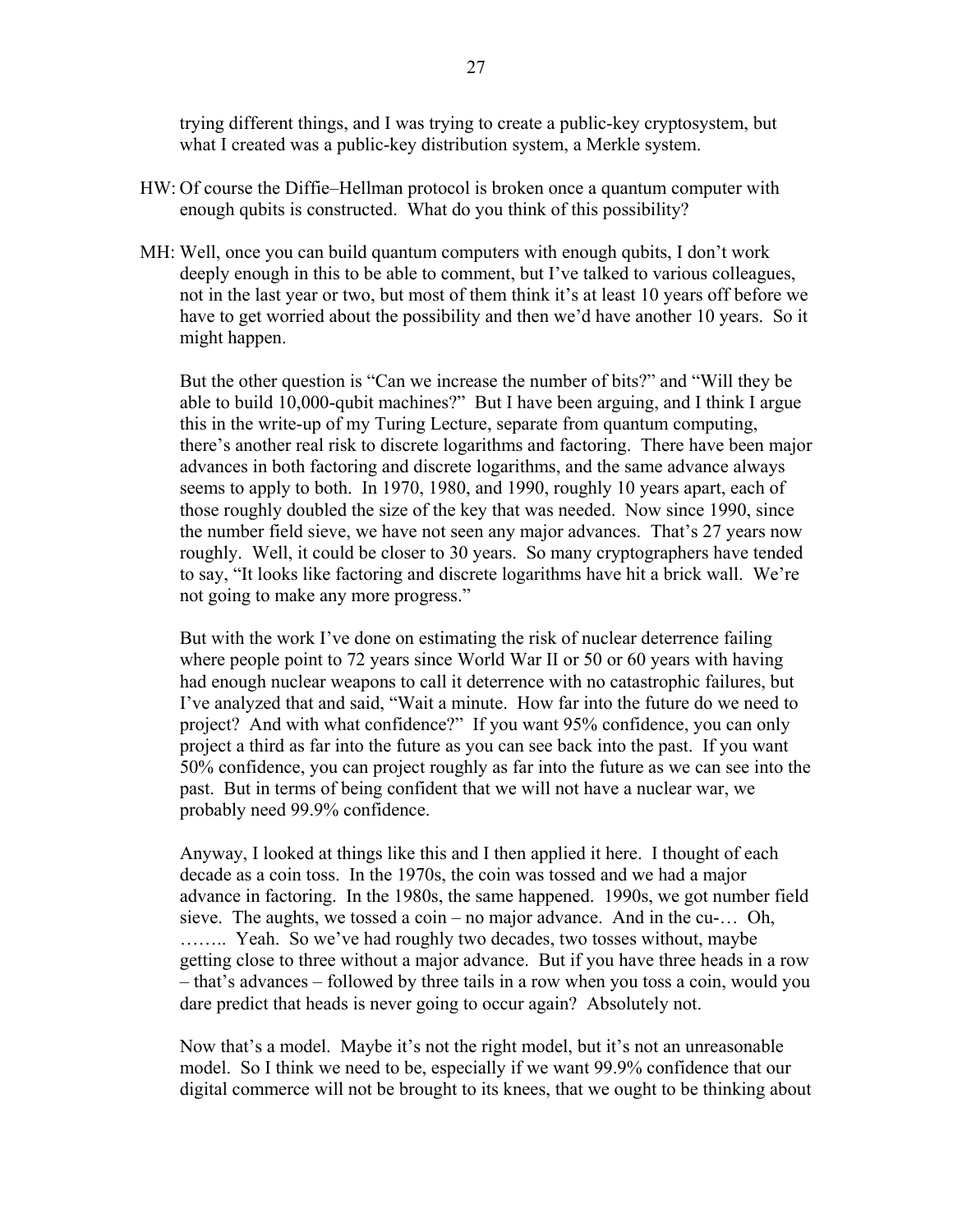trying different things, and I was trying to create a public-key cryptosystem, but what I created was a public-key distribution system, a Merkle system.

HW: Of course the Diffie–Hellman protocol is broken once a quantum computer with enough qubits is constructed. What do you think of this possibility?

MH: Well, once you can build quantum computers with enough qubits, I don't work deeply enough in this to be able to comment, but I've talked to various colleagues, not in the last year or two, but most of them think it's at least 10 years off before we have to get worried about the possibility and then we'd have another 10 years. So it might happen.

But the other question is "Can we increase the number of bits?" and "Will they be able to build 10,000-qubit machines?" But I have been arguing, and I think I argue this in the write-up of my Turing Lecture, separate from quantum computing, there's another real risk to discrete logarithms and factoring. There have been major advances in both factoring and discrete logarithms, and the same advance always seems to apply to both. In 1970, 1980, and 1990, roughly 10 years apart, each of those roughly doubled the size of the key that was needed. Now since 1990, since the number field sieve, we have not seen any major advances. That's 27 years now roughly. Well, it could be closer to 30 years. So many cryptographers have tended to say, "It looks like factoring and discrete logarithms have hit a brick wall. We're not going to make any more progress."

But with the work I've done on estimating the risk of nuclear deterrence failing where people point to 72 years since World War II or 50 or 60 years with having had enough nuclear weapons to call it deterrence with no catastrophic failures, but I've analyzed that and said, "Wait a minute. How far into the future do we need to project? And with what confidence?" If you want 95% confidence, you can only project a third as far into the future as you can see back into the past. If you want 50% confidence, you can project roughly as far into the future as we can see into the past. But in terms of being confident that we will not have a nuclear war, we probably need 99.9% confidence.

Anyway, I looked at things like this and I then applied it here. I thought of each decade as a coin toss. In the 1970s, the coin was tossed and we had a major advance in factoring. In the 1980s, the same happened. 1990s, we got number field sieve. The aughts, we tossed a coin – no major advance. And in the cu-… Oh, …….. Yeah. So we've had roughly two decades, two tosses without, maybe getting close to three without a major advance. But if you have three heads in a row – that's advances – followed by three tails in a row when you toss a coin, would you dare predict that heads is never going to occur again? Absolutely not.

Now that's a model. Maybe it's not the right model, but it's not an unreasonable model. So I think we need to be, especially if we want 99.9% confidence that our digital commerce will not be brought to its knees, that we ought to be thinking about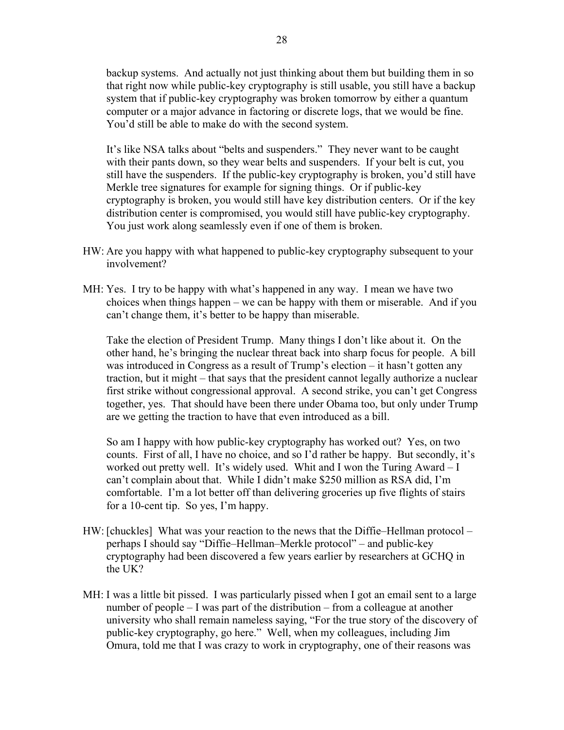backup systems. And actually not just thinking about them but building them in so that right now while public-key cryptography is still usable, you still have a backup system that if public-key cryptography was broken tomorrow by either a quantum computer or a major advance in factoring or discrete logs, that we would be fine. You'd still be able to make do with the second system.

It's like NSA talks about "belts and suspenders." They never want to be caught with their pants down, so they wear belts and suspenders. If your belt is cut, you still have the suspenders. If the public-key cryptography is broken, you'd still have Merkle tree signatures for example for signing things. Or if public-key cryptography is broken, you would still have key distribution centers. Or if the key distribution center is compromised, you would still have public-key cryptography. You just work along seamlessly even if one of them is broken.

HW: Are you happy with what happened to public-key cryptography subsequent to your involvement?

MH: Yes. I try to be happy with what's happened in any way. I mean we have two choices when things happen – we can be happy with them or miserable. And if you can't change them, it's better to be happy than miserable.

Take the election of President Trump. Many things I don't like about it. On the other hand, he's bringing the nuclear threat back into sharp focus for people. A bill was introduced in Congress as a result of Trump's election – it hasn't gotten any traction, but it might – that says that the president cannot legally authorize a nuclear first strike without congressional approval. A second strike, you can't get Congress together, yes. That should have been there under Obama too, but only under Trump are we getting the traction to have that even introduced as a bill.

So am I happy with how public-key cryptography has worked out? Yes, on two counts. First of all, I have no choice, and so I'd rather be happy. But secondly, it's worked out pretty well. It's widely used. Whit and I won the Turing Award – I can't complain about that. While I didn't make $250 million as RSA did, I'm comfortable. I'm a lot better off than delivering groceries up five flights of stairs for a 10-cent tip. So yes, I'm happy.

HW: [chuckles] What was your reaction to the news that the Diffie–Hellman protocol – perhaps I should say "Diffie–Hellman–Merkle protocol" – and public-key cryptography had been discovered a few years earlier by researchers at GCHQ in the UK?

MH: I was a little bit pissed. I was particularly pissed when I got an email sent to a large number of people – I was part of the distribution – from a colleague at another university who shall remain nameless saying, "For the true story of the discovery of public-key cryptography, go here." Well, when my colleagues, including Jim Omura, told me that I was crazy to work in cryptography, one of their reasons was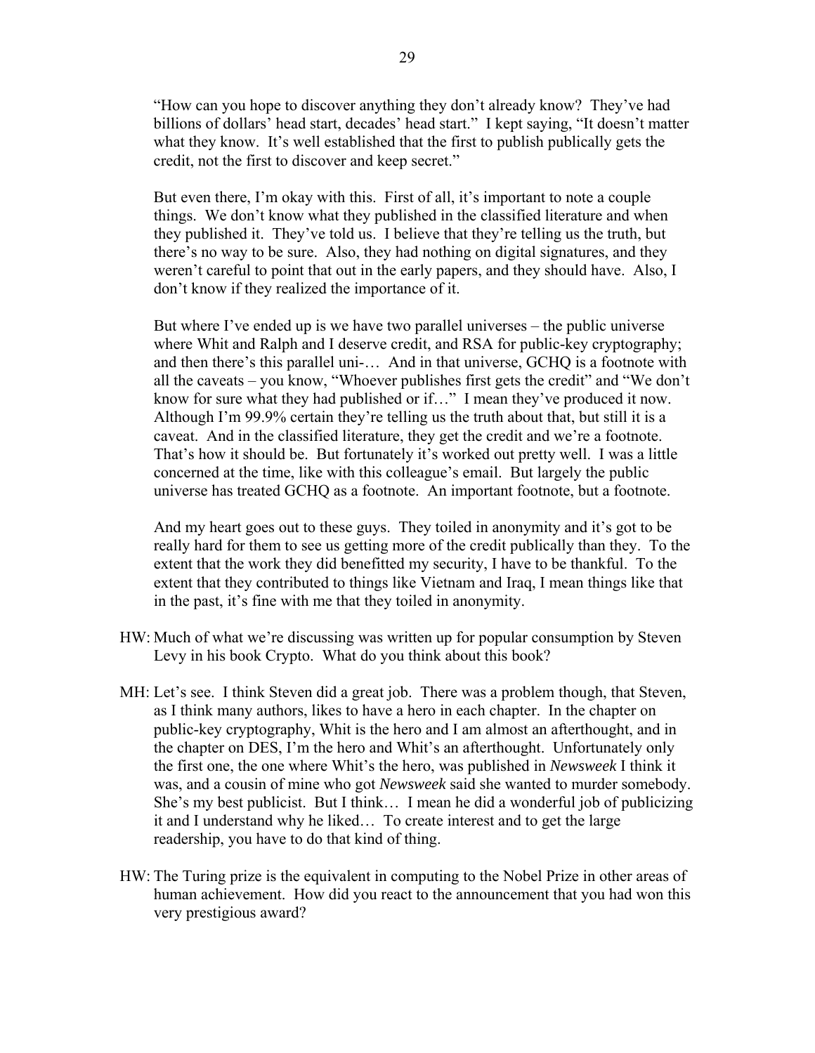"How can you hope to discover anything they don't already know? They've had billions of dollars' head start, decades' head start." I kept saying, "It doesn't matter what they know. It's well established that the first to publish publically gets the credit, not the first to discover and keep secret."

But even there, I'm okay with this. First of all, it's important to note a couple things. We don't know what they published in the classified literature and when they published it. They've told us. I believe that they're telling us the truth, but there's no way to be sure. Also, they had nothing on digital signatures, and they weren't careful to point that out in the early papers, and they should have. Also, I don't know if they realized the importance of it.

But where I've ended up is we have two parallel universes – the public universe where Whit and Ralph and I deserve credit, and RSA for public-key cryptography; and then there's this parallel uni-… And in that universe, GCHQ is a footnote with all the caveats – you know, "Whoever publishes first gets the credit" and "We don't know for sure what they had published or if…" I mean they've produced it now. Although I'm 99.9% certain they're telling us the truth about that, but still it is a caveat. And in the classified literature, they get the credit and we're a footnote. That's how it should be. But fortunately it's worked out pretty well. I was a little concerned at the time, like with this colleague's email. But largely the public universe has treated GCHQ as a footnote. An important footnote, but a footnote.

And my heart goes out to these guys. They toiled in anonymity and it's got to be really hard for them to see us getting more of the credit publically than they. To the extent that the work they did benefitted my security, I have to be thankful. To the extent that they contributed to things like Vietnam and Iraq, I mean things like that in the past, it's fine with me that they toiled in anonymity.

HW: Much of what we're discussing was written up for popular consumption by Steven Levy in his book Crypto. What do you think about this book?

MH: Let's see. I think Steven did a great job. There was a problem though, that Steven, as I think many authors, likes to have a hero in each chapter. In the chapter on public-key cryptography, Whit is the hero and I am almost an afterthought, and in the chapter on DES, I'm the hero and Whit's an afterthought. Unfortunately only the first one, the one where Whit's the hero, was published in *Newsweek* I think it was, and a cousin of mine who got *Newsweek* said she wanted to murder somebody. She's my best publicist. But I think… I mean he did a wonderful job of publicizing it and I understand why he liked… To create interest and to get the large readership, you have to do that kind of thing.

HW: The Turing prize is the equivalent in computing to the Nobel Prize in other areas of human achievement. How did you react to the announcement that you had won this very prestigious award?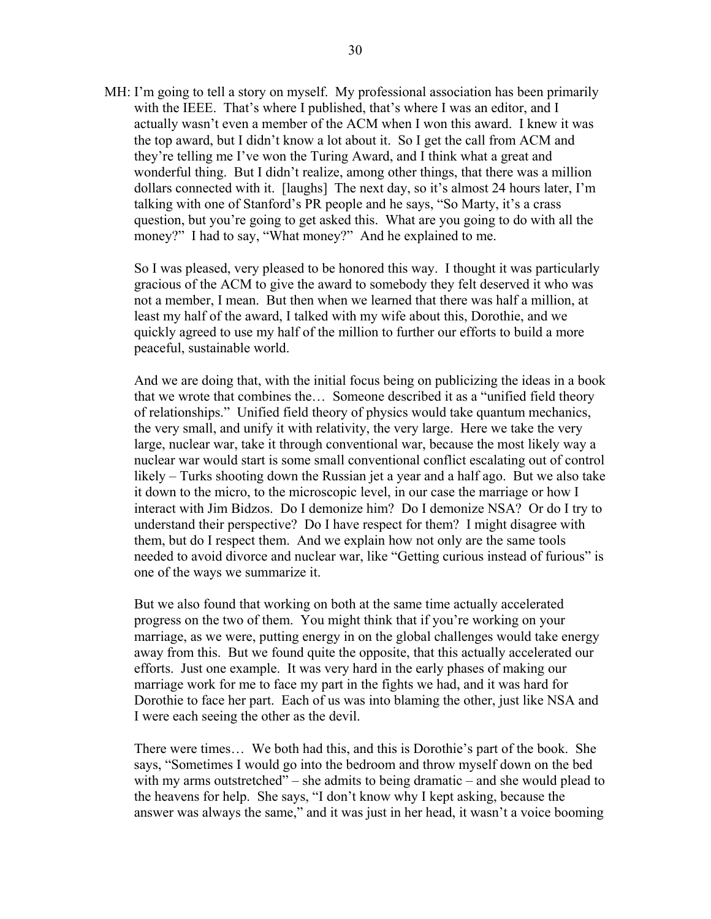MH: I'm going to tell a story on myself. My professional association has been primarily with the IEEE. That's where I published, that's where I was an editor, and I actually wasn't even a member of the ACM when I won this award. I knew it was the top award, but I didn't know a lot about it. So I get the call from ACM and they're telling me I've won the Turing Award, and I think what a great and wonderful thing. But I didn't realize, among other things, that there was a million dollars connected with it. [laughs] The next day, so it's almost 24 hours later, I'm talking with one of Stanford's PR people and he says, "So Marty, it's a crass question, but you're going to get asked this. What are you going to do with all the money?" I had to say, "What money?" And he explained to me.

So I was pleased, very pleased to be honored this way. I thought it was particularly gracious of the ACM to give the award to somebody they felt deserved it who was not a member, I mean. But then when we learned that there was half a million, at least my half of the award, I talked with my wife about this, Dorothie, and we quickly agreed to use my half of the million to further our efforts to build a more peaceful, sustainable world.

And we are doing that, with the initial focus being on publicizing the ideas in a book that we wrote that combines the… Someone described it as a "unified field theory of relationships." Unified field theory of physics would take quantum mechanics, the very small, and unify it with relativity, the very large. Here we take the very large, nuclear war, take it through conventional war, because the most likely way a nuclear war would start is some small conventional conflict escalating out of control likely – Turks shooting down the Russian jet a year and a half ago. But we also take it down to the micro, to the microscopic level, in our case the marriage or how I interact with Jim Bidzos. Do I demonize him? Do I demonize NSA? Or do I try to understand their perspective? Do I have respect for them? I might disagree with them, but do I respect them. And we explain how not only are the same tools needed to avoid divorce and nuclear war, like "Getting curious instead of furious" is one of the ways we summarize it.

But we also found that working on both at the same time actually accelerated progress on the two of them. You might think that if you're working on your marriage, as we were, putting energy in on the global challenges would take energy away from this. But we found quite the opposite, that this actually accelerated our efforts. Just one example. It was very hard in the early phases of making our marriage work for me to face my part in the fights we had, and it was hard for Dorothie to face her part. Each of us was into blaming the other, just like NSA and I were each seeing the other as the devil.

There were times… We both had this, and this is Dorothie's part of the book. She says, "Sometimes I would go into the bedroom and throw myself down on the bed with my arms outstretched" – she admits to being dramatic – and she would plead to the heavens for help. She says, "I don't know why I kept asking, because the answer was always the same," and it was just in her head, it wasn't a voice booming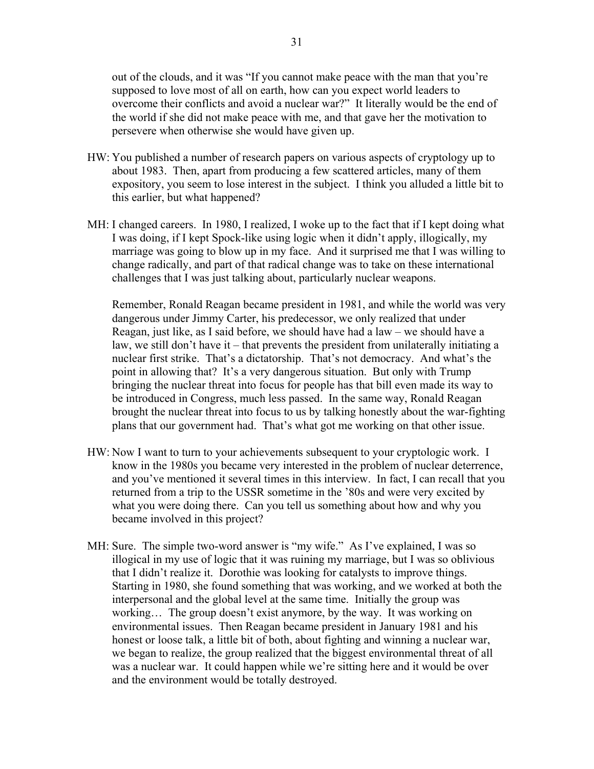out of the clouds, and it was "If you cannot make peace with the man that you're supposed to love most of all on earth, how can you expect world leaders to overcome their conflicts and avoid a nuclear war?" It literally would be the end of the world if she did not make peace with me, and that gave her the motivation to persevere when otherwise she would have given up.

HW: You published a number of research papers on various aspects of cryptology up to about 1983. Then, apart from producing a few scattered articles, many of them expository, you seem to lose interest in the subject. I think you alluded a little bit to this earlier, but what happened?

MH: I changed careers. In 1980, I realized, I woke up to the fact that if I kept doing what I was doing, if I kept Spock-like using logic when it didn't apply, illogically, my marriage was going to blow up in my face. And it surprised me that I was willing to change radically, and part of that radical change was to take on these international challenges that I was just talking about, particularly nuclear weapons.

Remember, Ronald Reagan became president in 1981, and while the world was very dangerous under Jimmy Carter, his predecessor, we only realized that under Reagan, just like, as I said before, we should have had a law – we should have a law, we still don't have it – that prevents the president from unilaterally initiating a nuclear first strike. That's a dictatorship. That's not democracy. And what's the point in allowing that? It's a very dangerous situation. But only with Trump bringing the nuclear threat into focus for people has that bill even made its way to be introduced in Congress, much less passed. In the same way, Ronald Reagan brought the nuclear threat into focus to us by talking honestly about the war-fighting plans that our government had. That's what got me working on that other issue.

HW: Now I want to turn to your achievements subsequent to your cryptologic work. I know in the 1980s you became very interested in the problem of nuclear deterrence, and you've mentioned it several times in this interview. In fact, I can recall that you returned from a trip to the USSR sometime in the '80s and were very excited by what you were doing there. Can you tell us something about how and why you became involved in this project?

MH: Sure. The simple two-word answer is "my wife." As I've explained, I was so illogical in my use of logic that it was ruining my marriage, but I was so oblivious that I didn't realize it. Dorothie was looking for catalysts to improve things. Starting in 1980, she found something that was working, and we worked at both the interpersonal and the global level at the same time. Initially the group was working… The group doesn't exist anymore, by the way. It was working on environmental issues. Then Reagan became president in January 1981 and his honest or loose talk, a little bit of both, about fighting and winning a nuclear war, we began to realize, the group realized that the biggest environmental threat of all was a nuclear war. It could happen while we're sitting here and it would be over and the environment would be totally destroyed.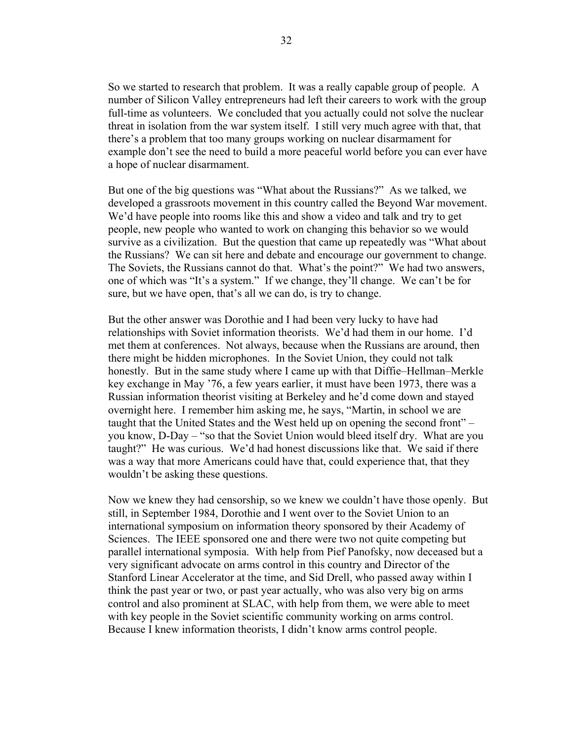So we started to research that problem. It was a really capable group of people. A number of Silicon Valley entrepreneurs had left their careers to work with the group full-time as volunteers. We concluded that you actually could not solve the nuclear threat in isolation from the war system itself. I still very much agree with that, that there's a problem that too many groups working on nuclear disarmament for example don't see the need to build a more peaceful world before you can ever have a hope of nuclear disarmament.

But one of the big questions was "What about the Russians?" As we talked, we developed a grassroots movement in this country called the Beyond War movement. We'd have people into rooms like this and show a video and talk and try to get people, new people who wanted to work on changing this behavior so we would survive as a civilization. But the question that came up repeatedly was "What about the Russians? We can sit here and debate and encourage our government to change. The Soviets, the Russians cannot do that. What's the point?" We had two answers, one of which was "It's a system." If we change, they'll change. We can't be for sure, but we have open, that's all we can do, is try to change.

But the other answer was Dorothie and I had been very lucky to have had relationships with Soviet information theorists. We'd had them in our home. I'd met them at conferences. Not always, because when the Russians are around, then there might be hidden microphones. In the Soviet Union, they could not talk honestly. But in the same study where I came up with that Diffie–Hellman–Merkle key exchange in May '76, a few years earlier, it must have been 1973, there was a Russian information theorist visiting at Berkeley and he'd come down and stayed overnight here. I remember him asking me, he says, "Martin, in school we are taught that the United States and the West held up on opening the second front" – you know, D-Day – "so that the Soviet Union would bleed itself dry. What are you taught?" He was curious. We'd had honest discussions like that. We said if there was a way that more Americans could have that, could experience that, that they wouldn't be asking these questions.

Now we knew they had censorship, so we knew we couldn't have those openly. But still, in September 1984, Dorothie and I went over to the Soviet Union to an international symposium on information theory sponsored by their Academy of Sciences. The IEEE sponsored one and there were two not quite competing but parallel international symposia. With help from Pief Panofsky, now deceased but a very significant advocate on arms control in this country and Director of the Stanford Linear Accelerator at the time, and Sid Drell, who passed away within I think the past year or two, or past year actually, who was also very big on arms control and also prominent at SLAC, with help from them, we were able to meet with key people in the Soviet scientific community working on arms control. Because I knew information theorists, I didn't know arms control people.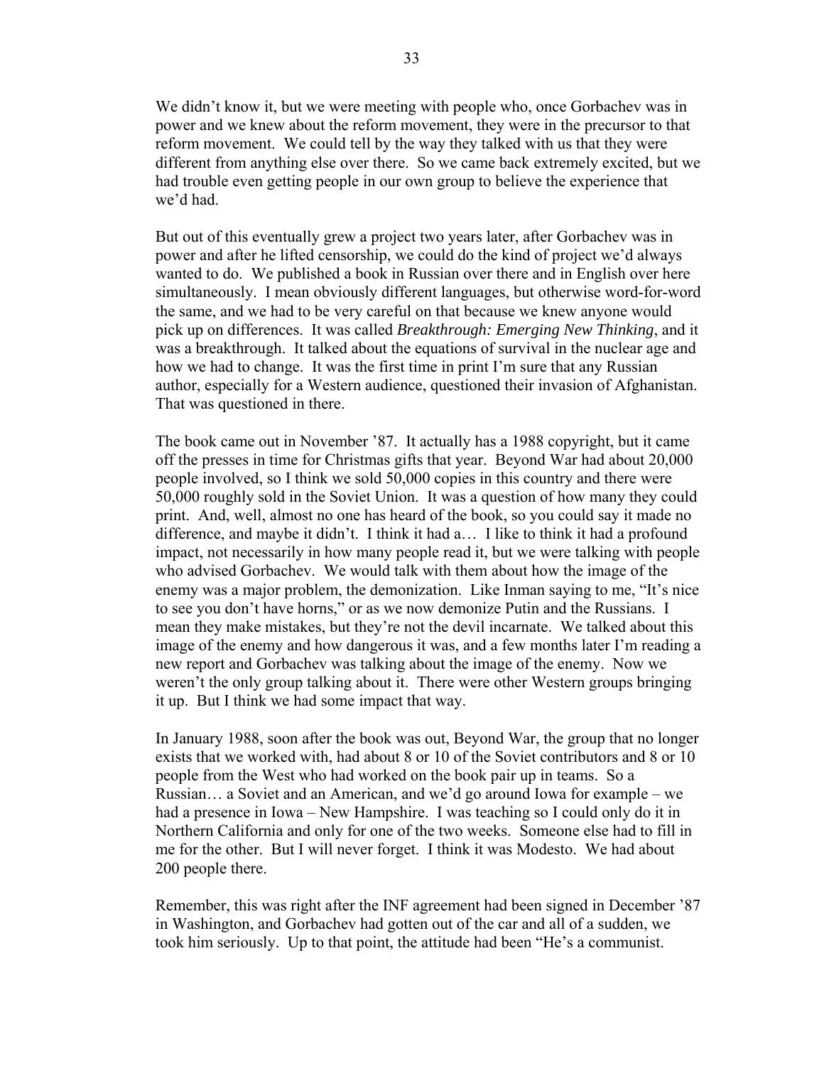We didn't know it, but we were meeting with people who, once Gorbachev was in power and we knew about the reform movement, they were in the precursor to that reform movement. We could tell by the way they talked with us that they were different from anything else over there. So we came back extremely excited, but we had trouble even getting people in our own group to believe the experience that we'd had.

But out of this eventually grew a project two years later, after Gorbachev was in power and after he lifted censorship, we could do the kind of project we'd always wanted to do. We published a book in Russian over there and in English over here simultaneously. I mean obviously different languages, but otherwise word-for-word the same, and we had to be very careful on that because we knew anyone would pick up on differences. It was called *Breakthrough: Emerging New Thinking*, and it was a breakthrough. It talked about the equations of survival in the nuclear age and how we had to change. It was the first time in print I'm sure that any Russian author, especially for a Western audience, questioned their invasion of Afghanistan. That was questioned in there.

The book came out in November '87. It actually has a 1988 copyright, but it came off the presses in time for Christmas gifts that year. Beyond War had about 20,000 people involved, so I think we sold 50,000 copies in this country and there were 50,000 roughly sold in the Soviet Union. It was a question of how many they could print. And, well, almost no one has heard of the book, so you could say it made no difference, and maybe it didn't. I think it had a… I like to think it had a profound impact, not necessarily in how many people read it, but we were talking with people who advised Gorbachev. We would talk with them about how the image of the enemy was a major problem, the demonization. Like Inman saying to me, "It's nice to see you don't have horns," or as we now demonize Putin and the Russians. I mean they make mistakes, but they're not the devil incarnate. We talked about this image of the enemy and how dangerous it was, and a few months later I'm reading a new report and Gorbachev was talking about the image of the enemy. Now we weren't the only group talking about it. There were other Western groups bringing it up. But I think we had some impact that way.

In January 1988, soon after the book was out, Beyond War, the group that no longer exists that we worked with, had about 8 or 10 of the Soviet contributors and 8 or 10 people from the West who had worked on the book pair up in teams. So a Russian… a Soviet and an American, and we'd go around Iowa for example – we had a presence in Iowa – New Hampshire. I was teaching so I could only do it in Northern California and only for one of the two weeks. Someone else had to fill in me for the other. But I will never forget. I think it was Modesto. We had about 200 people there.

Remember, this was right after the INF agreement had been signed in December '87 in Washington, and Gorbachev had gotten out of the car and all of a sudden, we took him seriously. Up to that point, the attitude had been "He's a communist.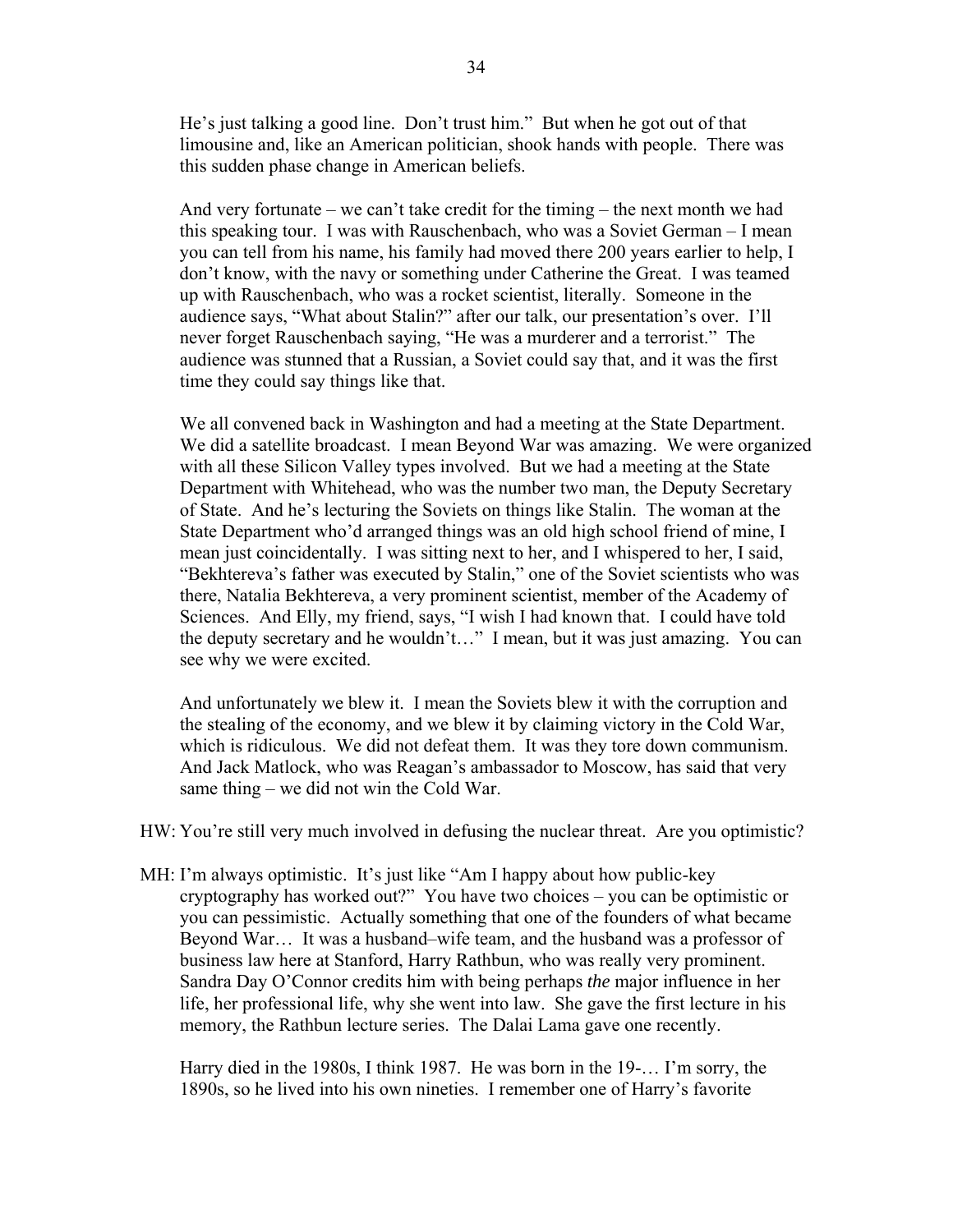He's just talking a good line. Don't trust him." But when he got out of that limousine and, like an American politician, shook hands with people. There was this sudden phase change in American beliefs.

And very fortunate – we can't take credit for the timing – the next month we had this speaking tour. I was with Rauschenbach, who was a Soviet German – I mean you can tell from his name, his family had moved there 200 years earlier to help, I don't know, with the navy or something under Catherine the Great. I was teamed up with Rauschenbach, who was a rocket scientist, literally. Someone in the audience says, "What about Stalin?" after our talk, our presentation's over. I'll never forget Rauschenbach saying, "He was a murderer and a terrorist." The audience was stunned that a Russian, a Soviet could say that, and it was the first time they could say things like that.

We all convened back in Washington and had a meeting at the State Department. We did a satellite broadcast. I mean Beyond War was amazing. We were organized with all these Silicon Valley types involved. But we had a meeting at the State Department with Whitehead, who was the number two man, the Deputy Secretary of State. And he's lecturing the Soviets on things like Stalin. The woman at the State Department who'd arranged things was an old high school friend of mine, I mean just coincidentally. I was sitting next to her, and I whispered to her, I said, "Bekhtereva's father was executed by Stalin," one of the Soviet scientists who was there, Natalia Bekhtereva, a very prominent scientist, member of the Academy of Sciences. And Elly, my friend, says, "I wish I had known that. I could have told the deputy secretary and he wouldn't…" I mean, but it was just amazing. You can see why we were excited.

And unfortunately we blew it. I mean the Soviets blew it with the corruption and the stealing of the economy, and we blew it by claiming victory in the Cold War, which is ridiculous. We did not defeat them. It was they tore down communism. And Jack Matlock, who was Reagan's ambassador to Moscow, has said that very same thing – we did not win the Cold War.

HW: You're still very much involved in defusing the nuclear threat. Are you optimistic?

MH: I'm always optimistic. It's just like "Am I happy about how public-key cryptography has worked out?" You have two choices – you can be optimistic or you can pessimistic. Actually something that one of the founders of what became Beyond War… It was a husband–wife team, and the husband was a professor of business law here at Stanford, Harry Rathbun, who was really very prominent. Sandra Day O'Connor credits him with being perhaps *the* major influence in her life, her professional life, why she went into law. She gave the first lecture in his memory, the Rathbun lecture series. The Dalai Lama gave one recently.

Harry died in the 1980s, I think 1987. He was born in the 19-… I'm sorry, the 1890s, so he lived into his own nineties. I remember one of Harry's favorite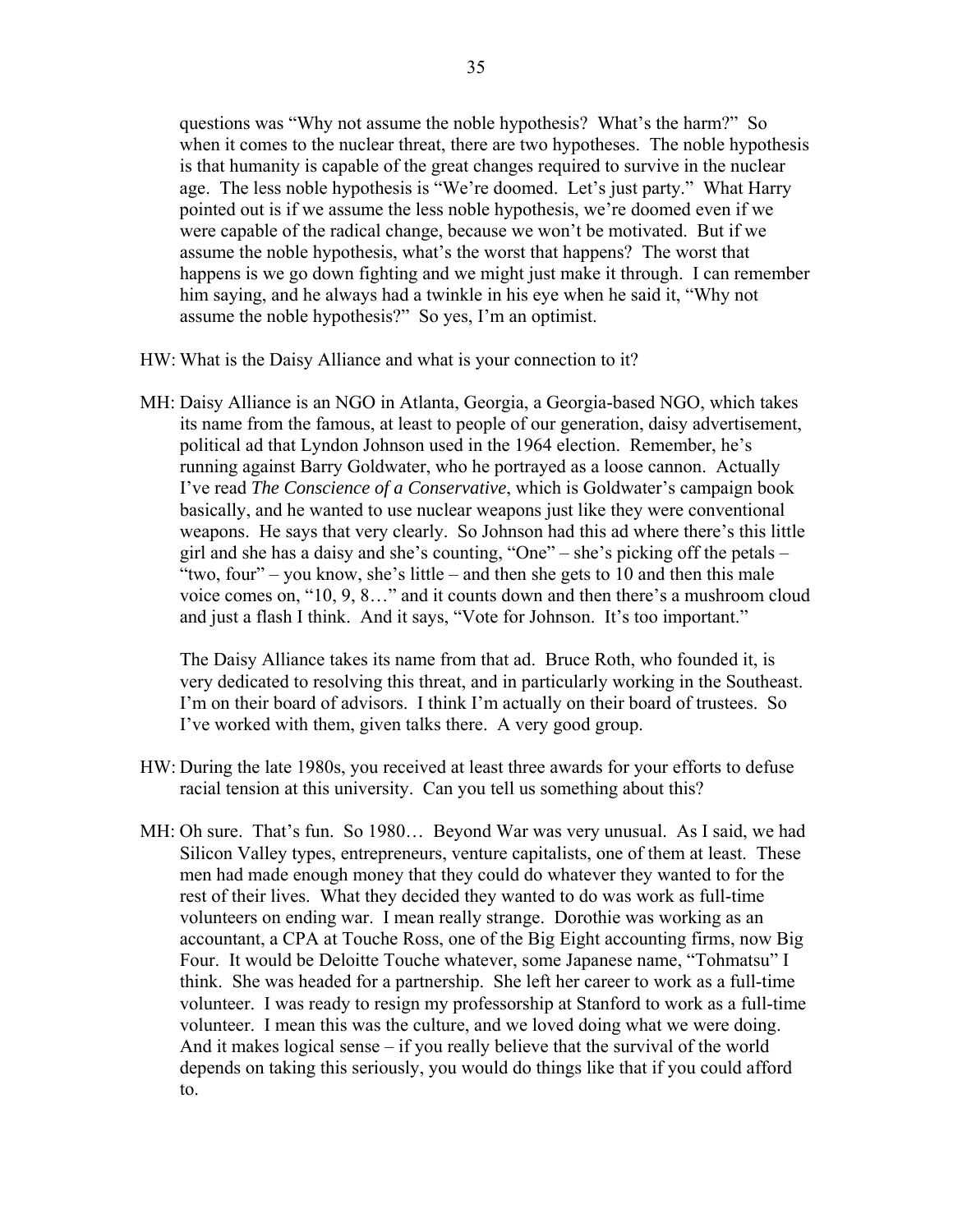questions was "Why not assume the noble hypothesis? What's the harm?" So when it comes to the nuclear threat, there are two hypotheses. The noble hypothesis is that humanity is capable of the great changes required to survive in the nuclear age. The less noble hypothesis is "We're doomed. Let's just party." What Harry pointed out is if we assume the less noble hypothesis, we're doomed even if we were capable of the radical change, because we won't be motivated. But if we assume the noble hypothesis, what's the worst that happens? The worst that happens is we go down fighting and we might just make it through. I can remember him saying, and he always had a twinkle in his eye when he said it, "Why not assume the noble hypothesis?" So yes, I'm an optimist.

HW: What is the Daisy Alliance and what is your connection to it?

MH: Daisy Alliance is an NGO in Atlanta, Georgia, a Georgia-based NGO, which takes its name from the famous, at least to people of our generation, daisy advertisement, political ad that Lyndon Johnson used in the 1964 election. Remember, he's running against Barry Goldwater, who he portrayed as a loose cannon. Actually I've read *The Conscience of a Conservative*, which is Goldwater's campaign book basically, and he wanted to use nuclear weapons just like they were conventional weapons. He says that very clearly. So Johnson had this ad where there's this little girl and she has a daisy and she's counting, "One" – she's picking off the petals – "two, four" – you know, she's little – and then she gets to 10 and then this male voice comes on, "10, 9, 8…" and it counts down and then there's a mushroom cloud and just a flash I think. And it says, "Vote for Johnson. It's too important."

The Daisy Alliance takes its name from that ad. Bruce Roth, who founded it, is very dedicated to resolving this threat, and in particularly working in the Southeast. I'm on their board of advisors. I think I'm actually on their board of trustees. So I've worked with them, given talks there. A very good group.

HW: During the late 1980s, you received at least three awards for your efforts to defuse racial tension at this university. Can you tell us something about this?

MH: Oh sure. That's fun. So 1980… Beyond War was very unusual. As I said, we had Silicon Valley types, entrepreneurs, venture capitalists, one of them at least. These men had made enough money that they could do whatever they wanted to for the rest of their lives. What they decided they wanted to do was work as full-time volunteers on ending war. I mean really strange. Dorothie was working as an accountant, a CPA at Touche Ross, one of the Big Eight accounting firms, now Big Four. It would be Deloitte Touche whatever, some Japanese name, "Tohmatsu" I think. She was headed for a partnership. She left her career to work as a full-time volunteer. I was ready to resign my professorship at Stanford to work as a full-time volunteer. I mean this was the culture, and we loved doing what we were doing. And it makes logical sense – if you really believe that the survival of the world depends on taking this seriously, you would do things like that if you could afford to.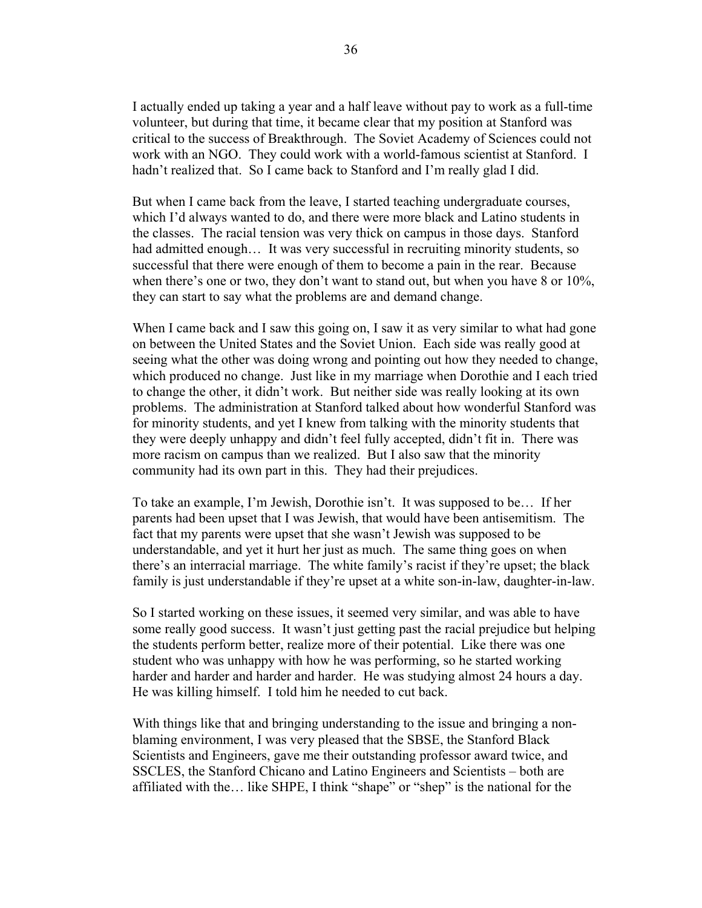I actually ended up taking a year and a half leave without pay to work as a full-time volunteer, but during that time, it became clear that my position at Stanford was critical to the success of Breakthrough. The Soviet Academy of Sciences could not work with an NGO. They could work with a world-famous scientist at Stanford. I hadn't realized that. So I came back to Stanford and I'm really glad I did.

But when I came back from the leave, I started teaching undergraduate courses, which I'd always wanted to do, and there were more black and Latino students in the classes. The racial tension was very thick on campus in those days. Stanford had admitted enough… It was very successful in recruiting minority students, so successful that there were enough of them to become a pain in the rear. Because when there's one or two, they don't want to stand out, but when you have 8 or 10%, they can start to say what the problems are and demand change.

When I came back and I saw this going on, I saw it as very similar to what had gone on between the United States and the Soviet Union. Each side was really good at seeing what the other was doing wrong and pointing out how they needed to change, which produced no change. Just like in my marriage when Dorothie and I each tried to change the other, it didn't work. But neither side was really looking at its own problems. The administration at Stanford talked about how wonderful Stanford was for minority students, and yet I knew from talking with the minority students that they were deeply unhappy and didn't feel fully accepted, didn't fit in. There was more racism on campus than we realized. But I also saw that the minority community had its own part in this. They had their prejudices.

To take an example, I'm Jewish, Dorothie isn't. It was supposed to be… If her parents had been upset that I was Jewish, that would have been antisemitism. The fact that my parents were upset that she wasn't Jewish was supposed to be understandable, and yet it hurt her just as much. The same thing goes on when there's an interracial marriage. The white family's racist if they're upset; the black family is just understandable if they're upset at a white son-in-law, daughter-in-law.

So I started working on these issues, it seemed very similar, and was able to have some really good success. It wasn't just getting past the racial prejudice but helping the students perform better, realize more of their potential. Like there was one student who was unhappy with how he was performing, so he started working harder and harder and harder and harder. He was studying almost 24 hours a day. He was killing himself. I told him he needed to cut back.

With things like that and bringing understanding to the issue and bringing a non-blaming environment, I was very pleased that the SBSE, the Stanford Black Scientists and Engineers, gave me their outstanding professor award twice, and SSCLES, the Stanford Chicano and Latino Engineers and Scientists – both are affiliated with the… like SHPE, I think "shape" or "shep" is the national for the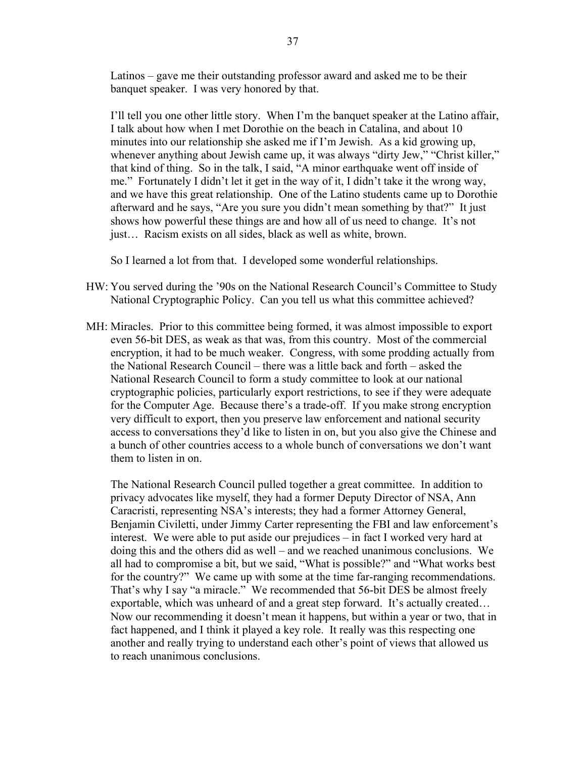Latinos – gave me their outstanding professor award and asked me to be their banquet speaker. I was very honored by that.

I'll tell you one other little story. When I'm the banquet speaker at the Latino affair, I talk about how when I met Dorothie on the beach in Catalina, and about 10 minutes into our relationship she asked me if I'm Jewish. As a kid growing up, whenever anything about Jewish came up, it was always "dirty Jew," "Christ killer," that kind of thing. So in the talk, I said, "A minor earthquake went off inside of me." Fortunately I didn't let it get in the way of it, I didn't take it the wrong way, and we have this great relationship. One of the Latino students came up to Dorothie afterward and he says, "Are you sure you didn't mean something by that?" It just shows how powerful these things are and how all of us need to change. It's not just… Racism exists on all sides, black as well as white, brown.

So I learned a lot from that. I developed some wonderful relationships.

HW: You served during the '90s on the National Research Council's Committee to Study National Cryptographic Policy. Can you tell us what this committee achieved?

MH: Miracles. Prior to this committee being formed, it was almost impossible to export even 56-bit DES, as weak as that was, from this country. Most of the commercial encryption, it had to be much weaker. Congress, with some prodding actually from the National Research Council – there was a little back and forth – asked the National Research Council to form a study committee to look at our national cryptographic policies, particularly export restrictions, to see if they were adequate for the Computer Age. Because there's a trade-off. If you make strong encryption very difficult to export, then you preserve law enforcement and national security access to conversations they'd like to listen in on, but you also give the Chinese and a bunch of other countries access to a whole bunch of conversations we don't want them to listen in on.

The National Research Council pulled together a great committee. In addition to privacy advocates like myself, they had a former Deputy Director of NSA, Ann Caracristi, representing NSA's interests; they had a former Attorney General, Benjamin Civiletti, under Jimmy Carter representing the FBI and law enforcement's interest. We were able to put aside our prejudices – in fact I worked very hard at doing this and the others did as well – and we reached unanimous conclusions. We all had to compromise a bit, but we said, "What is possible?" and "What works best for the country?" We came up with some at the time far-ranging recommendations. That's why I say "a miracle." We recommended that 56-bit DES be almost freely exportable, which was unheard of and a great step forward. It's actually created… Now our recommending it doesn't mean it happens, but within a year or two, that in fact happened, and I think it played a key role. It really was this respecting one another and really trying to understand each other's point of views that allowed us to reach unanimous conclusions.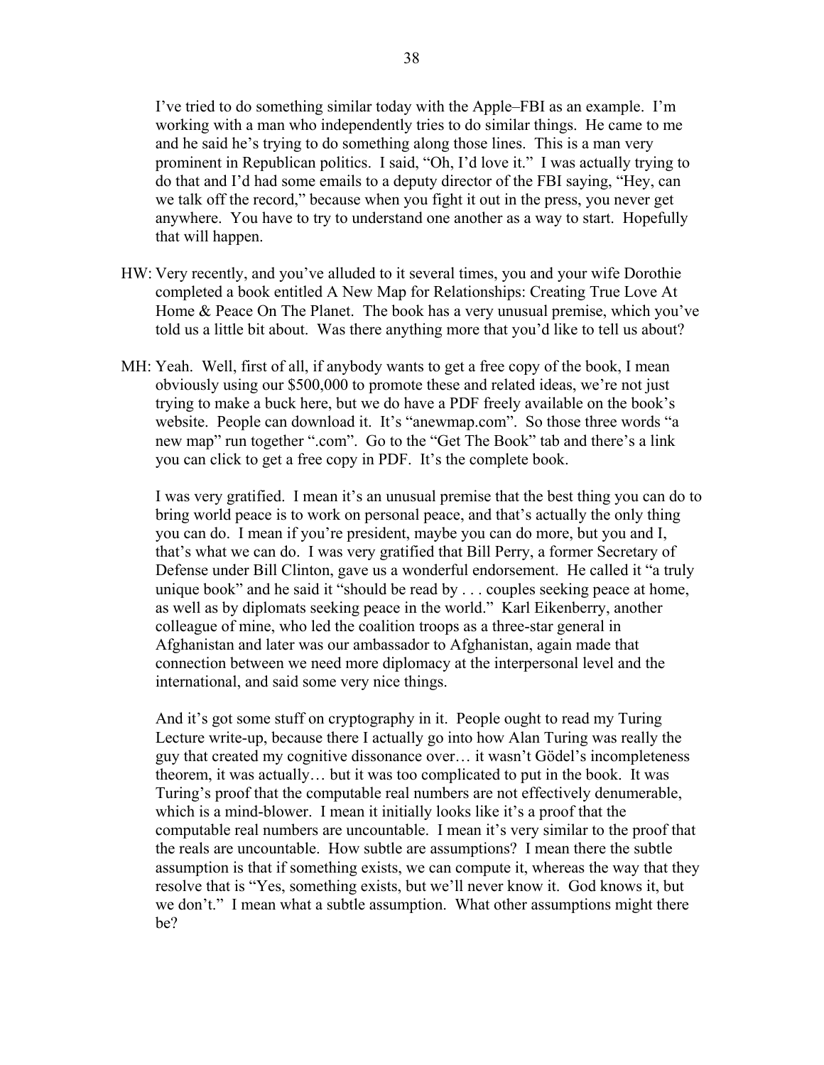I've tried to do something similar today with the Apple–FBI as an example. I'm working with a man who independently tries to do similar things. He came to me and he said he's trying to do something along those lines. This is a man very prominent in Republican politics. I said, "Oh, I'd love it." I was actually trying to do that and I'd had some emails to a deputy director of the FBI saying, "Hey, can we talk off the record," because when you fight it out in the press, you never get anywhere. You have to try to understand one another as a way to start. Hopefully that will happen.

HW: Very recently, and you've alluded to it several times, you and your wife Dorothie completed a book entitled A New Map for Relationships: Creating True Love At Home & Peace On The Planet. The book has a very unusual premise, which you've told us a little bit about. Was there anything more that you'd like to tell us about?

MH: Yeah. Well, first of all, if anybody wants to get a free copy of the book, I mean obviously using our $500,000 to promote these and related ideas, we're not just trying to make a buck here, but we do have a PDF freely available on the book's website. People can download it. It's "anewmap.com". So those three words "a new map" run together ".com". Go to the "Get The Book" tab and there's a link you can click to get a free copy in PDF. It's the complete book.

I was very gratified. I mean it's an unusual premise that the best thing you can do to bring world peace is to work on personal peace, and that's actually the only thing you can do. I mean if you're president, maybe you can do more, but you and I, that's what we can do. I was very gratified that Bill Perry, a former Secretary of Defense under Bill Clinton, gave us a wonderful endorsement. He called it "a truly unique book" and he said it "should be read by . . . couples seeking peace at home, as well as by diplomats seeking peace in the world." Karl Eikenberry, another colleague of mine, who led the coalition troops as a three-star general in Afghanistan and later was our ambassador to Afghanistan, again made that connection between we need more diplomacy at the interpersonal level and the international, and said some very nice things.

And it's got some stuff on cryptography in it. People ought to read my Turing Lecture write-up, because there I actually go into how Alan Turing was really the guy that created my cognitive dissonance over… it wasn't Gödel's incompleteness theorem, it was actually… but it was too complicated to put in the book. It was Turing's proof that the computable real numbers are not effectively denumerable, which is a mind-blower. I mean it initially looks like it's a proof that the computable real numbers are uncountable. I mean it's very similar to the proof that the reals are uncountable. How subtle are assumptions? I mean there the subtle assumption is that if something exists, we can compute it, whereas the way that they resolve that is "Yes, something exists, but we'll never know it. God knows it, but we don't." I mean what a subtle assumption. What other assumptions might there be?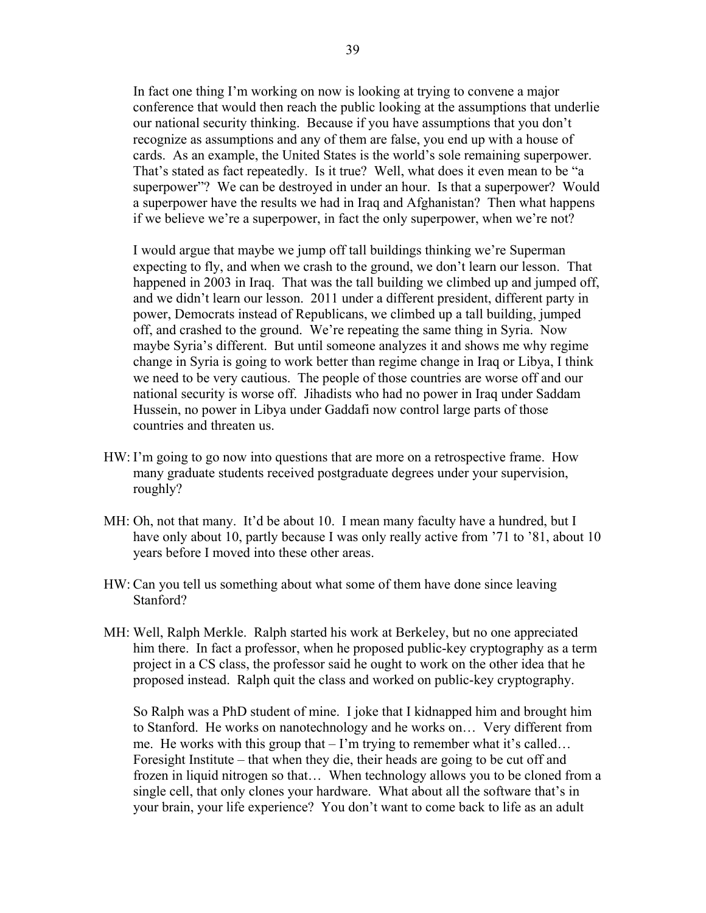In fact one thing I'm working on now is looking at trying to convene a major conference that would then reach the public looking at the assumptions that underlie our national security thinking. Because if you have assumptions that you don't recognize as assumptions and any of them are false, you end up with a house of cards. As an example, the United States is the world's sole remaining superpower. That's stated as fact repeatedly. Is it true? Well, what does it even mean to be "a superpower"? We can be destroyed in under an hour. Is that a superpower? Would a superpower have the results we had in Iraq and Afghanistan? Then what happens if we believe we're a superpower, in fact the only superpower, when we're not?

I would argue that maybe we jump off tall buildings thinking we're Superman expecting to fly, and when we crash to the ground, we don't learn our lesson. That happened in 2003 in Iraq. That was the tall building we climbed up and jumped off, and we didn't learn our lesson. 2011 under a different president, different party in power, Democrats instead of Republicans, we climbed up a tall building, jumped off, and crashed to the ground. We're repeating the same thing in Syria. Now maybe Syria's different. But until someone analyzes it and shows me why regime change in Syria is going to work better than regime change in Iraq or Libya, I think we need to be very cautious. The people of those countries are worse off and our national security is worse off. Jihadists who had no power in Iraq under Saddam Hussein, no power in Libya under Gaddafi now control large parts of those countries and threaten us.

HW: I'm going to go now into questions that are more on a retrospective frame. How many graduate students received postgraduate degrees under your supervision, roughly?

MH: Oh, not that many. It'd be about 10. I mean many faculty have a hundred, but I have only about 10, partly because I was only really active from '71 to '81, about 10 years before I moved into these other areas.

HW: Can you tell us something about what some of them have done since leaving Stanford?

MH: Well, Ralph Merkle. Ralph started his work at Berkeley, but no one appreciated him there. In fact a professor, when he proposed public-key cryptography as a term project in a CS class, the professor said he ought to work on the other idea that he proposed instead. Ralph quit the class and worked on public-key cryptography.

So Ralph was a PhD student of mine. I joke that I kidnapped him and brought him to Stanford. He works on nanotechnology and he works on… Very different from me. He works with this group that – I'm trying to remember what it's called… Foresight Institute – that when they die, their heads are going to be cut off and frozen in liquid nitrogen so that… When technology allows you to be cloned from a single cell, that only clones your hardware. What about all the software that's in your brain, your life experience? You don't want to come back to life as an adult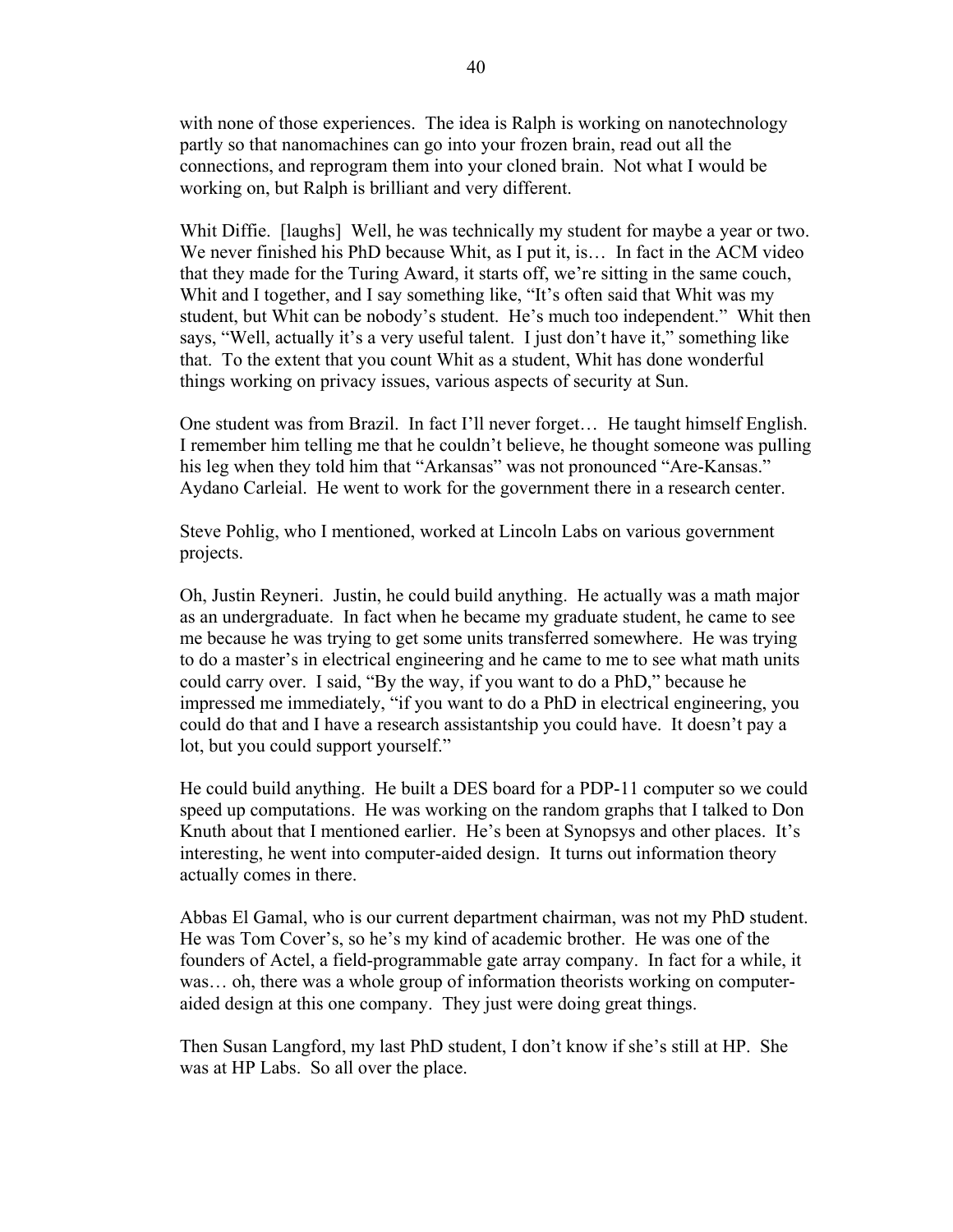with none of those experiences. The idea is Ralph is working on nanotechnology partly so that nanomachines can go into your frozen brain, read out all the connections, and reprogram them into your cloned brain. Not what I would be working on, but Ralph is brilliant and very different.

Whit Diffie. [laughs] Well, he was technically my student for maybe a year or two. We never finished his PhD because Whit, as I put it, is… In fact in the ACM video that they made for the Turing Award, it starts off, we're sitting in the same couch, Whit and I together, and I say something like, "It's often said that Whit was my student, but Whit can be nobody's student. He's much too independent." Whit then says, "Well, actually it's a very useful talent. I just don't have it," something like that. To the extent that you count Whit as a student, Whit has done wonderful things working on privacy issues, various aspects of security at Sun.

One student was from Brazil. In fact I'll never forget… He taught himself English. I remember him telling me that he couldn't believe, he thought someone was pulling his leg when they told him that "Arkansas" was not pronounced "Are-Kansas." Aydano Carleial. He went to work for the government there in a research center.

Steve Pohlig, who I mentioned, worked at Lincoln Labs on various government projects.

Oh, Justin Reyneri. Justin, he could build anything. He actually was a math major as an undergraduate. In fact when he became my graduate student, he came to see me because he was trying to get some units transferred somewhere. He was trying to do a master's in electrical engineering and he came to me to see what math units could carry over. I said, "By the way, if you want to do a PhD," because he impressed me immediately, "if you want to do a PhD in electrical engineering, you could do that and I have a research assistantship you could have. It doesn't pay a lot, but you could support yourself."

He could build anything. He built a DES board for a PDP-11 computer so we could speed up computations. He was working on the random graphs that I talked to Don Knuth about that I mentioned earlier. He's been at Synopsys and other places. It's interesting, he went into computer-aided design. It turns out information theory actually comes in there.

Abbas El Gamal, who is our current department chairman, was not my PhD student. He was Tom Cover's, so he's my kind of academic brother. He was one of the founders of Actel, a field-programmable gate array company. In fact for a while, it was… oh, there was a whole group of information theorists working on computer-aided design at this one company. They just were doing great things.

Then Susan Langford, my last PhD student, I don't know if she's still at HP. She was at HP Labs. So all over the place.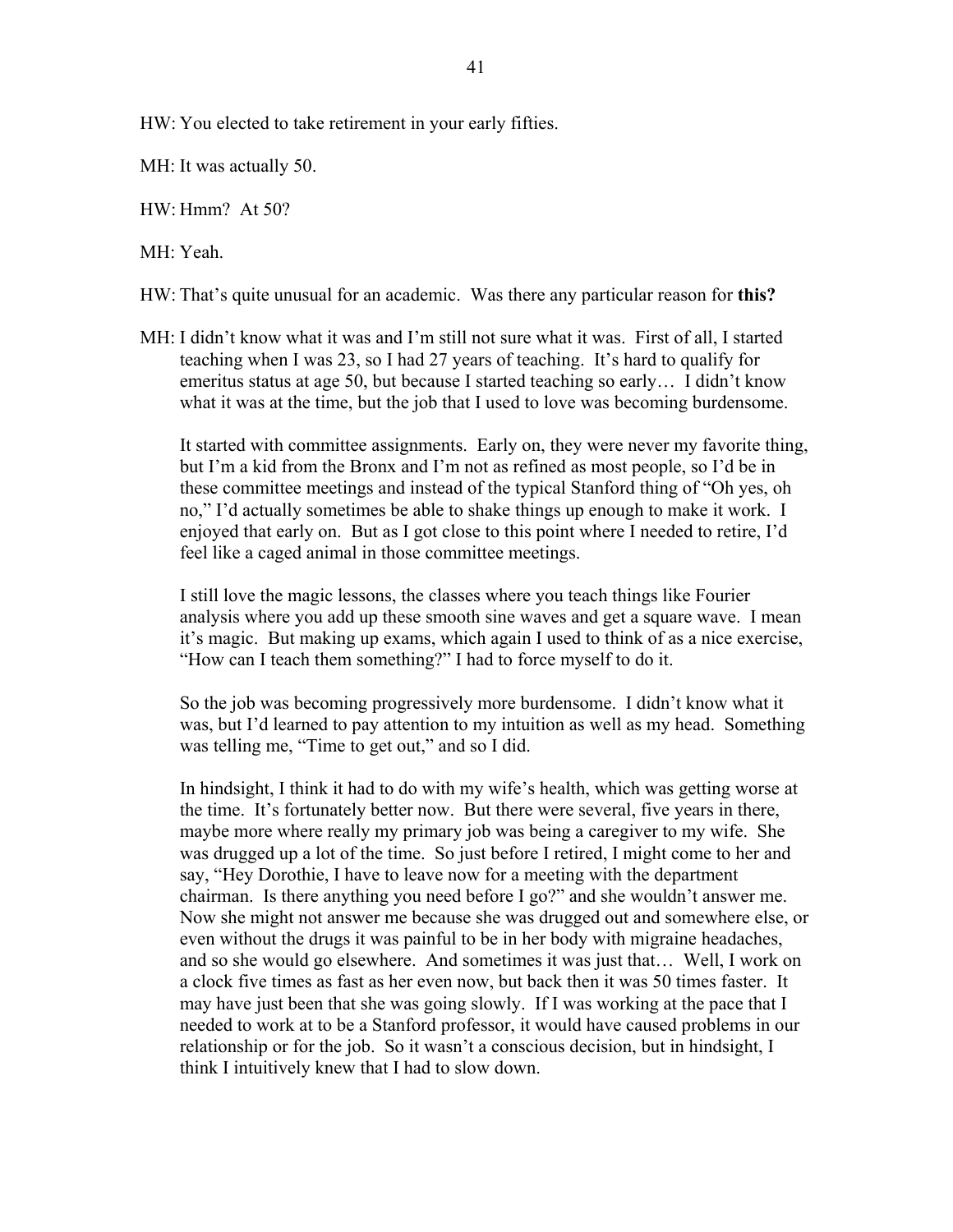HW: You elected to take retirement in your early fifties.

MH: It was actually 50.

HW: Hmm? At 50?

MH: Yeah.

HW: That's quite unusual for an academic. Was there any particular reason for **this?**

MH: I didn't know what it was and I'm still not sure what it was. First of all, I started teaching when I was 23, so I had 27 years of teaching. It's hard to qualify for emeritus status at age 50, but because I started teaching so early… I didn't know what it was at the time, but the job that I used to love was becoming burdensome.

It started with committee assignments. Early on, they were never my favorite thing, but I'm a kid from the Bronx and I'm not as refined as most people, so I'd be in these committee meetings and instead of the typical Stanford thing of "Oh yes, oh no," I'd actually sometimes be able to shake things up enough to make it work. I enjoyed that early on. But as I got close to this point where I needed to retire, I'd feel like a caged animal in those committee meetings.

I still love the magic lessons, the classes where you teach things like Fourier analysis where you add up these smooth sine waves and get a square wave. I mean it's magic. But making up exams, which again I used to think of as a nice exercise, "How can I teach them something?" I had to force myself to do it.

So the job was becoming progressively more burdensome. I didn't know what it was, but I'd learned to pay attention to my intuition as well as my head. Something was telling me, "Time to get out," and so I did.

In hindsight, I think it had to do with my wife's health, which was getting worse at the time. It's fortunately better now. But there were several, five years in there, maybe more where really my primary job was being a caregiver to my wife. She was drugged up a lot of the time. So just before I retired, I might come to her and say, "Hey Dorothie, I have to leave now for a meeting with the department chairman. Is there anything you need before I go?" and she wouldn't answer me. Now she might not answer me because she was drugged out and somewhere else, or even without the drugs it was painful to be in her body with migraine headaches, and so she would go elsewhere. And sometimes it was just that… Well, I work on a clock five times as fast as her even now, but back then it was 50 times faster. It may have just been that she was going slowly. If I was working at the pace that I needed to work at to be a Stanford professor, it would have caused problems in our relationship or for the job. So it wasn't a conscious decision, but in hindsight, I think I intuitively knew that I had to slow down.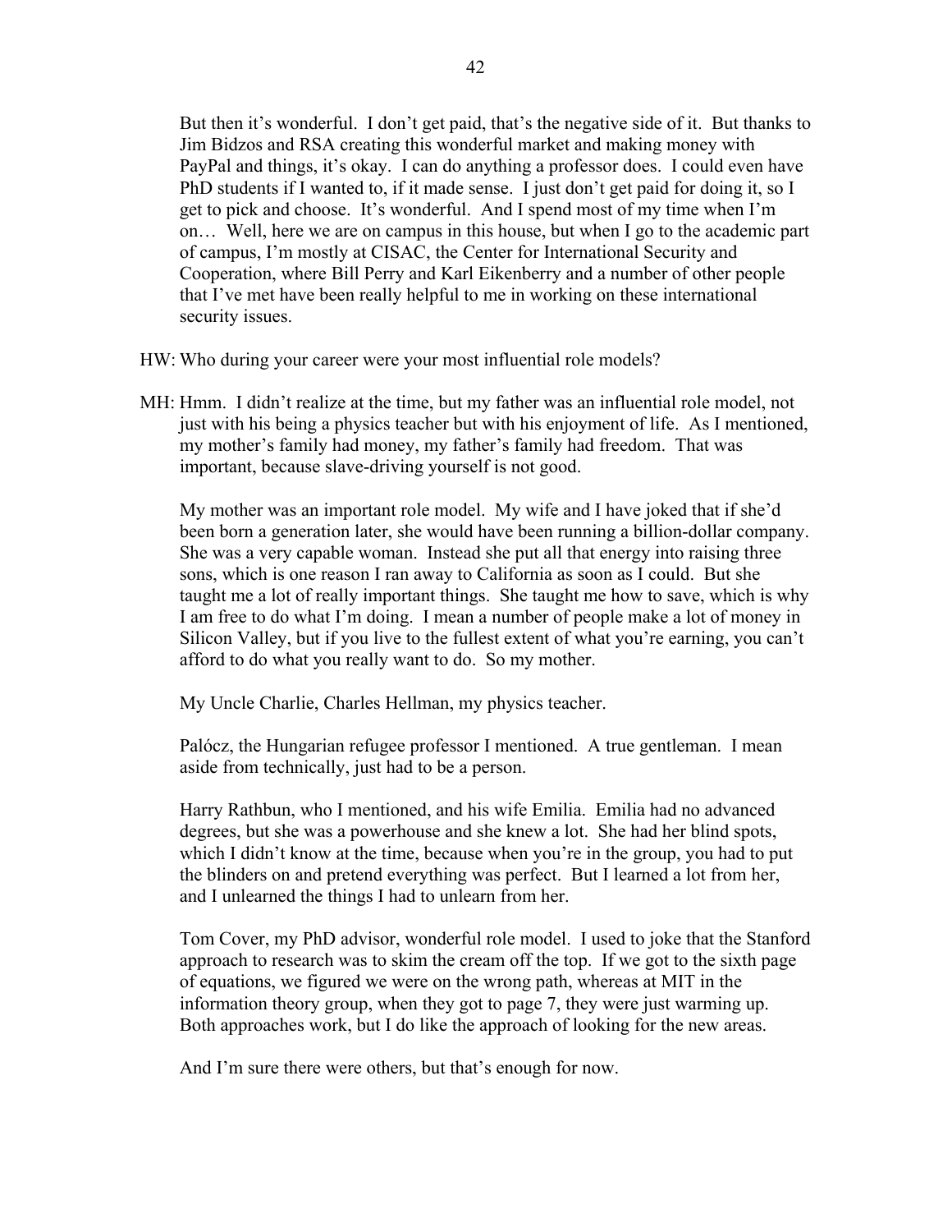But then it's wonderful. I don't get paid, that's the negative side of it. But thanks to Jim Bidzos and RSA creating this wonderful market and making money with PayPal and things, it's okay. I can do anything a professor does. I could even have PhD students if I wanted to, if it made sense. I just don't get paid for doing it, so I get to pick and choose. It's wonderful. And I spend most of my time when I'm on… Well, here we are on campus in this house, but when I go to the academic part of campus, I'm mostly at CISAC, the Center for International Security and Cooperation, where Bill Perry and Karl Eikenberry and a number of other people that I've met have been really helpful to me in working on these international security issues.

HW: Who during your career were your most influential role models?

MH: Hmm. I didn't realize at the time, but my father was an influential role model, not just with his being a physics teacher but with his enjoyment of life. As I mentioned, my mother's family had money, my father's family had freedom. That was important, because slave-driving yourself is not good.

My mother was an important role model. My wife and I have joked that if she'd been born a generation later, she would have been running a billion-dollar company. She was a very capable woman. Instead she put all that energy into raising three sons, which is one reason I ran away to California as soon as I could. But she taught me a lot of really important things. She taught me how to save, which is why I am free to do what I'm doing. I mean a number of people make a lot of money in Silicon Valley, but if you live to the fullest extent of what you're earning, you can't afford to do what you really want to do. So my mother.

My Uncle Charlie, Charles Hellman, my physics teacher.

Palócz, the Hungarian refugee professor I mentioned. A true gentleman. I mean aside from technically, just had to be a person.

Harry Rathbun, who I mentioned, and his wife Emilia. Emilia had no advanced degrees, but she was a powerhouse and she knew a lot. She had her blind spots, which I didn't know at the time, because when you're in the group, you had to put the blinders on and pretend everything was perfect. But I learned a lot from her, and I unlearned the things I had to unlearn from her.

Tom Cover, my PhD advisor, wonderful role model. I used to joke that the Stanford approach to research was to skim the cream off the top. If we got to the sixth page of equations, we figured we were on the wrong path, whereas at MIT in the information theory group, when they got to page 7, they were just warming up. Both approaches work, but I do like the approach of looking for the new areas.

And I'm sure there were others, but that's enough for now.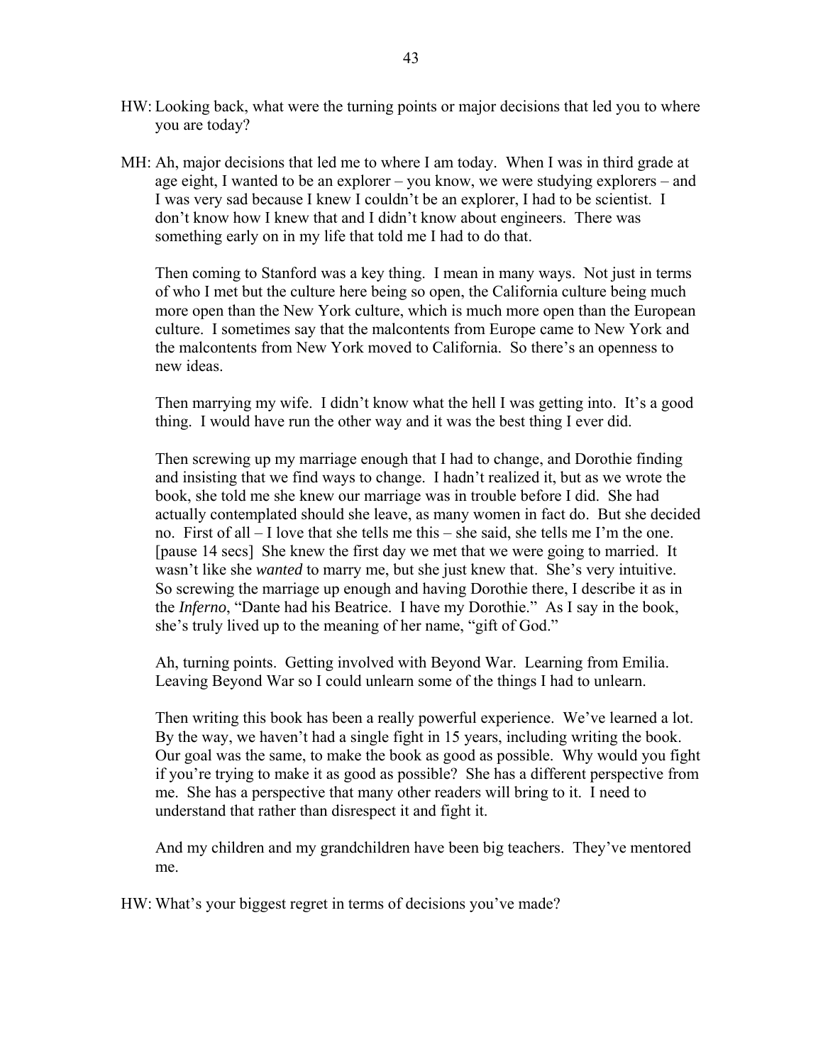HW: Looking back, what were the turning points or major decisions that led you to where you are today?

MH: Ah, major decisions that led me to where I am today. When I was in third grade at age eight, I wanted to be an explorer – you know, we were studying explorers – and I was very sad because I knew I couldn't be an explorer, I had to be scientist. I don't know how I knew that and I didn't know about engineers. There was something early on in my life that told me I had to do that.

Then coming to Stanford was a key thing. I mean in many ways. Not just in terms of who I met but the culture here being so open, the California culture being much more open than the New York culture, which is much more open than the European culture. I sometimes say that the malcontents from Europe came to New York and the malcontents from New York moved to California. So there's an openness to new ideas.

Then marrying my wife. I didn't know what the hell I was getting into. It's a good thing. I would have run the other way and it was the best thing I ever did.

Then screwing up my marriage enough that I had to change, and Dorothie finding and insisting that we find ways to change. I hadn't realized it, but as we wrote the book, she told me she knew our marriage was in trouble before I did. She had actually contemplated should she leave, as many women in fact do. But she decided no. First of all – I love that she tells me this – she said, she tells me I'm the one. [pause 14 secs] She knew the first day we met that we were going to married. It wasn't like she *wanted* to marry me, but she just knew that. She's very intuitive. So screwing the marriage up enough and having Dorothie there, I describe it as in the *Inferno*, "Dante had his Beatrice. I have my Dorothie." As I say in the book, she's truly lived up to the meaning of her name, "gift of God."

Ah, turning points. Getting involved with Beyond War. Learning from Emilia. Leaving Beyond War so I could unlearn some of the things I had to unlearn.

Then writing this book has been a really powerful experience. We've learned a lot. By the way, we haven't had a single fight in 15 years, including writing the book. Our goal was the same, to make the book as good as possible. Why would you fight if you're trying to make it as good as possible? She has a different perspective from me. She has a perspective that many other readers will bring to it. I need to understand that rather than disrespect it and fight it.

And my children and my grandchildren have been big teachers. They've mentored me.

HW: What's your biggest regret in terms of decisions you've made?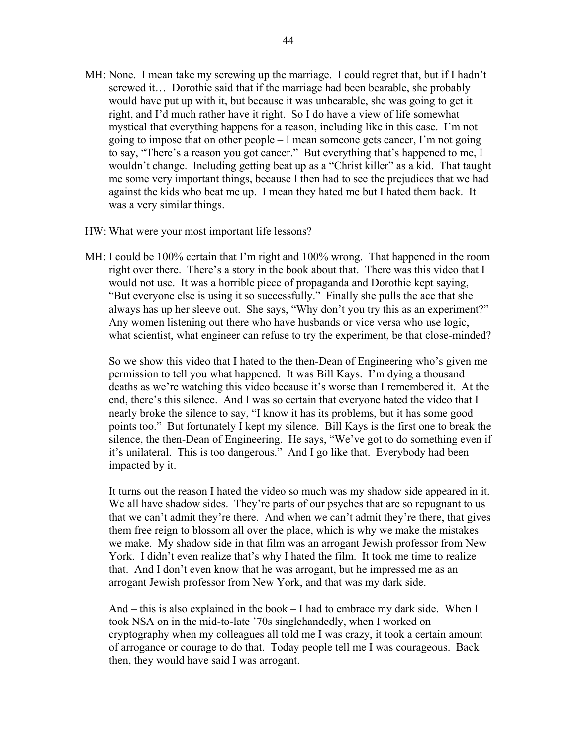MH: None. I mean take my screwing up the marriage. I could regret that, but if I hadn't screwed it… Dorothie said that if the marriage had been bearable, she probably would have put up with it, but because it was unbearable, she was going to get it right, and I'd much rather have it right. So I do have a view of life somewhat mystical that everything happens for a reason, including like in this case. I'm not going to impose that on other people – I mean someone gets cancer, I'm not going to say, "There's a reason you got cancer." But everything that's happened to me, I wouldn't change. Including getting beat up as a "Christ killer" as a kid. That taught me some very important things, because I then had to see the prejudices that we had against the kids who beat me up. I mean they hated me but I hated them back. It was a very similar things.

HW: What were your most important life lessons?

MH: I could be 100% certain that I'm right and 100% wrong. That happened in the room right over there. There's a story in the book about that. There was this video that I would not use. It was a horrible piece of propaganda and Dorothie kept saying, "But everyone else is using it so successfully." Finally she pulls the ace that she always has up her sleeve out. She says, "Why don't you try this as an experiment?" Any women listening out there who have husbands or vice versa who use logic, what scientist, what engineer can refuse to try the experiment, be that close-minded?

So we show this video that I hated to the then-Dean of Engineering who's given me permission to tell you what happened. It was Bill Kays. I'm dying a thousand deaths as we're watching this video because it's worse than I remembered it. At the end, there's this silence. And I was so certain that everyone hated the video that I nearly broke the silence to say, "I know it has its problems, but it has some good points too." But fortunately I kept my silence. Bill Kays is the first one to break the silence, the then-Dean of Engineering. He says, "We've got to do something even if it's unilateral. This is too dangerous." And I go like that. Everybody had been impacted by it.

It turns out the reason I hated the video so much was my shadow side appeared in it. We all have shadow sides. They're parts of our psyches that are so repugnant to us that we can't admit they're there. And when we can't admit they're there, that gives them free reign to blossom all over the place, which is why we make the mistakes we make. My shadow side in that film was an arrogant Jewish professor from New York. I didn't even realize that's why I hated the film. It took me time to realize that. And I don't even know that he was arrogant, but he impressed me as an arrogant Jewish professor from New York, and that was my dark side.

And – this is also explained in the book – I had to embrace my dark side. When I took NSA on in the mid-to-late '70s singlehandedly, when I worked on cryptography when my colleagues all told me I was crazy, it took a certain amount of arrogance or courage to do that. Today people tell me I was courageous. Back then, they would have said I was arrogant.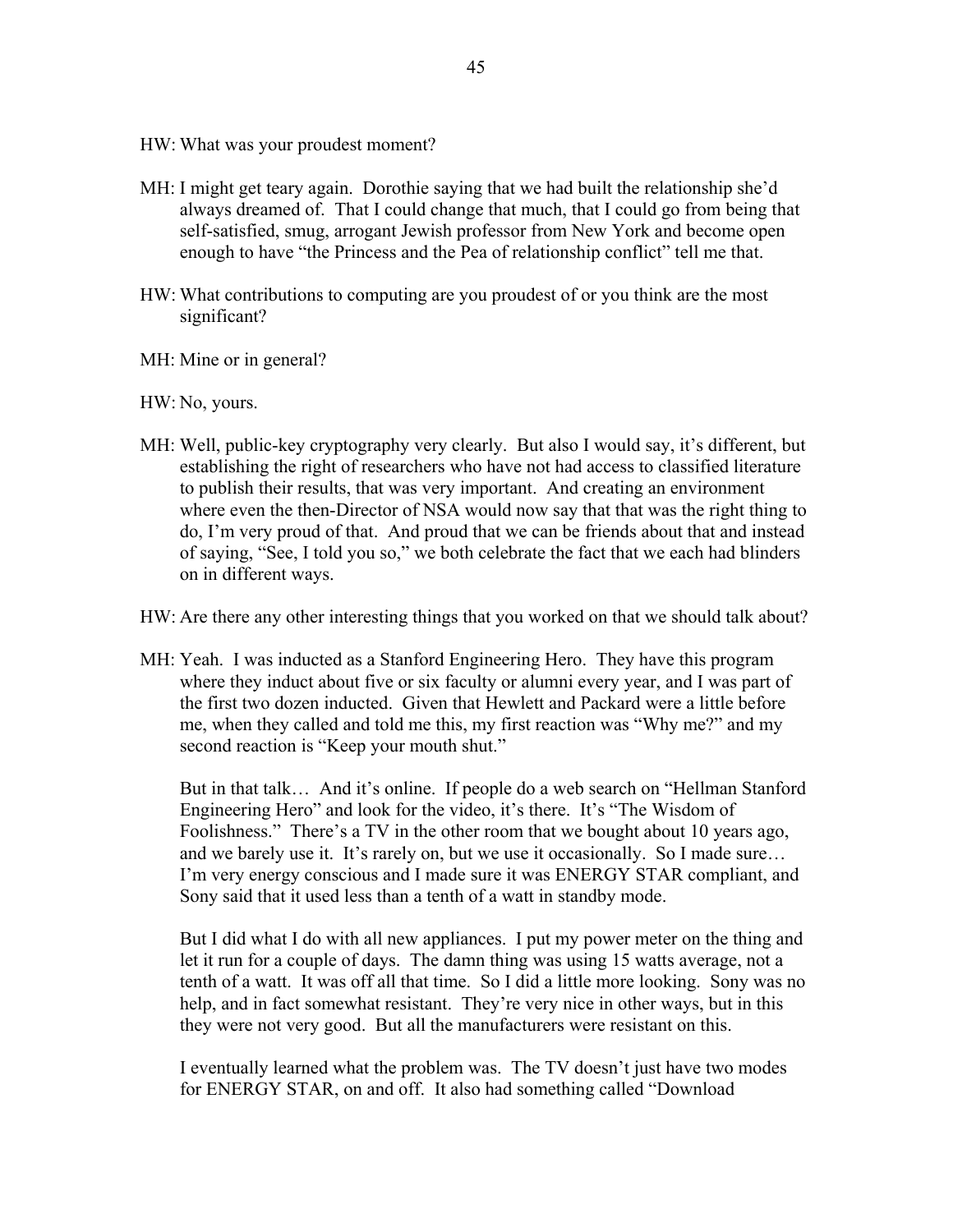HW: What was your proudest moment?

MH: I might get teary again. Dorothie saying that we had built the relationship she'd always dreamed of. That I could change that much, that I could go from being that self-satisfied, smug, arrogant Jewish professor from New York and become open enough to have "the Princess and the Pea of relationship conflict" tell me that.

HW: What contributions to computing are you proudest of or you think are the most significant?

MH: Mine or in general?

HW: No, yours.

MH: Well, public-key cryptography very clearly. But also I would say, it's different, but establishing the right of researchers who have not had access to classified literature to publish their results, that was very important. And creating an environment where even the then-Director of NSA would now say that that was the right thing to do, I'm very proud of that. And proud that we can be friends about that and instead of saying, "See, I told you so," we both celebrate the fact that we each had blinders on in different ways.

HW: Are there any other interesting things that you worked on that we should talk about?

MH: Yeah. I was inducted as a Stanford Engineering Hero. They have this program where they induct about five or six faculty or alumni every year, and I was part of the first two dozen inducted. Given that Hewlett and Packard were a little before me, when they called and told me this, my first reaction was "Why me?" and my second reaction is "Keep your mouth shut."

But in that talk… And it's online. If people do a web search on "Hellman Stanford Engineering Hero" and look for the video, it's there. It's "The Wisdom of Foolishness." There's a TV in the other room that we bought about 10 years ago, and we barely use it. It's rarely on, but we use it occasionally. So I made sure… I'm very energy conscious and I made sure it was ENERGY STAR compliant, and Sony said that it used less than a tenth of a watt in standby mode.

But I did what I do with all new appliances. I put my power meter on the thing and let it run for a couple of days. The damn thing was using 15 watts average, not a tenth of a watt. It was off all that time. So I did a little more looking. Sony was no help, and in fact somewhat resistant. They're very nice in other ways, but in this they were not very good. But all the manufacturers were resistant on this.

I eventually learned what the problem was. The TV doesn't just have two modes for ENERGY STAR, on and off. It also had something called "Download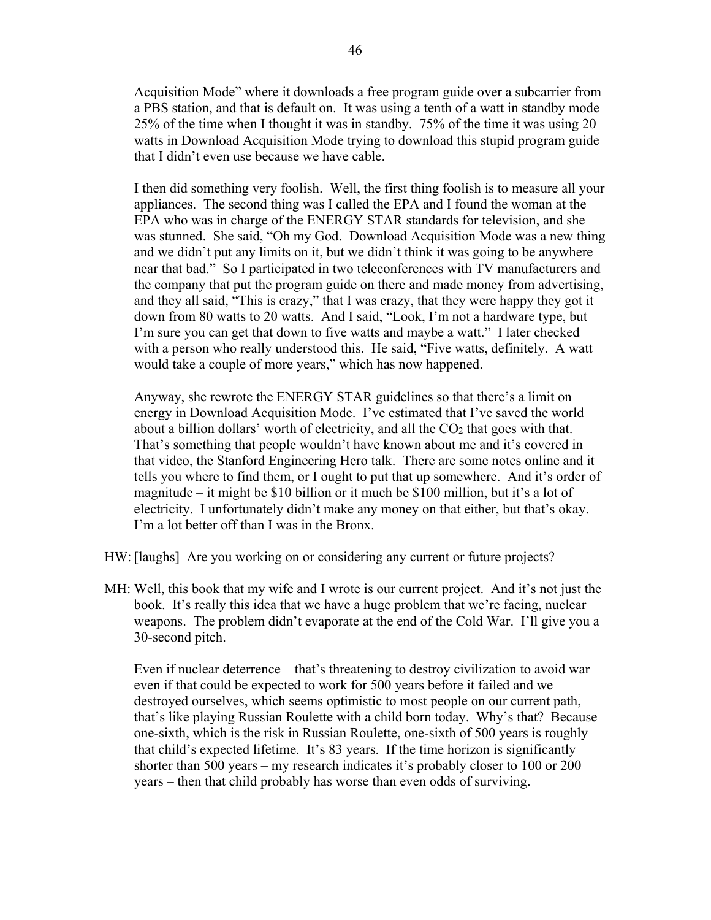Acquisition Mode" where it downloads a free program guide over a subcarrier from a PBS station, and that is default on. It was using a tenth of a watt in standby mode 25% of the time when I thought it was in standby. 75% of the time it was using 20 watts in Download Acquisition Mode trying to download this stupid program guide that I didn't even use because we have cable.

I then did something very foolish. Well, the first thing foolish is to measure all your appliances. The second thing was I called the EPA and I found the woman at the EPA who was in charge of the ENERGY STAR standards for television, and she was stunned. She said, "Oh my God. Download Acquisition Mode was a new thing and we didn't put any limits on it, but we didn't think it was going to be anywhere near that bad." So I participated in two teleconferences with TV manufacturers and the company that put the program guide on there and made money from advertising, and they all said, "This is crazy," that I was crazy, that they were happy they got it down from 80 watts to 20 watts. And I said, "Look, I'm not a hardware type, but I'm sure you can get that down to five watts and maybe a watt." I later checked with a person who really understood this. He said, "Five watts, definitely. A watt would take a couple of more years," which has now happened.

Anyway, she rewrote the ENERGY STAR guidelines so that there's a limit on energy in Download Acquisition Mode. I've estimated that I've saved the world about a billion dollars' worth of electricity, and all the $CO_2$ that goes with that. That's something that people wouldn't have known about me and it's covered in that video, the Stanford Engineering Hero talk. There are some notes online and it tells you where to find them, or I ought to put that up somewhere. And it's order of magnitude – it might be $10 billion or it much be $100 million, but it's a lot of electricity. I unfortunately didn't make any money on that either, but that's okay. I'm a lot better off than I was in the Bronx.

HW: [laughs] Are you working on or considering any current or future projects?

MH: Well, this book that my wife and I wrote is our current project. And it's not just the book. It's really this idea that we have a huge problem that we're facing, nuclear weapons. The problem didn't evaporate at the end of the Cold War. I'll give you a 30-second pitch.

Even if nuclear deterrence – that's threatening to destroy civilization to avoid war – even if that could be expected to work for 500 years before it failed and we destroyed ourselves, which seems optimistic to most people on our current path, that's like playing Russian Roulette with a child born today. Why's that? Because one-sixth, which is the risk in Russian Roulette, one-sixth of 500 years is roughly that child's expected lifetime. It's 83 years. If the time horizon is significantly shorter than 500 years – my research indicates it's probably closer to 100 or 200 years – then that child probably has worse than even odds of surviving.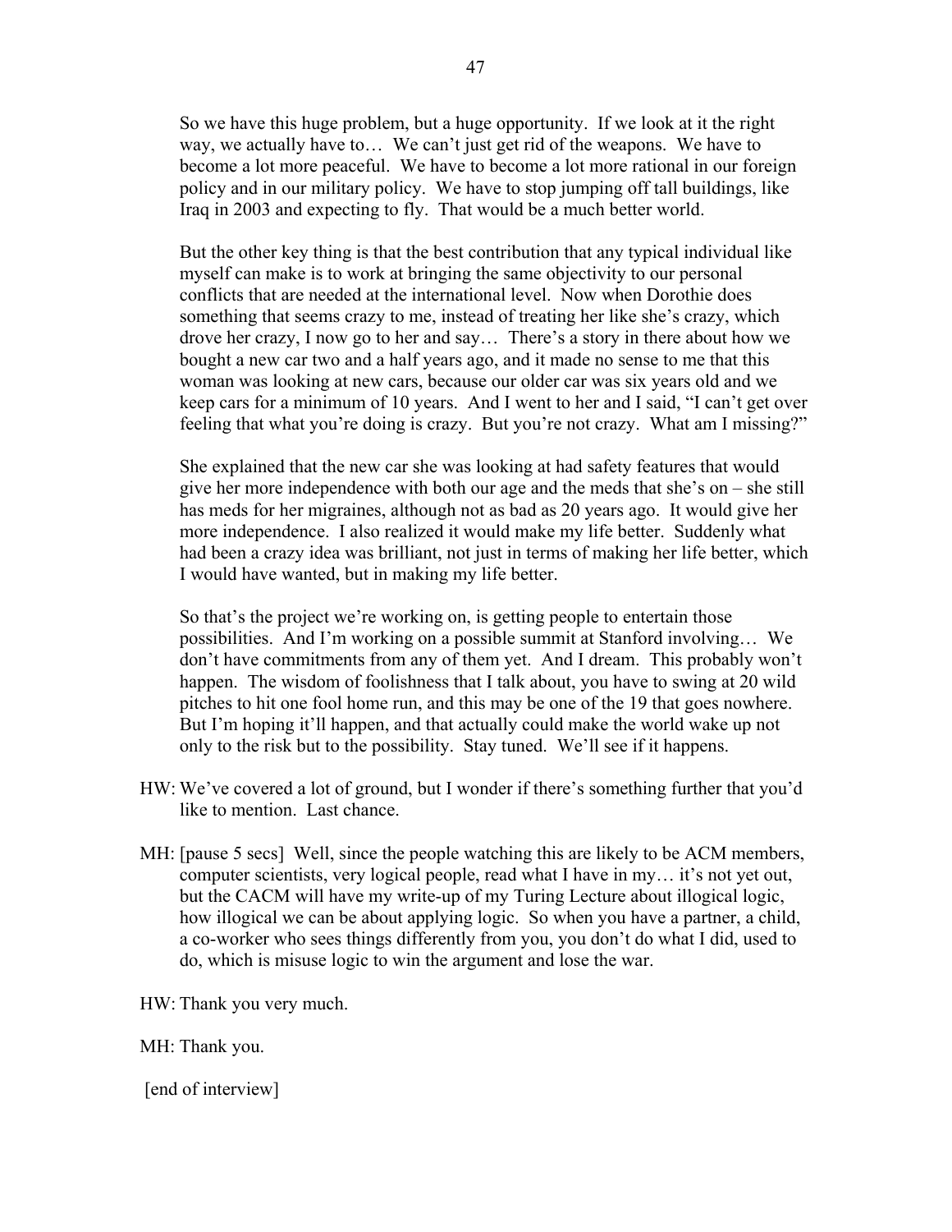So we have this huge problem, but a huge opportunity. If we look at it the right way, we actually have to… We can't just get rid of the weapons. We have to become a lot more peaceful. We have to become a lot more rational in our foreign policy and in our military policy. We have to stop jumping off tall buildings, like Iraq in 2003 and expecting to fly. That would be a much better world.

But the other key thing is that the best contribution that any typical individual like myself can make is to work at bringing the same objectivity to our personal conflicts that are needed at the international level. Now when Dorothie does something that seems crazy to me, instead of treating her like she's crazy, which drove her crazy, I now go to her and say… There's a story in there about how we bought a new car two and a half years ago, and it made no sense to me that this woman was looking at new cars, because our older car was six years old and we keep cars for a minimum of 10 years. And I went to her and I said, "I can't get over feeling that what you're doing is crazy. But you're not crazy. What am I missing?"

She explained that the new car she was looking at had safety features that would give her more independence with both our age and the meds that she's on – she still has meds for her migraines, although not as bad as 20 years ago. It would give her more independence. I also realized it would make my life better. Suddenly what had been a crazy idea was brilliant, not just in terms of making her life better, which I would have wanted, but in making my life better.

So that's the project we're working on, is getting people to entertain those possibilities. And I'm working on a possible summit at Stanford involving… We don't have commitments from any of them yet. And I dream. This probably won't happen. The wisdom of foolishness that I talk about, you have to swing at 20 wild pitches to hit one fool home run, and this may be one of the 19 that goes nowhere. But I'm hoping it'll happen, and that actually could make the world wake up not only to the risk but to the possibility. Stay tuned. We'll see if it happens.

HW: We've covered a lot of ground, but I wonder if there's something further that you'd like to mention. Last chance.

MH: [pause 5 secs] Well, since the people watching this are likely to be ACM members, computer scientists, very logical people, read what I have in my… it's not yet out, but the CACM will have my write-up of my Turing Lecture about illogical logic, how illogical we can be about applying logic. So when you have a partner, a child, a co-worker who sees things differently from you, you don't do what I did, used to do, which is misuse logic to win the argument and lose the war.

HW: Thank you very much.

MH: Thank you.

[end of interview]